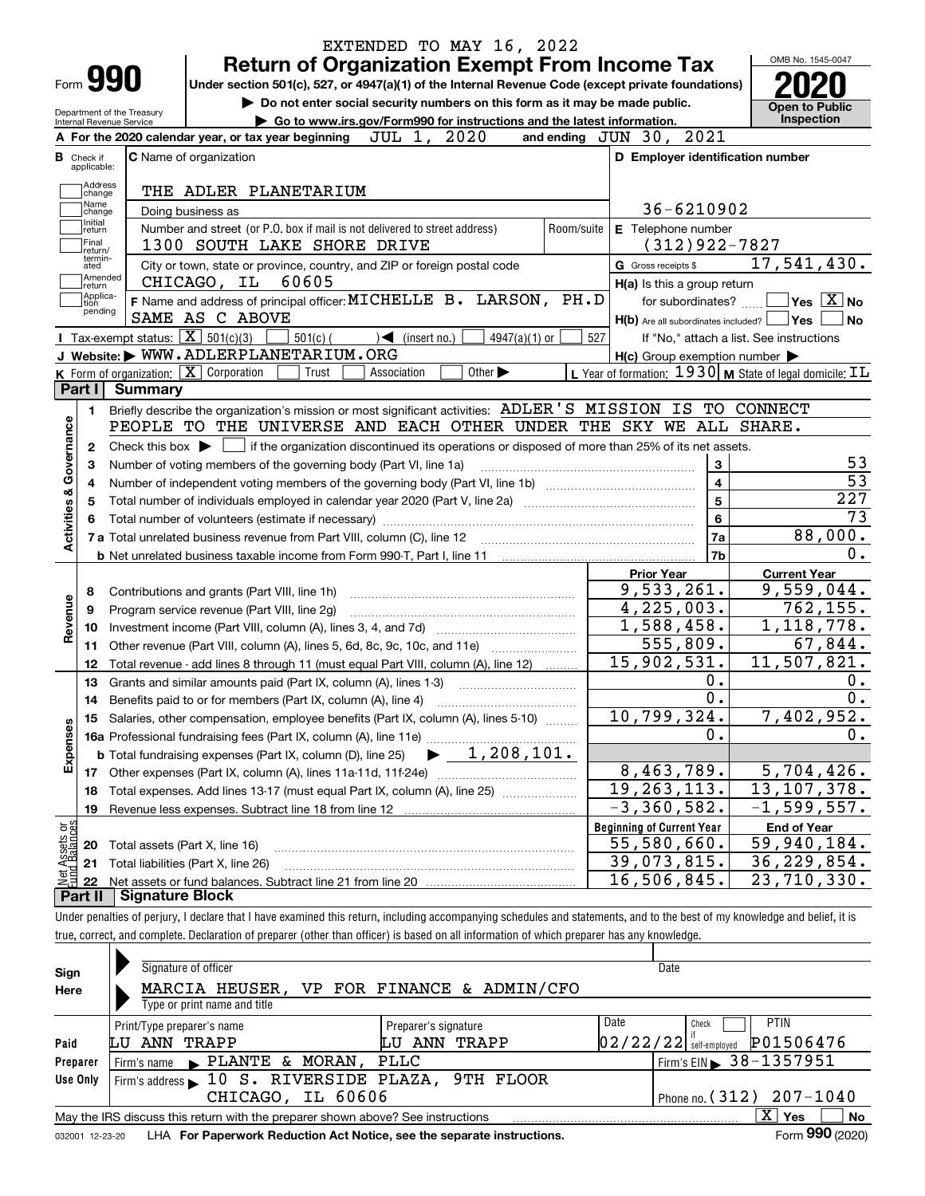EXTENDED TO MAY 16, 2022

# Form 990 — Return of Organization Exempt From Income Tax (2020)

Under section 501(c), 527, or 4947(a)(1) of the Internal Revenue Code (except private foundations)

▶ Do not enter social security numbers on this form as it may be made public.

▶ Go to www.irs.gov/Form990 for instructions and the latest information.

Department of the Treasury, Internal Revenue Service

OMB No. 1545-0047 | Open to Public Inspection

**A** For the 2020 calendar year, or tax year beginning JUL 1, 2020 and ending JUN 30, 2021

**B** Check if applicable: Address change, Name change, Initial return, Final return/terminated, Amended return, Application pending

**C** Name of organization: THE ADLER PLANETARIUM

Doing business as

Number and street (or P.O. box if mail is not delivered to street address): 1300 SOUTH LAKE SHORE DRIVE | Room/suite

City or town, state or province, country, and ZIP or foreign postal code: CHICAGO, IL 60605

**D** Employer identification number: 36-6210902

**E** Telephone number: (312)922-7827

**G** Gross receipts $ 17,541,430.

**F** Name and address of principal officer: MICHELLE B. LARSON, PH.D, SAME AS C ABOVE

**H(a)** Is this a group return for subordinates? ☐ Yes ☒ No

**H(b)** Are all subordinates included? ☐ Yes ☐ No If "No," attach a list. See instructions

**H(c)** Group exemption number ▶

**I** Tax-exempt status: ☒ 501(c)(3) ☐ 501(c) ( ) ◀ (insert no.) ☐ 4947(a)(1) or ☐ 527

**J** Website: ▶ WWW.ADLERPLANETARIUM.ORG

**K** Form of organization: ☒ Corporation ☐ Trust ☐ Association ☐ Other ▶

**L** Year of formation: 1930 **M** State of legal domicile: IL

## Part I Summary

**Activities & Governance**

1. Briefly describe the organization's mission or most significant activities: ADLER'S MISSION IS TO CONNECT PEOPLE TO THE UNIVERSE AND EACH OTHER UNDER THE SKY WE ALL SHARE.
2. Check this box ▶ ☐ if the organization discontinued its operations or disposed of more than 25% of its net assets.

| | | | |
|---|---|---|---|
| 3 | Number of voting members of the governing body (Part VI, line 1a) | 3 | 53 |
| 4 | Number of independent voting members of the governing body (Part VI, line 1b) | 4 | 53 |
| 5 | Total number of individuals employed in calendar year 2020 (Part V, line 2a) | 5 | 227 |
| 6 | Total number of volunteers (estimate if necessary) | 6 | 73 |
| 7a | Total unrelated business revenue from Part VIII, column (C), line 12 | 7a | 88,000. |
| b | Net unrelated business taxable income from Form 990-T, Part I, line 11 | 7b | 0. |

| | | Prior Year | Current Year |
|---|---|---|---|
| **Revenue** | | | |
| 8 | Contributions and grants (Part VIII, line 1h) | 9,533,261. | 9,559,044. |
| 9 | Program service revenue (Part VIII, line 2g) | 4,225,003. | 762,155. |
| 10 | Investment income (Part VIII, column (A), lines 3, 4, and 7d) | 1,588,458. | 1,118,778. |
| 11 | Other revenue (Part VIII, column (A), lines 5, 6d, 8c, 9c, 10c, and 11e) | 555,809. | 67,844. |
| 12 | Total revenue - add lines 8 through 11 (must equal Part VIII, column (A), line 12) | 15,902,531. | 11,507,821. |
| **Expenses** | | | |
| 13 | Grants and similar amounts paid (Part IX, column (A), lines 1-3) | 0. | 0. |
| 14 | Benefits paid to or for members (Part IX, column (A), line 4) | 0. | 0. |
| 15 | Salaries, other compensation, employee benefits (Part IX, column (A), lines 5-10) | 10,799,324. | 7,402,952. |
| 16a | Professional fundraising fees (Part IX, column (A), line 11e) | 0. | 0. |
| b | Total fundraising expenses (Part IX, column (D), line 25) ▶ 1,208,101. | | |
| 17 | Other expenses (Part IX, column (A), lines 11a-11d, 11f-24e) | 8,463,789. | 5,704,426. |
| 18 | Total expenses. Add lines 13-17 (must equal Part IX, column (A), line 25) | 19,263,113. | 13,107,378. |
| 19 | Revenue less expenses. Subtract line 18 from line 12 | -3,360,582. | -1,599,557. |
| **Net Assets or Fund Balances** | | **Beginning of Current Year** | **End of Year** |
| 20 | Total assets (Part X, line 16) | 55,580,660. | 59,940,184. |
| 21 | Total liabilities (Part X, line 26) | 39,073,815. | 36,229,854. |
| 22 | Net assets or fund balances. Subtract line 21 from line 20 | 16,506,845. | 23,710,330. |

## Part II Signature Block

Under penalties of perjury, I declare that I have examined this return, including accompanying schedules and statements, and to the best of my knowledge and belief, it is true, correct, and complete. Declaration of preparer (other than officer) is based on all information of which preparer has any knowledge.

**Sign Here**

Signature of officer | Date

MARCIA HEUSER, VP FOR FINANCE & ADMIN/CFO

Type or print name and title

**Paid Preparer Use Only**

| Print/Type preparer's name | Preparer's signature | Date | Check ☐ if self-employed | PTIN |
|---|---|---|---|---|
| LU ANN TRAPP | LU ANN TRAPP | 02/22/22 | | P01506476 |

Firm's name ▶ PLANTE & MORAN, PLLC | Firm's EIN ▶ 38-1357951

Firm's address ▶ 10 S. RIVERSIDE PLAZA, 9TH FLOOR, CHICAGO, IL 60606 | Phone no. (312) 207-1040

May the IRS discuss this return with the preparer shown above? See instructions ☒ Yes ☐ No

032001 12-23-20 LHA For Paperwork Reduction Act Notice, see the separate instructions. Form **990** (2020)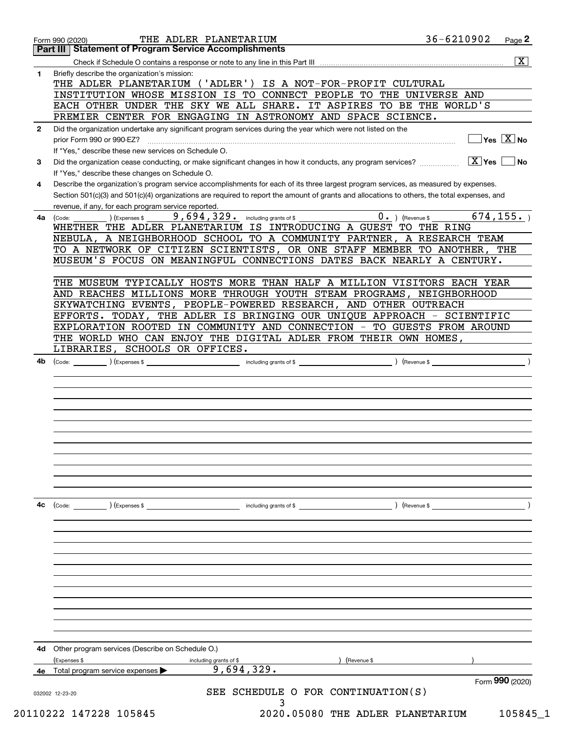Form 990 (2020) THE ADLER PLANETARIUM 36-6210902 Page **2**

## Part III Statement of Program Service Accomplishments

Check if Schedule O contains a response or note to any line in this Part III [X]

**1** Briefly describe the organization's mission:

THE ADLER PLANETARIUM ('ADLER') IS A NOT-FOR-PROFIT CULTURAL INSTITUTION WHOSE MISSION IS TO CONNECT PEOPLE TO THE UNIVERSE AND EACH OTHER UNDER THE SKY WE ALL SHARE. IT ASPIRES TO BE THE WORLD'S PREMIER CENTER FOR ENGAGING IN ASTRONOMY AND SPACE SCIENCE.

**2** Did the organization undertake any significant program services during the year which were not listed on the prior Form 990 or 990-EZ? [ ] Yes [X] No

If "Yes," describe these new services on Schedule O.

**3** Did the organization cease conducting, or make significant changes in how it conducts, any program services? [X] Yes [ ] No

If "Yes," describe these changes on Schedule O.

**4** Describe the organization's program service accomplishments for each of its three largest program services, as measured by expenses. Section 501(c)(3) and 501(c)(4) organizations are required to report the amount of grants and allocations to others, the total expenses, and revenue, if any, for each program service reported.

**4a** (Code: ) (Expenses $ 9,694,329. including grants of $ 0. ) (Revenue $ 674,155. )

WHETHER THE ADLER PLANETARIUM IS INTRODUCING A GUEST TO THE RING NEBULA, A NEIGHBORHOOD SCHOOL TO A COMMUNITY PARTNER, A RESEARCH TEAM TO A NETWORK OF CITIZEN SCIENTISTS, OR ONE STAFF MEMBER TO ANOTHER, THE MUSEUM'S FOCUS ON MEANINGFUL CONNECTIONS DATES BACK NEARLY A CENTURY.

THE MUSEUM TYPICALLY HOSTS MORE THAN HALF A MILLION VISITORS EACH YEAR AND REACHES MILLIONS MORE THROUGH YOUTH STEAM PROGRAMS, NEIGHBORHOOD SKYWATCHING EVENTS, PEOPLE-POWERED RESEARCH, AND OTHER OUTREACH EFFORTS. TODAY, THE ADLER IS BRINGING OUR UNIQUE APPROACH - SCIENTIFIC EXPLORATION ROOTED IN COMMUNITY AND CONNECTION - TO GUESTS FROM AROUND THE WORLD WHO CAN ENJOY THE DIGITAL ADLER FROM THEIR OWN HOMES, LIBRARIES, SCHOOLS OR OFFICES.

**4b** (Code: ) (Expenses $ including grants of $ ) (Revenue $ )

**4c** (Code: ) (Expenses $ including grants of $ ) (Revenue $ )

**4d** Other program services (Describe on Schedule O.)

(Expenses $ including grants of $ ) (Revenue $ )

**4e** Total program services expenses ▶ 9,694,329.

Form **990** (2020)

032002 12-23-20

SEE SCHEDULE O FOR CONTINUATION(S)

20110222 147228 105845 2020.05080 THE ADLER PLANETARIUM 105845_1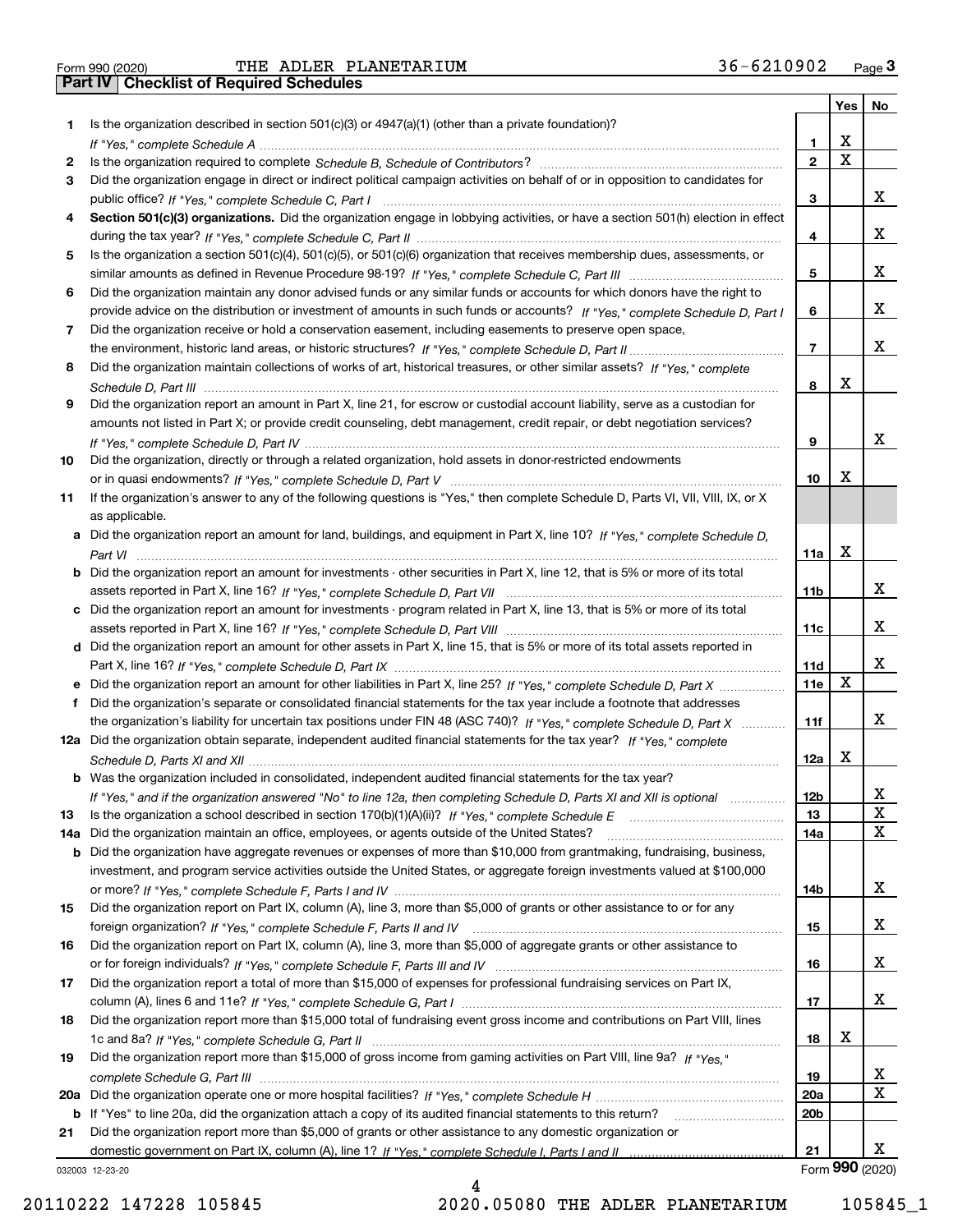Form 990 (2020) THE ADLER PLANETARIUM 36-6210902 Page 3

## Part IV Checklist of Required Schedules

| | | | Yes | No |
|---|---|---|---|---|
| 1 | Is the organization described in section 501(c)(3) or 4947(a)(1) (other than a private foundation)? *If "Yes," complete Schedule A* | 1 | X | |
| 2 | Is the organization required to complete *Schedule B, Schedule of Contributors*? | 2 | X | |
| 3 | Did the organization engage in direct or indirect political campaign activities on behalf of or in opposition to candidates for public office? *If "Yes," complete Schedule C, Part I* | 3 | | X |
| 4 | **Section 501(c)(3) organizations.** Did the organization engage in lobbying activities, or have a section 501(h) election in effect during the tax year? *If "Yes," complete Schedule C, Part II* | 4 | | X |
| 5 | Is the organization a section 501(c)(4), 501(c)(5), or 501(c)(6) organization that receives membership dues, assessments, or similar amounts as defined in Revenue Procedure 98-19? *If "Yes," complete Schedule C, Part III* | 5 | | X |
| 6 | Did the organization maintain any donor advised funds or any similar funds or accounts for which donors have the right to provide advice on the distribution or investment of amounts in such funds or accounts? *If "Yes," complete Schedule D, Part I* | 6 | | X |
| 7 | Did the organization receive or hold a conservation easement, including easements to preserve open space, the environment, historic land areas, or historic structures? *If "Yes," complete Schedule D, Part II* | 7 | | X |
| 8 | Did the organization maintain collections of works of art, historical treasures, or other similar assets? *If "Yes," complete Schedule D, Part III* | 8 | X | |
| 9 | Did the organization report an amount in Part X, line 21, for escrow or custodial account liability, serve as a custodian for amounts not listed in Part X; or provide credit counseling, debt management, credit repair, or debt negotiation services? *If "Yes," complete Schedule D, Part IV* | 9 | | X |
| 10 | Did the organization, directly or through a related organization, hold assets in donor-restricted endowments or in quasi endowments? *If "Yes," complete Schedule D, Part V* | 10 | X | |
| 11 | If the organization's answer to any of the following questions is "Yes," then complete Schedule D, Parts VI, VII, VIII, IX, or X as applicable. | | | |
| a | Did the organization report an amount for land, buildings, and equipment in Part X, line 10? *If "Yes," complete Schedule D, Part VI* | 11a | X | |
| b | Did the organization report an amount for investments - other securities in Part X, line 12, that is 5% or more of its total assets reported in Part X, line 16? *If "Yes," complete Schedule D, Part VII* | 11b | | X |
| c | Did the organization report an amount for investments - program related in Part X, line 13, that is 5% or more of its total assets reported in Part X, line 16? *If "Yes," complete Schedule D, Part VIII* | 11c | | X |
| d | Did the organization report an amount for other assets in Part X, line 15, that is 5% or more of its total assets reported in Part X, line 16? *If "Yes," complete Schedule D, Part IX* | 11d | | X |
| e | Did the organization report an amount for other liabilities in Part X, line 25? *If "Yes," complete Schedule D, Part X* | 11e | X | |
| f | Did the organization's separate or consolidated financial statements for the tax year include a footnote that addresses the organization's liability for uncertain tax positions under FIN 48 (ASC 740)? *If "Yes," complete Schedule D, Part X* | 11f | | X |
| 12a | Did the organization obtain separate, independent audited financial statements for the tax year? *If "Yes," complete Schedule D, Parts XI and XII* | 12a | X | |
| b | Was the organization included in consolidated, independent audited financial statements for the tax year? *If "Yes," and if the organization answered "No" to line 12a, then completing Schedule D, Parts XI and XII is optional* | 12b | | X |
| 13 | Is the organization a school described in section 170(b)(1)(A)(ii)? *If "Yes," complete Schedule E* | 13 | | X |
| 14a | Did the organization maintain an office, employees, or agents outside of the United States? | 14a | | X |
| b | Did the organization have aggregate revenues or expenses of more than $10,000 from grantmaking, fundraising, business, investment, and program service activities outside the United States, or aggregate foreign investments valued at $100,000 or more? *If "Yes," complete Schedule F, Parts I and IV* | 14b | | X |
| 15 | Did the organization report on Part IX, column (A), line 3, more than $5,000 of grants or other assistance to or for any foreign organization? *If "Yes," complete Schedule F, Parts II and IV* | 15 | | X |
| 16 | Did the organization report on Part IX, column (A), line 3, more than $5,000 of aggregate grants or other assistance to or for foreign individuals? *If "Yes," complete Schedule F, Parts III and IV* | 16 | | X |
| 17 | Did the organization report a total of more than $15,000 of expenses for professional fundraising services on Part IX, column (A), lines 6 and 11e? *If "Yes," complete Schedule G, Part I* | 17 | | X |
| 18 | Did the organization report more than $15,000 total of fundraising event gross income and contributions on Part VIII, lines 1c and 8a? *If "Yes," complete Schedule G, Part II* | 18 | X | |
| 19 | Did the organization report more than $15,000 of gross income from gaming activities on Part VIII, line 9a? *If "Yes," complete Schedule G, Part III* | 19 | | X |
| 20a | Did the organization operate one or more hospital facilities? *If "Yes," complete Schedule H* | 20a | | X |
| b | If "Yes" to line 20a, did the organization attach a copy of its audited financial statements to this return? | 20b | | |
| 21 | Did the organization report more than $5,000 of grants or other assistance to any domestic organization or domestic government on Part IX, column (A), line 1? *If "Yes," complete Schedule I, Parts I and II* | 21 | | X |

032003 12-23-20

Form **990** (2020)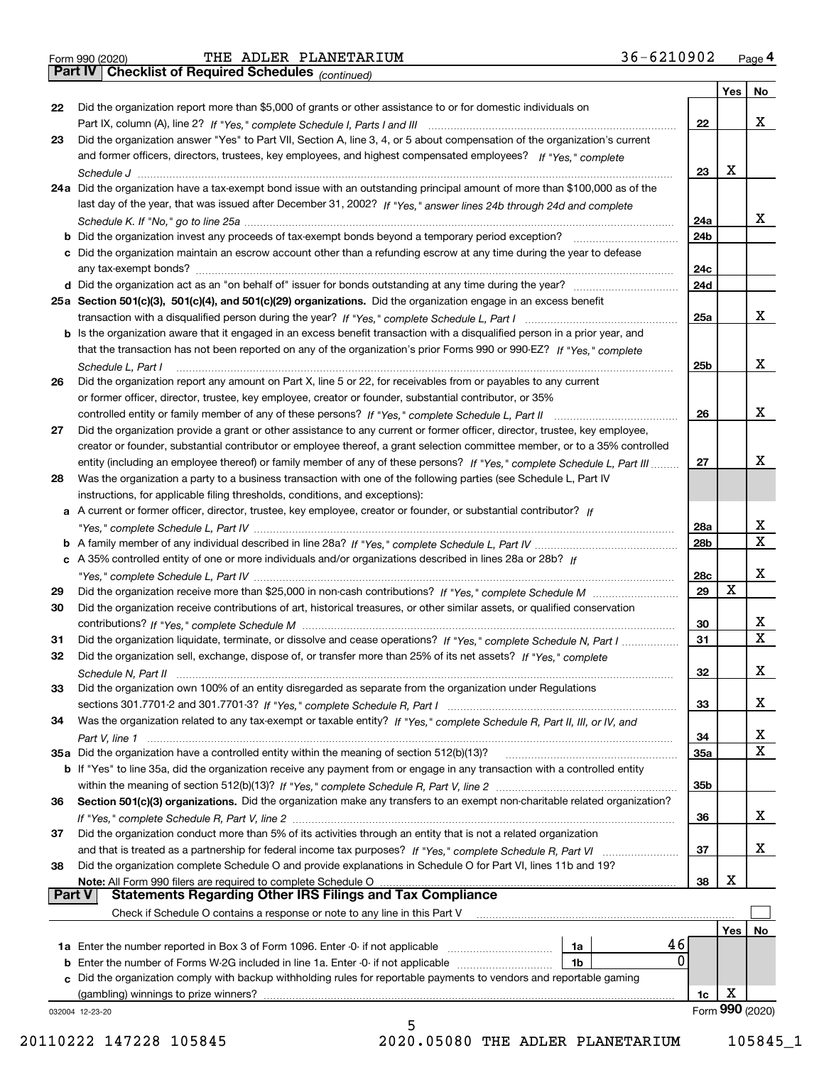Form 990 (2020) THE ADLER PLANETARIUM 36-6210902 Page 4

**Part IV Checklist of Required Schedules** *(continued)*

| | | | Yes | No |
|---|---|---|---|---|
| 22 | Did the organization report more than $5,000 of grants or other assistance to or for domestic individuals on Part IX, column (A), line 2? *If "Yes," complete Schedule I, Parts I and III* | 22 | | X |
| 23 | Did the organization answer "Yes" to Part VII, Section A, line 3, 4, or 5 about compensation of the organization's current and former officers, directors, trustees, key employees, and highest compensated employees? *If "Yes," complete Schedule J* | 23 | X | |
| 24a | Did the organization have a tax-exempt bond issue with an outstanding principal amount of more than $100,000 as of the last day of the year, that was issued after December 31, 2002? *If "Yes," answer lines 24b through 24d and complete Schedule K. If "No," go to line 25a* | 24a | | X |
| b | Did the organization invest any proceeds of tax-exempt bonds beyond a temporary period exception? | 24b | | |
| c | Did the organization maintain an escrow account other than a refunding escrow at any time during the year to defease any tax-exempt bonds? | 24c | | |
| d | Did the organization act as an "on behalf of" issuer for bonds outstanding at any time during the year? | 24d | | |
| 25a | **Section 501(c)(3), 501(c)(4), and 501(c)(29) organizations.** Did the organization engage in an excess benefit transaction with a disqualified person during the year? *If "Yes," complete Schedule L, Part I* | 25a | | X |
| b | Is the organization aware that it engaged in an excess benefit transaction with a disqualified person in a prior year, and that the transaction has not been reported on any of the organization's prior Forms 990 or 990-EZ? *If "Yes," complete Schedule L, Part I* | 25b | | X |
| 26 | Did the organization report any amount on Part X, line 5 or 22, for receivables from or payables to any current or former officer, director, trustee, key employee, creator or founder, substantial contributor, or 35% controlled entity or family member of any of these persons? *If "Yes," complete Schedule L, Part II* | 26 | | X |
| 27 | Did the organization provide a grant or other assistance to any current or former officer, director, trustee, key employee, creator or founder, substantial contributor or employee thereof, a grant selection committee member, or to a 35% controlled entity (including an employee thereof) or family member of any of these persons? *If "Yes," complete Schedule L, Part III* | 27 | | X |
| 28 | Was the organization a party to a business transaction with one of the following parties (see Schedule L, Part IV instructions, for applicable filing thresholds, conditions, and exceptions): | | | |
| a | A current or former officer, director, trustee, key employee, creator or founder, or substantial contributor? *If "Yes," complete Schedule L, Part IV* | 28a | | X |
| b | A family member of any individual described in line 28a? *If "Yes," complete Schedule L, Part IV* | 28b | | X |
| c | A 35% controlled entity of one or more individuals and/or organizations described in lines 28a or 28b? *If "Yes," complete Schedule L, Part IV* | 28c | | X |
| 29 | Did the organization receive more than $25,000 in non-cash contributions? *If "Yes," complete Schedule M* | 29 | X | |
| 30 | Did the organization receive contributions of art, historical treasures, or other similar assets, or qualified conservation contributions? *If "Yes," complete Schedule M* | 30 | | X |
| 31 | Did the organization liquidate, terminate, or dissolve and cease operations? *If "Yes," complete Schedule N, Part I* | 31 | | X |
| 32 | Did the organization sell, exchange, dispose of, or transfer more than 25% of its net assets? *If "Yes," complete Schedule N, Part II* | 32 | | X |
| 33 | Did the organization own 100% of an entity disregarded as separate from the organization under Regulations sections 301.7701-2 and 301.7701-3? *If "Yes," complete Schedule R, Part I* | 33 | | X |
| 34 | Was the organization related to any tax-exempt or taxable entity? *If "Yes," complete Schedule R, Part II, III, or IV, and Part V, line 1* | 34 | | X |
| 35a | Did the organization have a controlled entity within the meaning of section 512(b)(13)? | 35a | | X |
| b | If "Yes" to line 35a, did the organization receive any payment from or engage in any transaction with a controlled entity within the meaning of section 512(b)(13)? *If "Yes," complete Schedule R, Part V, line 2* | 35b | | |
| 36 | **Section 501(c)(3) organizations.** Did the organization make any transfers to an exempt non-charitable related organization? *If "Yes," complete Schedule R, Part V, line 2* | 36 | | X |
| 37 | Did the organization conduct more than 5% of its activities through an entity that is not a related organization and that is treated as a partnership for federal income tax purposes? *If "Yes," complete Schedule R, Part VI* | 37 | | X |
| 38 | Did the organization complete Schedule O and provide explanations in Schedule O for Part VI, lines 11b and 19? **Note:** All Form 990 filers are required to complete Schedule O | 38 | X | |

**Part V Statements Regarding Other IRS Filings and Tax Compliance**

Check if Schedule O contains a response or note to any line in this Part V ☐

| | | | | | Yes | No |
|---|---|---|---|---|---|---|
| 1a | Enter the number reported in Box 3 of Form 1096. Enter -0- if not applicable | 1a | 46 | | | |
| b | Enter the number of Forms W-2G included in line 1a. Enter -0- if not applicable | 1b | 0 | | | |
| c | Did the organization comply with backup withholding rules for reportable payments to vendors and reportable gaming (gambling) winnings to prize winners? | | | 1c | X | |

032004 12-23-20 Form **990** (2020)

20110222 147228 105845 2020.05080 THE ADLER PLANETARIUM 105845_1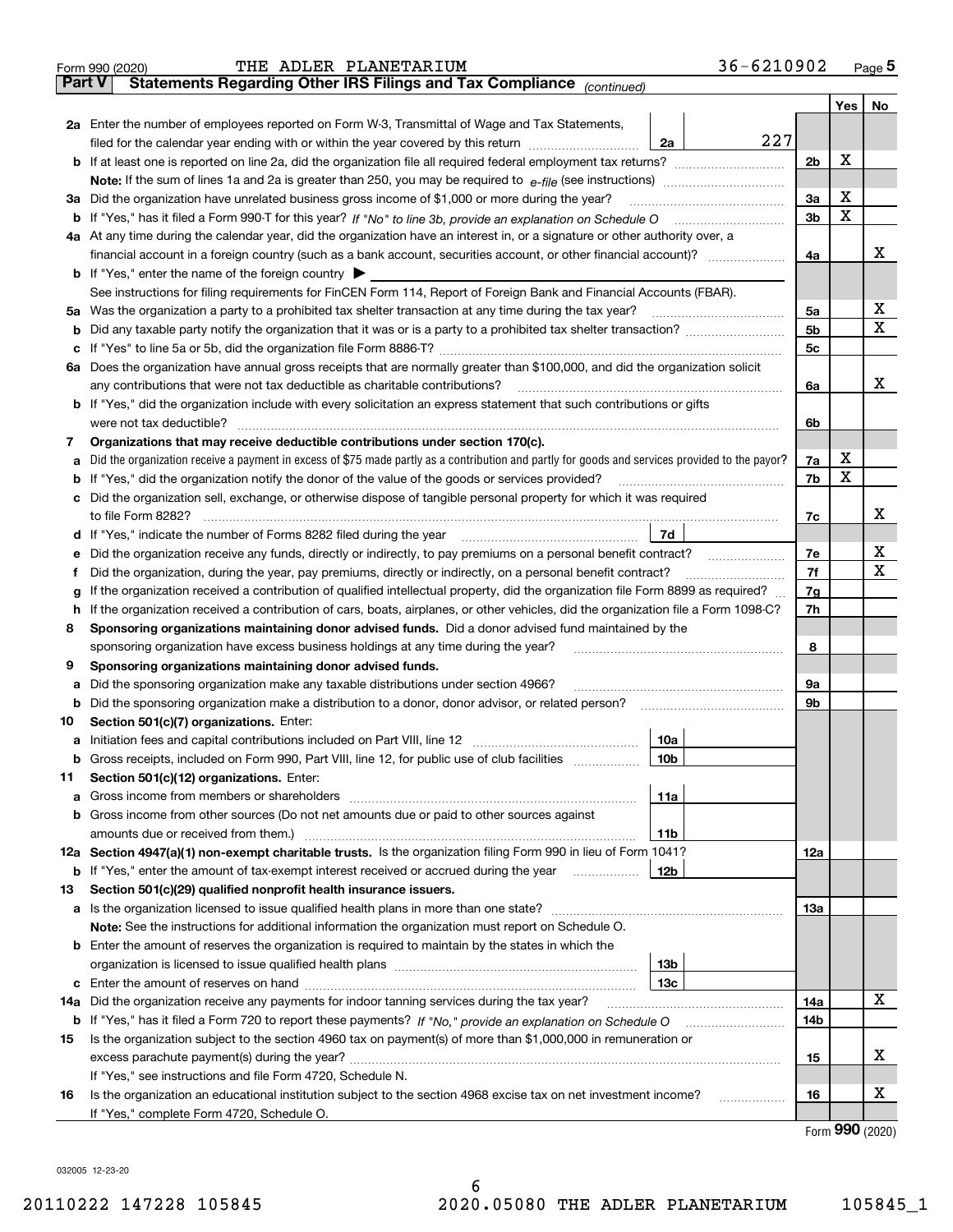Form 990 (2020) THE ADLER PLANETARIUM 36-6210902 Page 5

**Part V Statements Regarding Other IRS Filings and Tax Compliance** *(continued)*

| | | | | Yes | No |
|---|---|---|---|---|---|
| **2a** | Enter the number of employees reported on Form W-3, Transmittal of Wage and Tax Statements, filed for the calendar year ending with or within the year covered by this return | 2a | 227 | | |
| **b** | If at least one is reported on line 2a, did the organization file all required federal employment tax returns? | | 2b | X | |
| | **Note:** If the sum of lines 1a and 2a is greater than 250, you may be required to *e-file* (see instructions) | | | | |
| **3a** | Did the organization have unrelated business gross income of $1,000 or more during the year? | | 3a | X | |
| **b** | If "Yes," has it filed a Form 990-T for this year? *If "No" to line 3b, provide an explanation on Schedule O* | | 3b | X | |
| **4a** | At any time during the calendar year, did the organization have an interest in, or a signature or other authority over, a financial account in a foreign country (such as a bank account, securities account, or other financial account)? | | 4a | | X |
| **b** | If "Yes," enter the name of the foreign country ▶ | | | | |
| | See instructions for filing requirements for FinCEN Form 114, Report of Foreign Bank and Financial Accounts (FBAR). | | | | |
| **5a** | Was the organization a party to a prohibited tax shelter transaction at any time during the tax year? | | 5a | | X |
| **b** | Did any taxable party notify the organization that it was or is a party to a prohibited tax shelter transaction? | | 5b | | X |
| **c** | If "Yes" to line 5a or 5b, did the organization file Form 8886-T? | | 5c | | |
| **6a** | Does the organization have annual gross receipts that are normally greater than $100,000, and did the organization solicit any contributions that were not tax deductible as charitable contributions? | | 6a | | X |
| **b** | If "Yes," did the organization include with every solicitation an express statement that such contributions or gifts were not tax deductible? | | 6b | | |
| **7** | **Organizations that may receive deductible contributions under section 170(c).** | | | | |
| **a** | Did the organization receive a payment in excess of $75 made partly as a contribution and partly for goods and services provided to the payor? | | 7a | X | |
| **b** | If "Yes," did the organization notify the donor of the value of the goods or services provided? | | 7b | X | |
| **c** | Did the organization sell, exchange, or otherwise dispose of tangible personal property for which it was required to file Form 8282? | | 7c | | X |
| **d** | If "Yes," indicate the number of Forms 8282 filed during the year | 7d | | | |
| **e** | Did the organization receive any funds, directly or indirectly, to pay premiums on a personal benefit contract? | | 7e | | X |
| **f** | Did the organization, during the year, pay premiums, directly or indirectly, on a personal benefit contract? | | 7f | | X |
| **g** | If the organization received a contribution of qualified intellectual property, did the organization file Form 8899 as required? | | 7g | | |
| **h** | If the organization received a contribution of cars, boats, airplanes, or other vehicles, did the organization file a Form 1098-C? | | 7h | | |
| **8** | **Sponsoring organizations maintaining donor advised funds.** Did a donor advised fund maintained by the sponsoring organization have excess business holdings at any time during the year? | | 8 | | |
| **9** | **Sponsoring organizations maintaining donor advised funds.** | | | | |
| **a** | Did the sponsoring organization make any taxable distributions under section 4966? | | 9a | | |
| **b** | Did the sponsoring organization make a distribution to a donor, donor advisor, or related person? | | 9b | | |
| **10** | **Section 501(c)(7) organizations.** Enter: | | | | |
| **a** | Initiation fees and capital contributions included on Part VIII, line 12 | 10a | | | |
| **b** | Gross receipts, included on Form 990, Part VIII, line 12, for public use of club facilities | 10b | | | |
| **11** | **Section 501(c)(12) organizations.** Enter: | | | | |
| **a** | Gross income from members or shareholders | 11a | | | |
| **b** | Gross income from other sources (Do not net amounts due or paid to other sources against amounts due or received from them.) | 11b | | | |
| **12a** | **Section 4947(a)(1) non-exempt charitable trusts.** Is the organization filing Form 990 in lieu of Form 1041? | | 12a | | |
| **b** | If "Yes," enter the amount of tax-exempt interest received or accrued during the year | 12b | | | |
| **13** | **Section 501(c)(29) qualified nonprofit health insurance issuers.** | | | | |
| **a** | Is the organization licensed to issue qualified health plans in more than one state? | | 13a | | |
| | **Note:** See the instructions for additional information the organization must report on Schedule O. | | | | |
| **b** | Enter the amount of reserves the organization is required to maintain by the states in which the organization is licensed to issue qualified health plans | 13b | | | |
| **c** | Enter the amount of reserves on hand | 13c | | | |
| **14a** | Did the organization receive any payments for indoor tanning services during the tax year? | | 14a | | X |
| **b** | If "Yes," has it filed a Form 720 to report these payments? *If "No," provide an explanation on Schedule O* | | 14b | | |
| **15** | Is the organization subject to the section 4960 tax on payment(s) of more than $1,000,000 in remuneration or excess parachute payment(s) during the year? | | 15 | | X |
| | If "Yes," see instructions and file Form 4720, Schedule N. | | | | |
| **16** | Is the organization an educational institution subject to the section 4968 excise tax on net investment income? | | 16 | | X |
| | If "Yes," complete Form 4720, Schedule O. | | | | |

Form **990** (2020)

032005 12-23-20

20110222 147228 105845 2020.05080 THE ADLER PLANETARIUM 105845_1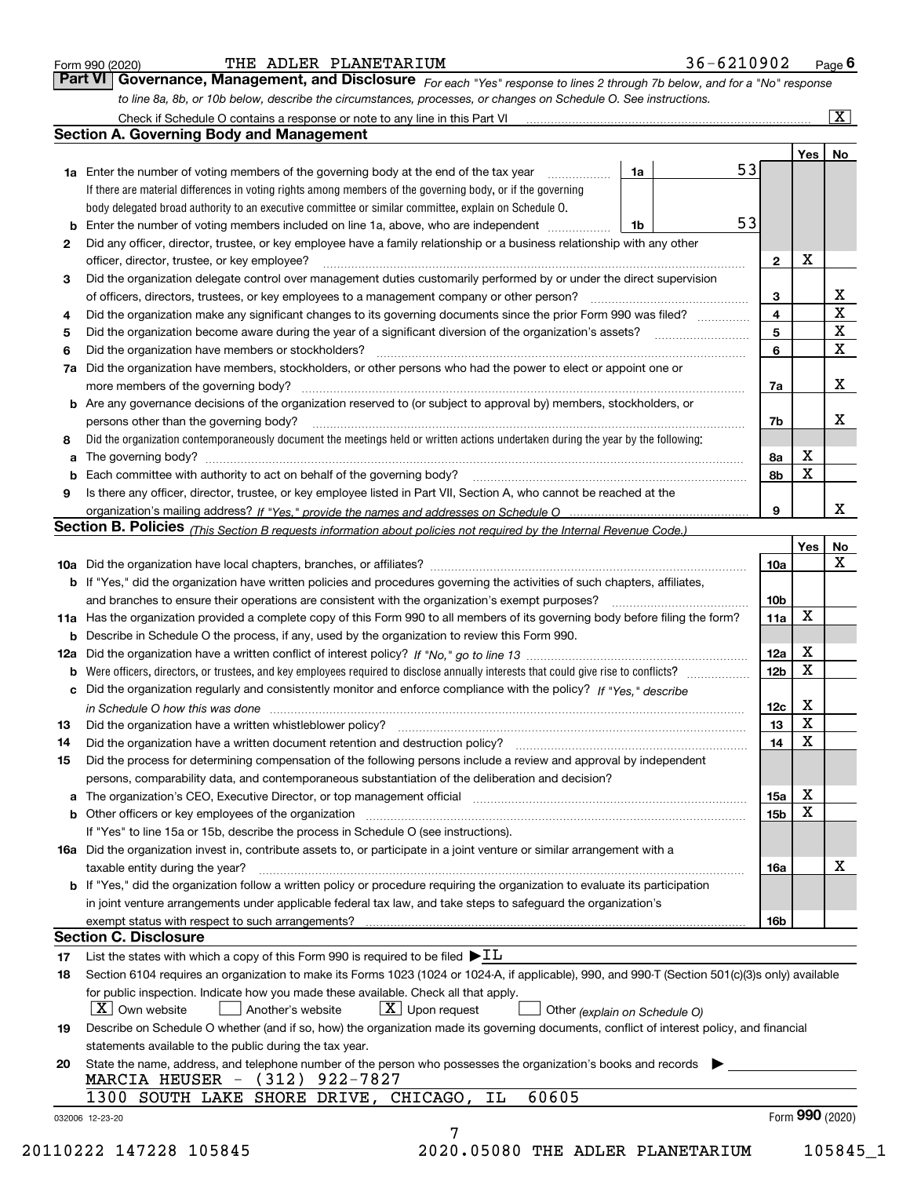Form 990 (2020) THE ADLER PLANETARIUM 36-6210902 Page 6

## Part VI Governance, Management, and Disclosure

*For each "Yes" response to lines 2 through 7b below, and for a "No" response to line 8a, 8b, or 10b below, describe the circumstances, processes, or changes on Schedule O. See instructions.*

Check if Schedule O contains a response or note to any line in this Part VI [X]

### Section A. Governing Body and Management

| | | | Yes | No |
|---|---|---|---|---|
| **1a** | Enter the number of voting members of the governing body at the end of the tax year — 1a: 53. If there are material differences in voting rights among members of the governing body, or if the governing body delegated broad authority to an executive committee or similar committee, explain on Schedule O. | | | |
| **b** | Enter the number of voting members included on line 1a, above, who are independent — 1b: 53 | | | |
| **2** | Did any officer, director, trustee, or key employee have a family relationship or a business relationship with any other officer, director, trustee, or key employee? | 2 | X | |
| **3** | Did the organization delegate control over management duties customarily performed by or under the direct supervision of officers, directors, trustees, or key employees to a management company or other person? | 3 | | X |
| **4** | Did the organization make any significant changes to its governing documents since the prior Form 990 was filed? | 4 | | X |
| **5** | Did the organization become aware during the year of a significant diversion of the organization's assets? | 5 | | X |
| **6** | Did the organization have members or stockholders? | 6 | | X |
| **7a** | Did the organization have members, stockholders, or other persons who had the power to elect or appoint one or more members of the governing body? | 7a | | X |
| **b** | Are any governance decisions of the organization reserved to (or subject to approval by) members, stockholders, or persons other than the governing body? | 7b | | X |
| **8** | Did the organization contemporaneously document the meetings held or written actions undertaken during the year by the following: | | | |
| **a** | The governing body? | 8a | X | |
| **b** | Each committee with authority to act on behalf of the governing body? | 8b | X | |
| **9** | Is there any officer, director, trustee, or key employee listed in Part VII, Section A, who cannot be reached at the organization's mailing address? *If "Yes," provide the names and addresses on Schedule O* | 9 | | X |

### Section B. Policies *(This Section B requests information about policies not required by the Internal Revenue Code.)*

| | | | Yes | No |
|---|---|---|---|---|
| **10a** | Did the organization have local chapters, branches, or affiliates? | 10a | | X |
| **b** | If "Yes," did the organization have written policies and procedures governing the activities of such chapters, affiliates, and branches to ensure their operations are consistent with the organization's exempt purposes? | 10b | | |
| **11a** | Has the organization provided a complete copy of this Form 990 to all members of its governing body before filing the form? | 11a | X | |
| **b** | Describe in Schedule O the process, if any, used by the organization to review this Form 990. | | | |
| **12a** | Did the organization have a written conflict of interest policy? *If "No," go to line 13* | 12a | X | |
| **b** | Were officers, directors, or trustees, and key employees required to disclose annually interests that could give rise to conflicts? | 12b | X | |
| **c** | Did the organization regularly and consistently monitor and enforce compliance with the policy? *If "Yes," describe in Schedule O how this was done* | 12c | X | |
| **13** | Did the organization have a written whistleblower policy? | 13 | X | |
| **14** | Did the organization have a written document retention and destruction policy? | 14 | X | |
| **15** | Did the process for determining compensation of the following persons include a review and approval by independent persons, comparability data, and contemporaneous substantiation of the deliberation and decision? | | | |
| **a** | The organization's CEO, Executive Director, or top management official | 15a | X | |
| **b** | Other officers or key employees of the organization | 15b | X | |
| | If "Yes" to line 15a or 15b, describe the process in Schedule O (see instructions). | | | |
| **16a** | Did the organization invest in, contribute assets to, or participate in a joint venture or similar arrangement with a taxable entity during the year? | 16a | | X |
| **b** | If "Yes," did the organization follow a written policy or procedure requiring the organization to evaluate its participation in joint venture arrangements under applicable federal tax law, and take steps to safeguard the organization's exempt status with respect to such arrangements? | 16b | | |

### Section C. Disclosure

**17** List the states with which a copy of this Form 990 is required to be filed ▶ IL

**18** Section 6104 requires an organization to make its Forms 1023 (1024 or 1024-A, if applicable), 990, and 990-T (Section 501(c)(3)s only) available for public inspection. Indicate how you made these available. Check all that apply.

[X] Own website  [ ] Another's website  [X] Upon request  [ ] Other *(explain on Schedule O)*

**19** Describe on Schedule O whether (and if so, how) the organization made its governing documents, conflict of interest policy, and financial statements available to the public during the tax year.

**20** State the name, address, and telephone number of the person who possesses the organization's books and records ▶

MARCIA HEUSER - (312) 922-7827
1300 SOUTH LAKE SHORE DRIVE, CHICAGO, IL 60605

032006 12-23-20 Form **990** (2020)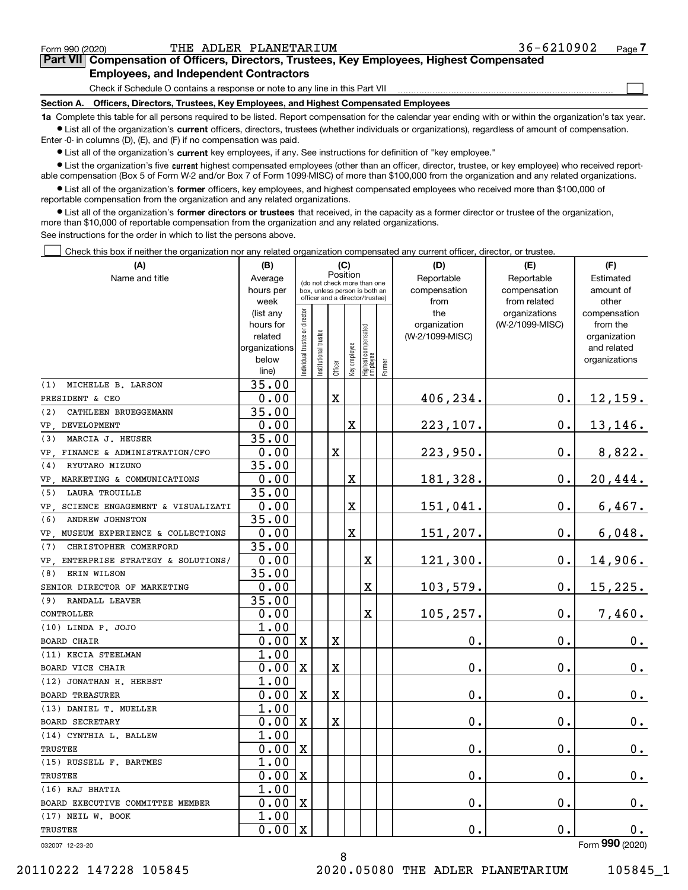Form 990 (2020) THE ADLER PLANETARIUM 36-6210902 Page 7

**Part VII Compensation of Officers, Directors, Trustees, Key Employees, Highest Compensated Employees, and Independent Contractors**

Check if Schedule O contains a response or note to any line in this Part VII ☐

**Section A. Officers, Directors, Trustees, Key Employees, and Highest Compensated Employees**

**1a** Complete this table for all persons required to be listed. Report compensation for the calendar year ending with or within the organization's tax year.

- List all of the organization's **current** officers, directors, trustees (whether individuals or organizations), regardless of amount of compensation. Enter -0- in columns (D), (E), and (F) if no compensation was paid.
- List all of the organization's **current** key employees, if any. See instructions for definition of "key employee."
- List the organization's five **current** highest compensated employees (other than an officer, director, trustee, or key employee) who received reportable compensation (Box 5 of Form W-2 and/or Box 7 of Form 1099-MISC) of more than $100,000 from the organization and any related organizations.
- List all of the organization's **former** officers, key employees, and highest compensated employees who received more than $100,000 of reportable compensation from the organization and any related organizations.
- List all of the organization's **former directors or trustees** that received, in the capacity as a former director or trustee of the organization, more than $10,000 of reportable compensation from the organization and any related organizations.

See instructions for the order in which to list the persons above.

☐ Check this box if neither the organization nor any related organization compensated any current officer, director, or trustee.

| (A) Name and title | (B) Average hours per week (list any hours for related organizations below line) | (C) Position (do not check more than one box, unless person is both an officer and a director/trustee) | | | | | | (D) Reportable compensation from the organization (W-2/1099-MISC) | (E) Reportable compensation from related organizations (W-2/1099-MISC) | (F) Estimated amount of other compensation from the organization and related organizations |
|---|---|---|---|---|---|---|---|---|---|---|
| | | Individual trustee or director | Institutional trustee | Officer | Key employee | Highest compensated employee | Former | | | |
| (1) MICHELLE B. LARSON<br>PRESIDENT & CEO | 35.00<br>0.00 | | | X | | | | 406,234. | 0. | 12,159. |
| (2) CATHLEEN BRUEGGEMANN<br>VP, DEVELOPMENT | 35.00<br>0.00 | | | | X | | | 223,107. | 0. | 13,146. |
| (3) MARCIA J. HEUSER<br>VP, FINANCE & ADMINISTRATION/CFO | 35.00<br>0.00 | | | X | | | | 223,950. | 0. | 8,822. |
| (4) RYUTARO MIZUNO<br>VP, MARKETING & COMMUNICATIONS | 35.00<br>0.00 | | | | X | | | 181,328. | 0. | 20,444. |
| (5) LAURA TROUILLE<br>VP, SCIENCE ENGAGEMENT & VISUALIZATI | 35.00<br>0.00 | | | | X | | | 151,041. | 0. | 6,467. |
| (6) ANDREW JOHNSTON<br>VP, MUSEUM EXPERIENCE & COLLECTIONS | 35.00<br>0.00 | | | | X | | | 151,207. | 0. | 6,048. |
| (7) CHRISTOPHER COMERFORD<br>VP, ENTERPRISE STRATEGY & SOLUTIONS/ | 35.00<br>0.00 | | | | | X | | 121,300. | 0. | 14,906. |
| (8) ERIN WILSON<br>SENIOR DIRECTOR OF MARKETING | 35.00<br>0.00 | | | | | X | | 103,579. | 0. | 15,225. |
| (9) RANDALL LEAVER<br>CONTROLLER | 35.00<br>0.00 | | | | | X | | 105,257. | 0. | 7,460. |
| (10) LINDA P. JOJO<br>BOARD CHAIR | 1.00<br>0.00 | X | | X | | | | 0. | 0. | 0. |
| (11) KECIA STEELMAN<br>BOARD VICE CHAIR | 1.00<br>0.00 | X | | X | | | | 0. | 0. | 0. |
| (12) JONATHAN H. HERBST<br>BOARD TREASURER | 1.00<br>0.00 | X | | X | | | | 0. | 0. | 0. |
| (13) DANIEL T. MUELLER<br>BOARD SECRETARY | 1.00<br>0.00 | X | | X | | | | 0. | 0. | 0. |
| (14) CYNTHIA L. BALLEW<br>TRUSTEE | 1.00<br>0.00 | X | | | | | | 0. | 0. | 0. |
| (15) RUSSELL F. BARTMES<br>TRUSTEE | 1.00<br>0.00 | X | | | | | | 0. | 0. | 0. |
| (16) RAJ BHATIA<br>BOARD EXECUTIVE COMMITTEE MEMBER | 1.00<br>0.00 | X | | | | | | 0. | 0. | 0. |
| (17) NEIL W. BOOK<br>TRUSTEE | 1.00<br>0.00 | X | | | | | | 0. | 0. | 0. |

032007 12-23-20 Form **990** (2020)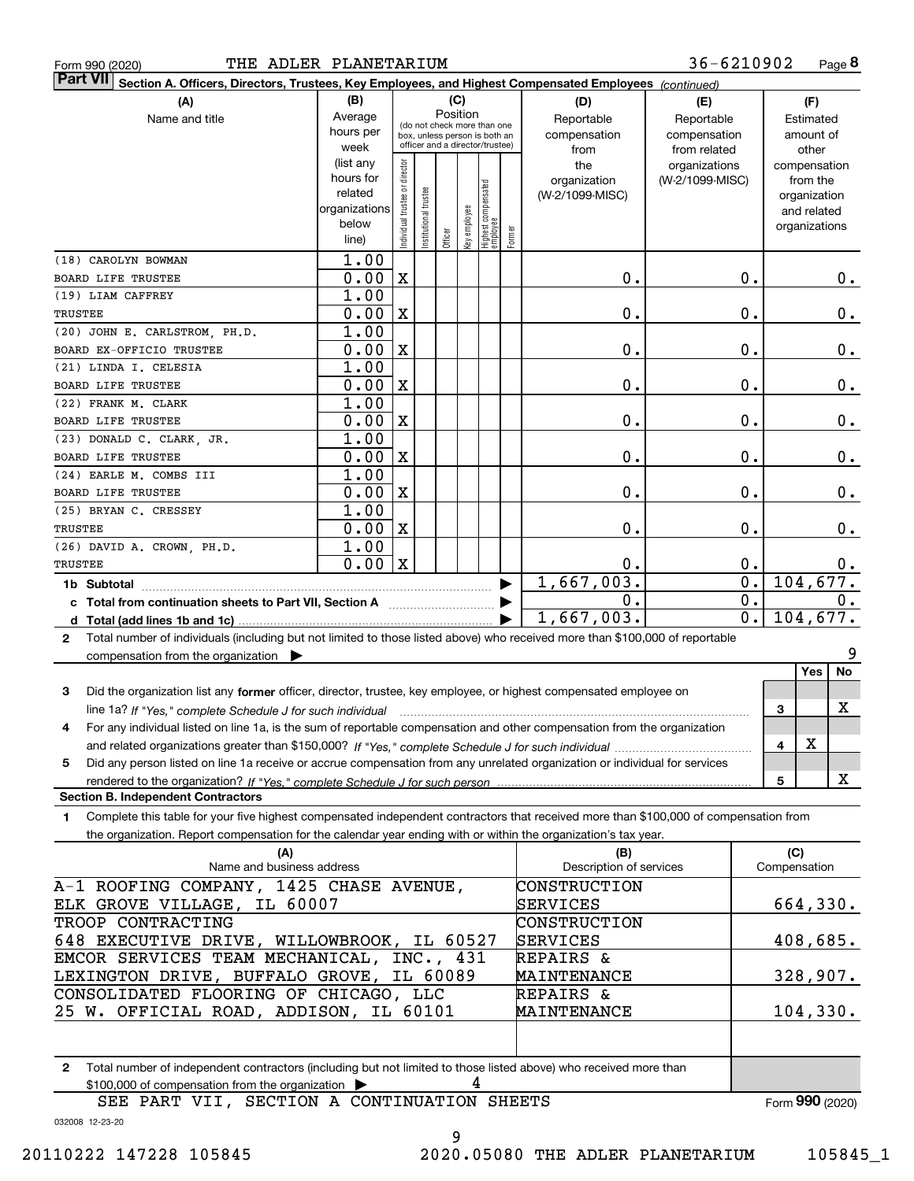Form 990 (2020) THE ADLER PLANETARIUM 36-6210902 Page 8

**Part VII** Section A. Officers, Directors, Trustees, Key Employees, and Highest Compensated Employees *(continued)*

| (A) Name and title | (B) Average hours per week (list any hours for related organizations below line) | (C) Position: Individual trustee or director | Institutional trustee | Officer | Key employee | Highest compensated employee | Former | (D) Reportable compensation from the organization (W-2/1099-MISC) | (E) Reportable compensation from related organizations (W-2/1099-MISC) | (F) Estimated amount of other compensation from the organization and related organizations |
|---|---|---|---|---|---|---|---|---|---|---|
| (18) CAROLYN BOWMAN<br>BOARD LIFE TRUSTEE | 1.00<br>0.00 | X | | | | | | 0. | 0. | 0. |
| (19) LIAM CAFFREY<br>TRUSTEE | 1.00<br>0.00 | X | | | | | | 0. | 0. | 0. |
| (20) JOHN E. CARLSTROM, PH.D.<br>BOARD EX-OFFICIO TRUSTEE | 1.00<br>0.00 | X | | | | | | 0. | 0. | 0. |
| (21) LINDA I. CELESIA<br>BOARD LIFE TRUSTEE | 1.00<br>0.00 | X | | | | | | 0. | 0. | 0. |
| (22) FRANK M. CLARK<br>BOARD LIFE TRUSTEE | 1.00<br>0.00 | X | | | | | | 0. | 0. | 0. |
| (23) DONALD C. CLARK, JR.<br>BOARD LIFE TRUSTEE | 1.00<br>0.00 | X | | | | | | 0. | 0. | 0. |
| (24) EARLE M. COMBS III<br>BOARD LIFE TRUSTEE | 1.00<br>0.00 | X | | | | | | 0. | 0. | 0. |
| (25) BRYAN C. CRESSEY<br>TRUSTEE | 1.00<br>0.00 | X | | | | | | 0. | 0. | 0. |
| (26) DAVID A. CROWN, PH.D.<br>TRUSTEE | 1.00<br>0.00 | X | | | | | | 0. | 0. | 0. |
| **1b Subtotal** | | | | | | | | 1,667,003. | 0. | 104,677. |
| **c Total from continuation sheets to Part VII, Section A** | | | | | | | | 0. | 0. | 0. |
| **d Total (add lines 1b and 1c)** | | | | | | | | 1,667,003. | 0. | 104,677. |

**2** Total number of individuals (including but not limited to those listed above) who received more than $100,000 of reportable compensation from the organization ▶ 9

| | | Yes | No |
|---|---|---|---|
| **3** Did the organization list any **former** officer, director, trustee, key employee, or highest compensated employee on line 1a? *If "Yes," complete Schedule J for such individual* | 3 | | X |
| **4** For any individual listed on line 1a, is the sum of reportable compensation and other compensation from the organization and related organizations greater than $150,000? *If "Yes," complete Schedule J for such individual* | 4 | X | |
| **5** Did any person listed on line 1a receive or accrue compensation from any unrelated organization or individual for services rendered to the organization? *If "Yes," complete Schedule J for such person* | 5 | | X |

**Section B. Independent Contractors**

**1** Complete this table for your five highest compensated independent contractors that received more than $100,000 of compensation from the organization. Report compensation for the calendar year ending with or within the organization's tax year.

| (A) Name and business address | (B) Description of services | (C) Compensation |
|---|---|---|
| A-1 ROOFING COMPANY, 1425 CHASE AVENUE, ELK GROVE VILLAGE, IL 60007 | CONSTRUCTION SERVICES | 664,330. |
| TROOP CONTRACTING 648 EXECUTIVE DRIVE, WILLOWBROOK, IL 60527 | CONSTRUCTION SERVICES | 408,685. |
| EMCOR SERVICES TEAM MECHANICAL, INC., 431 LEXINGTON DRIVE, BUFFALO GROVE, IL 60089 | REPAIRS & MAINTENANCE | 328,907. |
| CONSOLIDATED FLOORING OF CHICAGO, LLC 25 W. OFFICIAL ROAD, ADDISON, IL 60101 | REPAIRS & MAINTENANCE | 104,330. |
| | | |

**2** Total number of independent contractors (including but not limited to those listed above) who received more than $100,000 of compensation from the organization ▶ 4

SEE PART VII, SECTION A CONTINUATION SHEETS

Form **990** (2020)

032008 12-23-20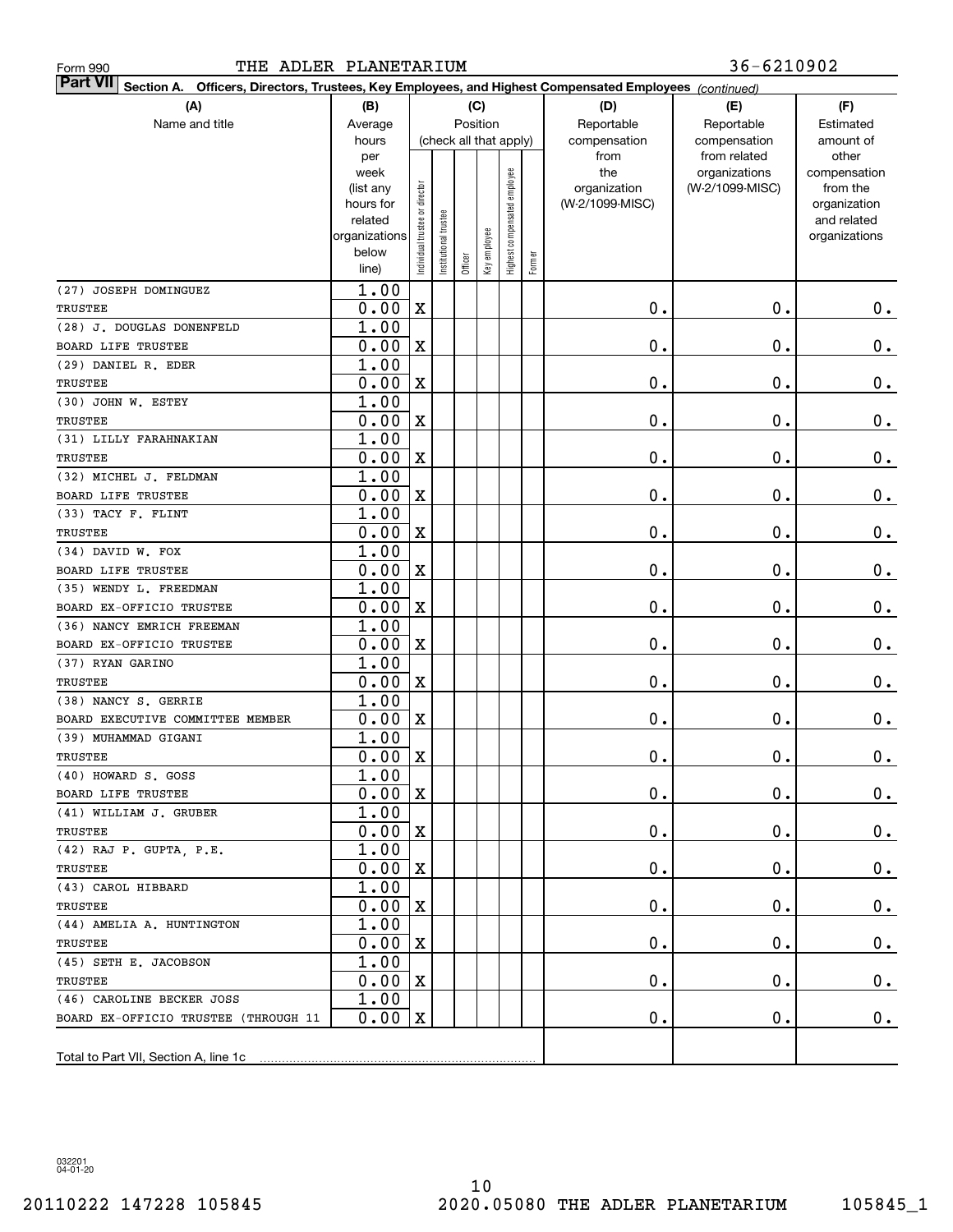Form 990 THE ADLER PLANETARIUM 36-6210902

**Part VII Section A. Officers, Directors, Trustees, Key Employees, and Highest Compensated Employees** *(continued)*

| (A) Name and title | (B) Average hours per week (list any hours for related organizations below line) | (C) Position (check all that apply): Individual trustee or director | Institutional trustee | Officer | Key employee | Highest compensated employee | Former | (D) Reportable compensation from the organization (W-2/1099-MISC) | (E) Reportable compensation from related organizations (W-2/1099-MISC) | (F) Estimated amount of other compensation from the organization and related organizations |
|---|---|---|---|---|---|---|---|---|---|---|
| (27) JOSEPH DOMINGUEZ<br>TRUSTEE | 1.00<br>0.00 | X | | | | | | 0. | 0. | 0. |
| (28) J. DOUGLAS DONENFELD<br>BOARD LIFE TRUSTEE | 1.00<br>0.00 | X | | | | | | 0. | 0. | 0. |
| (29) DANIEL R. EDER<br>TRUSTEE | 1.00<br>0.00 | X | | | | | | 0. | 0. | 0. |
| (30) JOHN W. ESTEY<br>TRUSTEE | 1.00<br>0.00 | X | | | | | | 0. | 0. | 0. |
| (31) LILLY FARAHNAKIAN<br>TRUSTEE | 1.00<br>0.00 | X | | | | | | 0. | 0. | 0. |
| (32) MICHEL J. FELDMAN<br>BOARD LIFE TRUSTEE | 1.00<br>0.00 | X | | | | | | 0. | 0. | 0. |
| (33) TACY F. FLINT<br>TRUSTEE | 1.00<br>0.00 | X | | | | | | 0. | 0. | 0. |
| (34) DAVID W. FOX<br>BOARD LIFE TRUSTEE | 1.00<br>0.00 | X | | | | | | 0. | 0. | 0. |
| (35) WENDY L. FREEDMAN<br>BOARD EX-OFFICIO TRUSTEE | 1.00<br>0.00 | X | | | | | | 0. | 0. | 0. |
| (36) NANCY EMRICH FREEMAN<br>BOARD EX-OFFICIO TRUSTEE | 1.00<br>0.00 | X | | | | | | 0. | 0. | 0. |
| (37) RYAN GARINO<br>TRUSTEE | 1.00<br>0.00 | X | | | | | | 0. | 0. | 0. |
| (38) NANCY S. GERRIE<br>BOARD EXECUTIVE COMMITTEE MEMBER | 1.00<br>0.00 | X | | | | | | 0. | 0. | 0. |
| (39) MUHAMMAD GIGANI<br>TRUSTEE | 1.00<br>0.00 | X | | | | | | 0. | 0. | 0. |
| (40) HOWARD S. GOSS<br>BOARD LIFE TRUSTEE | 1.00<br>0.00 | X | | | | | | 0. | 0. | 0. |
| (41) WILLIAM J. GRUBER<br>TRUSTEE | 1.00<br>0.00 | X | | | | | | 0. | 0. | 0. |
| (42) RAJ P. GUPTA, P.E.<br>TRUSTEE | 1.00<br>0.00 | X | | | | | | 0. | 0. | 0. |
| (43) CAROL HIBBARD<br>TRUSTEE | 1.00<br>0.00 | X | | | | | | 0. | 0. | 0. |
| (44) AMELIA A. HUNTINGTON<br>TRUSTEE | 1.00<br>0.00 | X | | | | | | 0. | 0. | 0. |
| (45) SETH E. JACOBSON<br>TRUSTEE | 1.00<br>0.00 | X | | | | | | 0. | 0. | 0. |
| (46) CAROLINE BECKER JOSS<br>BOARD EX-OFFICIO TRUSTEE (THROUGH 11 | 1.00<br>0.00 | X | | | | | | 0. | 0. | 0. |
| Total to Part VII, Section A, line 1c | | | | | | | | | | |

032201 04-01-20

20110222 147228 105845 2020.05080 THE ADLER PLANETARIUM 105845_1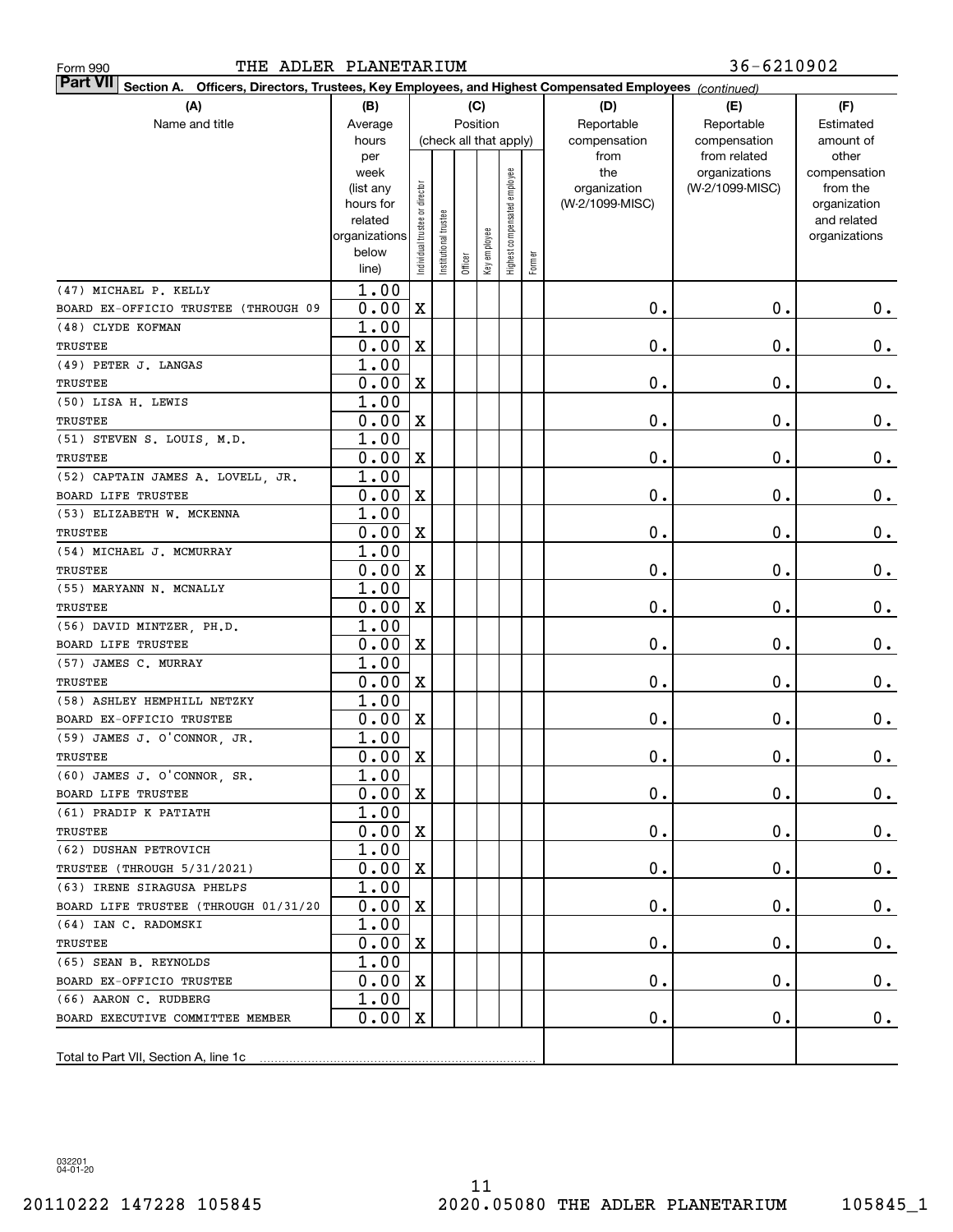Form 990 THE ADLER PLANETARIUM 36-6210902

**Part VII Section A. Officers, Directors, Trustees, Key Employees, and Highest Compensated Employees** *(continued)*

| (A) Name and title | (B) Average hours per week (list any hours for related organizations below line) | (C) Position (check all that apply): Individual trustee or director | Institutional trustee | Officer | Key employee | Highest compensated employee | Former | (D) Reportable compensation from the organization (W-2/1099-MISC) | (E) Reportable compensation from related organizations (W-2/1099-MISC) | (F) Estimated amount of other compensation from the organization and related organizations |
|---|---|---|---|---|---|---|---|---|---|---|
| (47) MICHAEL P. KELLY<br>BOARD EX-OFFICIO TRUSTEE (THROUGH 09 | 1.00<br>0.00 | X | | | | | | 0. | 0. | 0. |
| (48) CLYDE KOFMAN<br>TRUSTEE | 1.00<br>0.00 | X | | | | | | 0. | 0. | 0. |
| (49) PETER J. LANGAS<br>TRUSTEE | 1.00<br>0.00 | X | | | | | | 0. | 0. | 0. |
| (50) LISA H. LEWIS<br>TRUSTEE | 1.00<br>0.00 | X | | | | | | 0. | 0. | 0. |
| (51) STEVEN S. LOUIS, M.D.<br>TRUSTEE | 1.00<br>0.00 | X | | | | | | 0. | 0. | 0. |
| (52) CAPTAIN JAMES A. LOVELL, JR.<br>BOARD LIFE TRUSTEE | 1.00<br>0.00 | X | | | | | | 0. | 0. | 0. |
| (53) ELIZABETH W. MCKENNA<br>TRUSTEE | 1.00<br>0.00 | X | | | | | | 0. | 0. | 0. |
| (54) MICHAEL J. MCMURRAY<br>TRUSTEE | 1.00<br>0.00 | X | | | | | | 0. | 0. | 0. |
| (55) MARYANN N. MCNALLY<br>TRUSTEE | 1.00<br>0.00 | X | | | | | | 0. | 0. | 0. |
| (56) DAVID MINTZER, PH.D.<br>BOARD LIFE TRUSTEE | 1.00<br>0.00 | X | | | | | | 0. | 0. | 0. |
| (57) JAMES C. MURRAY<br>TRUSTEE | 1.00<br>0.00 | X | | | | | | 0. | 0. | 0. |
| (58) ASHLEY HEMPHILL NETZKY<br>BOARD EX-OFFICIO TRUSTEE | 1.00<br>0.00 | X | | | | | | 0. | 0. | 0. |
| (59) JAMES J. O'CONNOR, JR.<br>TRUSTEE | 1.00<br>0.00 | X | | | | | | 0. | 0. | 0. |
| (60) JAMES J. O'CONNOR, SR.<br>BOARD LIFE TRUSTEE | 1.00<br>0.00 | X | | | | | | 0. | 0. | 0. |
| (61) PRADIP K PATIATH<br>TRUSTEE | 1.00<br>0.00 | X | | | | | | 0. | 0. | 0. |
| (62) DUSHAN PETROVICH<br>TRUSTEE (THROUGH 5/31/2021) | 1.00<br>0.00 | X | | | | | | 0. | 0. | 0. |
| (63) IRENE SIRAGUSA PHELPS<br>BOARD LIFE TRUSTEE (THROUGH 01/31/20 | 1.00<br>0.00 | X | | | | | | 0. | 0. | 0. |
| (64) IAN C. RADOMSKI<br>TRUSTEE | 1.00<br>0.00 | X | | | | | | 0. | 0. | 0. |
| (65) SEAN B. REYNOLDS<br>BOARD EX-OFFICIO TRUSTEE | 1.00<br>0.00 | X | | | | | | 0. | 0. | 0. |
| (66) AARON C. RUDBERG<br>BOARD EXECUTIVE COMMITTEE MEMBER | 1.00<br>0.00 | X | | | | | | 0. | 0. | 0. |
| Total to Part VII, Section A, line 1c | | | | | | | | | | |

032201 04-01-20

20110222 147228 105845 2020.05080 THE ADLER PLANETARIUM 105845_1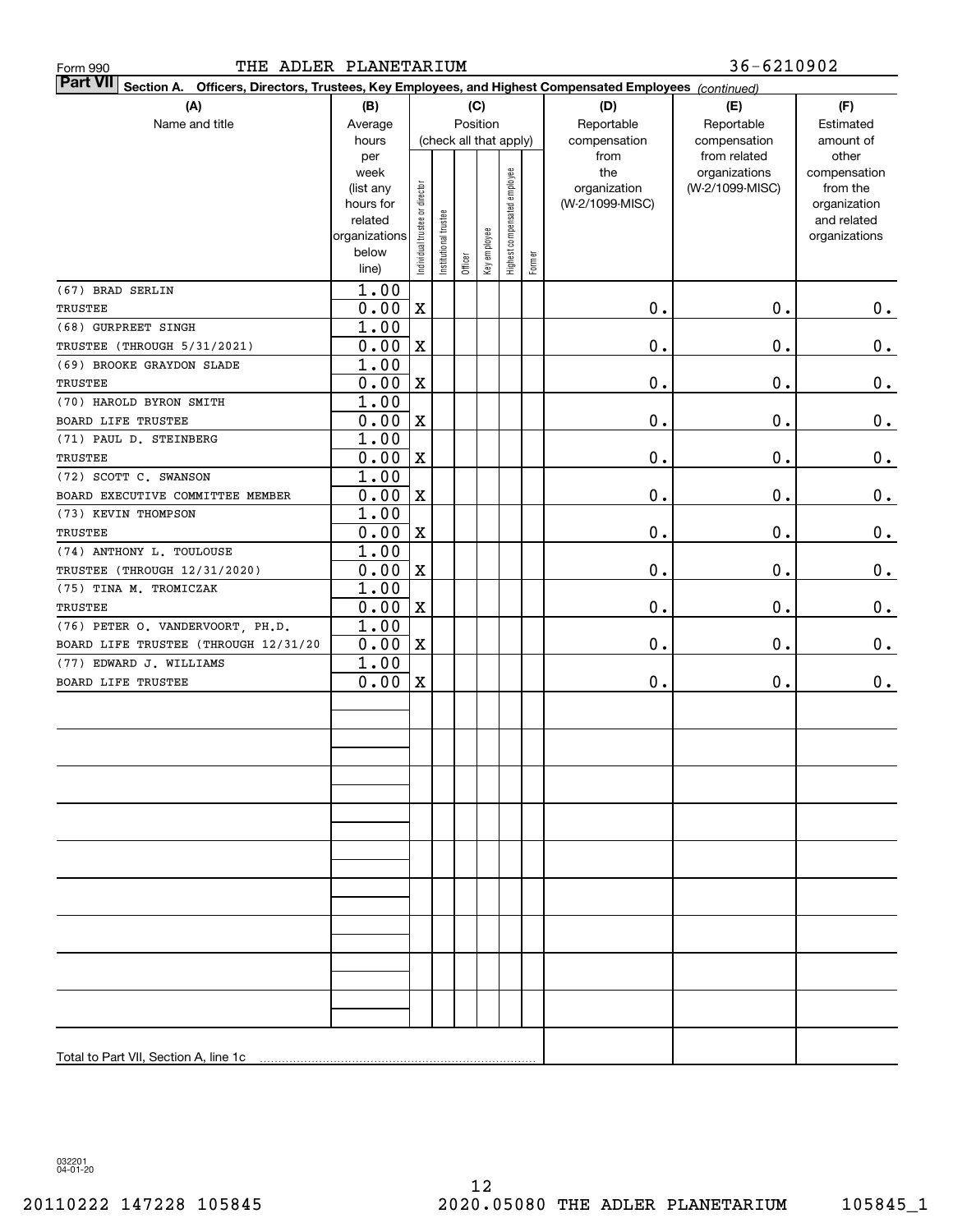Form 990 THE ADLER PLANETARIUM 36-6210902

**Part VII Section A. Officers, Directors, Trustees, Key Employees, and Highest Compensated Employees** *(continued)*

| (A) Name and title | (B) Average hours per week (list any hours for related organizations below line) | (C) Position: Individual trustee or director | Institutional trustee | Officer | Key employee | Highest compensated employee | Former | (D) Reportable compensation from the organization (W-2/1099-MISC) | (E) Reportable compensation from related organizations (W-2/1099-MISC) | (F) Estimated amount of other compensation from the organization and related organizations |
|---|---|---|---|---|---|---|---|---|---|---|
| (67) BRAD SERLIN<br>TRUSTEE | 1.00<br>0.00 | X | | | | | | 0. | 0. | 0. |
| (68) GURPREET SINGH<br>TRUSTEE (THROUGH 5/31/2021) | 1.00<br>0.00 | X | | | | | | 0. | 0. | 0. |
| (69) BROOKE GRAYDON SLADE<br>TRUSTEE | 1.00<br>0.00 | X | | | | | | 0. | 0. | 0. |
| (70) HAROLD BYRON SMITH<br>BOARD LIFE TRUSTEE | 1.00<br>0.00 | X | | | | | | 0. | 0. | 0. |
| (71) PAUL D. STEINBERG<br>TRUSTEE | 1.00<br>0.00 | X | | | | | | 0. | 0. | 0. |
| (72) SCOTT C. SWANSON<br>BOARD EXECUTIVE COMMITTEE MEMBER | 1.00<br>0.00 | X | | | | | | 0. | 0. | 0. |
| (73) KEVIN THOMPSON<br>TRUSTEE | 1.00<br>0.00 | X | | | | | | 0. | 0. | 0. |
| (74) ANTHONY L. TOULOUSE<br>TRUSTEE (THROUGH 12/31/2020) | 1.00<br>0.00 | X | | | | | | 0. | 0. | 0. |
| (75) TINA M. TROMICZAK<br>TRUSTEE | 1.00<br>0.00 | X | | | | | | 0. | 0. | 0. |
| (76) PETER O. VANDERVOORT, PH.D.<br>BOARD LIFE TRUSTEE (THROUGH 12/31/20 | 1.00<br>0.00 | X | | | | | | 0. | 0. | 0. |
| (77) EDWARD J. WILLIAMS<br>BOARD LIFE TRUSTEE | 1.00<br>0.00 | X | | | | | | 0. | 0. | 0. |
| Total to Part VII, Section A, line 1c | | | | | | | | | | |

032201 04-01-20

20110222 147228 105845 2020.05080 THE ADLER PLANETARIUM 105845_1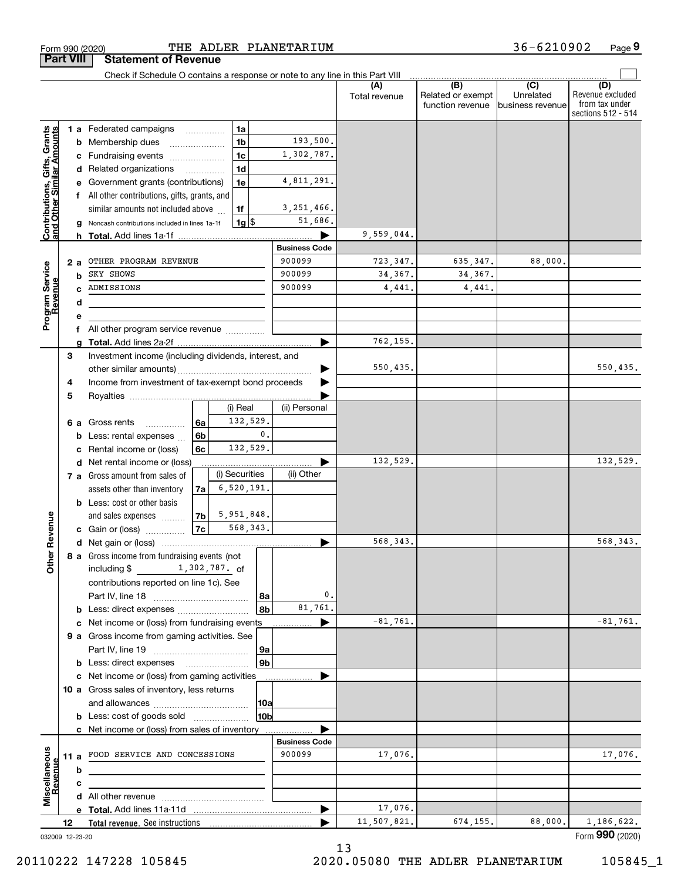Form 990 (2020) THE ADLER PLANETARIUM 36-6210902 Page 9

**Part VIII Statement of Revenue**

Check if Schedule O contains a response or note to any line in this Part VIII

| | | | | (A) Total revenue | (B) Related or exempt function revenue | (C) Unrelated business revenue | (D) Revenue excluded from tax under sections 512 - 514 |
|---|---|---|---|---|---|---|---|
| **Contributions, Gifts, Grants and Other Similar Amounts** | 1 a Federated campaigns | 1a | | | | | |
| | b Membership dues | 1b | 193,500. | | | | |
| | c Fundraising events | 1c | 1,302,787. | | | | |
| | d Related organizations | 1d | | | | | |
| | e Government grants (contributions) | 1e | 4,811,291. | | | | |
| | f All other contributions, gifts, grants, and similar amounts not included above | 1f | 3,251,466. | | | | |
| | g Noncash contributions included in lines 1a-1f | 1g $ | 51,686. | | | | |
| | h **Total.** Add lines 1a-1f | | | 9,559,044. | | | |
| **Program Service Revenue** | | | **Business Code** | | | | |
| | 2 a OTHER PROGRAM REVENUE | | 900099 | 723,347. | 635,347. | 88,000. | |
| | b SKY SHOWS | | 900099 | 34,367. | 34,367. | | |
| | c ADMISSIONS | | 900099 | 4,441. | 4,441. | | |
| | d | | | | | | |
| | e | | | | | | |
| | f All other program service revenue | | | | | | |
| | g **Total.** Add lines 2a-2f | | | 762,155. | | | |
| **Other Revenue** | 3 Investment income (including dividends, interest, and other similar amounts) | | | 550,435. | | | 550,435. |
| | 4 Income from investment of tax-exempt bond proceeds | | | | | | |
| | 5 Royalties | | | | | | |
| | | (i) Real | (ii) Personal | | | | |
| | 6 a Gross rents (6a) | 132,529. | | | | | |
| | b Less: rental expenses (6b) | 0. | | | | | |
| | c Rental income or (loss) (6c) | 132,529. | | | | | |
| | d Net rental income or (loss) | | | 132,529. | | | 132,529. |
| | | (i) Securities | (ii) Other | | | | |
| | 7 a Gross amount from sales of assets other than inventory (7a) | 6,520,191. | | | | | |
| | b Less: cost or other basis and sales expenses (7b) | 5,951,848. | | | | | |
| | c Gain or (loss) (7c) | 568,343. | | | | | |
| | d Net gain or (loss) | | | 568,343. | | | 568,343. |
| | 8 a Gross income from fundraising events (not including $ 1,302,787. of contributions reported on line 1c). See Part IV, line 18 | 8a | 0. | | | | |
| | b Less: direct expenses | 8b | 81,761. | | | | |
| | c Net income or (loss) from fundraising events | | | -81,761. | | | -81,761. |
| | 9 a Gross income from gaming activities. See Part IV, line 19 | 9a | | | | | |
| | b Less: direct expenses | 9b | | | | | |
| | c Net income or (loss) from gaming activities | | | | | | |
| | 10 a Gross sales of inventory, less returns and allowances | 10a | | | | | |
| | b Less: cost of goods sold | 10b | | | | | |
| | c Net income or (loss) from sales of inventory | | | | | | |
| **Miscellaneous Revenue** | | | **Business Code** | | | | |
| | 11 a FOOD SERVICE AND CONCESSIONS | | 900099 | 17,076. | | | 17,076. |
| | b | | | | | | |
| | c | | | | | | |
| | d All other revenue | | | | | | |
| | e **Total.** Add lines 11a-11d | | | 17,076. | | | |
| | 12 **Total revenue.** See instructions | | | 11,507,821. | 674,155. | 88,000. | 1,186,622. |

032009 12-23-20

Form **990** (2020)

20110222 147228 105845 2020.05080 THE ADLER PLANETARIUM 105845_1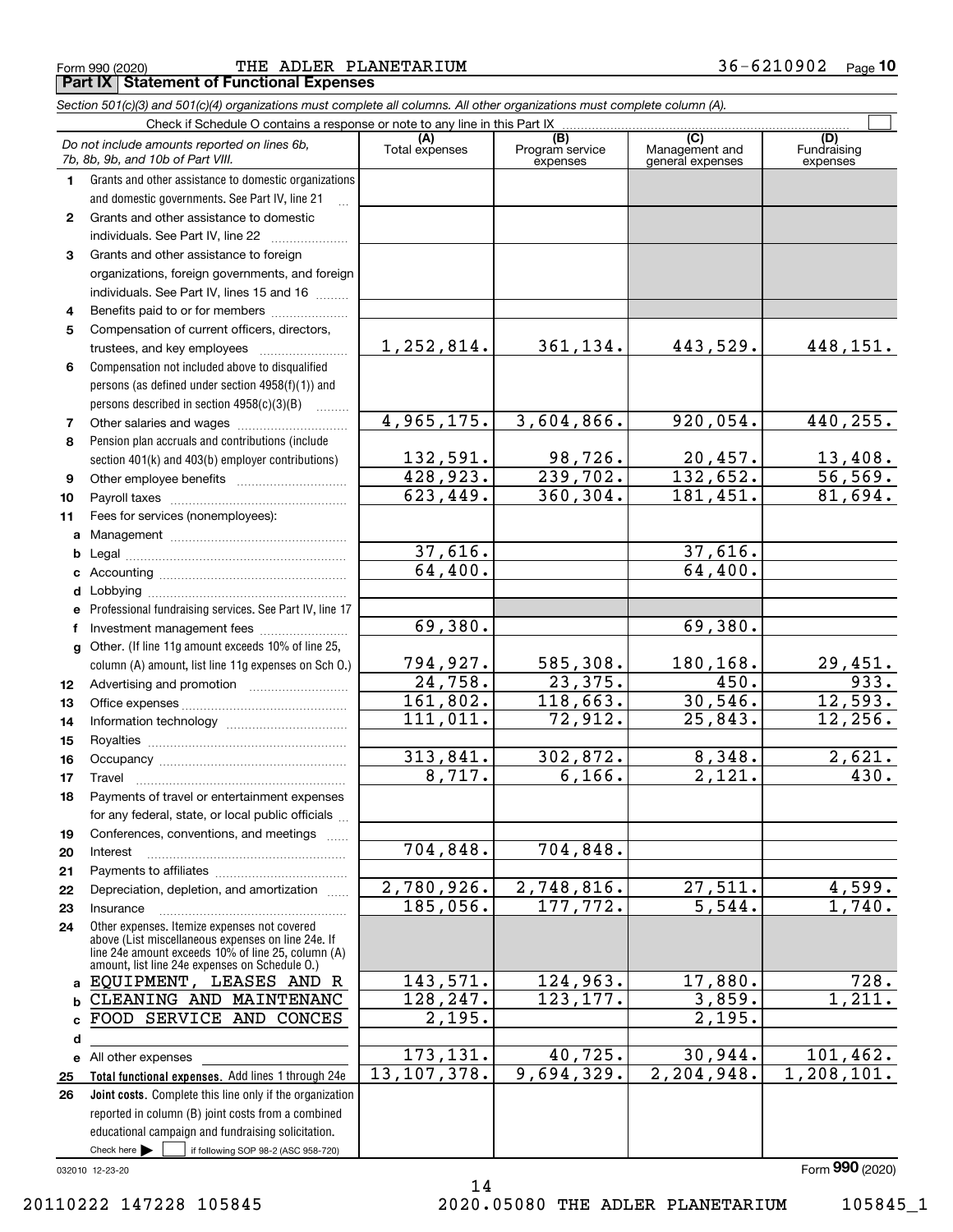Form 990 (2020) THE ADLER PLANETARIUM 36-6210902 Page 10

## Part IX Statement of Functional Expenses

*Section 501(c)(3) and 501(c)(4) organizations must complete all columns. All other organizations must complete column (A).*

Check if Schedule O contains a response or note to any line in this Part IX

| *Do not include amounts reported on lines 6b, 7b, 8b, 9b, and 10b of Part VIII.* | (A) Total expenses | (B) Program service expenses | (C) Management and general expenses | (D) Fundraising expenses |
|---|---|---|---|---|
| **1** Grants and other assistance to domestic organizations and domestic governments. See Part IV, line 21 | | | | |
| **2** Grants and other assistance to domestic individuals. See Part IV, line 22 | | | | |
| **3** Grants and other assistance to foreign organizations, foreign governments, and foreign individuals. See Part IV, lines 15 and 16 | | | | |
| **4** Benefits paid to or for members | | | | |
| **5** Compensation of current officers, directors, trustees, and key employees | 1,252,814. | 361,134. | 443,529. | 448,151. |
| **6** Compensation not included above to disqualified persons (as defined under section 4958(f)(1)) and persons described in section 4958(c)(3)(B) | | | | |
| **7** Other salaries and wages | 4,965,175. | 3,604,866. | 920,054. | 440,255. |
| **8** Pension plan accruals and contributions (include section 401(k) and 403(b) employer contributions) | 132,591. | 98,726. | 20,457. | 13,408. |
| **9** Other employee benefits | 428,923. | 239,702. | 132,652. | 56,569. |
| **10** Payroll taxes | 623,449. | 360,304. | 181,451. | 81,694. |
| **11** Fees for services (nonemployees): | | | | |
| **a** Management | | | | |
| **b** Legal | 37,616. | | 37,616. | |
| **c** Accounting | 64,400. | | 64,400. | |
| **d** Lobbying | | | | |
| **e** Professional fundraising services. See Part IV, line 17 | | | | |
| **f** Investment management fees | 69,380. | | 69,380. | |
| **g** Other. (If line 11g amount exceeds 10% of line 25, column (A) amount, list line 11g expenses on Sch O.) | 794,927. | 585,308. | 180,168. | 29,451. |
| **12** Advertising and promotion | 24,758. | 23,375. | 450. | 933. |
| **13** Office expenses | 161,802. | 118,663. | 30,546. | 12,593. |
| **14** Information technology | 111,011. | 72,912. | 25,843. | 12,256. |
| **15** Royalties | | | | |
| **16** Occupancy | 313,841. | 302,872. | 8,348. | 2,621. |
| **17** Travel | 8,717. | 6,166. | 2,121. | 430. |
| **18** Payments of travel or entertainment expenses for any federal, state, or local public officials | | | | |
| **19** Conferences, conventions, and meetings | | | | |
| **20** Interest | 704,848. | 704,848. | | |
| **21** Payments to affiliates | | | | |
| **22** Depreciation, depletion, and amortization | 2,780,926. | 2,748,816. | 27,511. | 4,599. |
| **23** Insurance | 185,056. | 177,772. | 5,544. | 1,740. |
| **24** Other expenses. Itemize expenses not covered above (List miscellaneous expenses on line 24e. If line 24e amount exceeds 10% of line 25, column (A) amount, list line 24e expenses on Schedule O.) | | | | |
| **a** EQUIPMENT, LEASES AND R | 143,571. | 124,963. | 17,880. | 728. |
| **b** CLEANING AND MAINTENANC | 128,247. | 123,177. | 3,859. | 1,211. |
| **c** FOOD SERVICE AND CONCES | 2,195. | | 2,195. | |
| **d** | | | | |
| **e** All other expenses | 173,131. | 40,725. | 30,944. | 101,462. |
| **25** **Total functional expenses.** Add lines 1 through 24e | 13,107,378. | 9,694,329. | 2,204,948. | 1,208,101. |
| **26** **Joint costs.** Complete this line only if the organization reported in column (B) joint costs from a combined educational campaign and fundraising solicitation. Check here ▶ ☐ if following SOP 98-2 (ASC 958-720) | | | | |

032010 12-23-20

Form **990** (2020)

20110222 147228 105845 2020.05080 THE ADLER PLANETARIUM 105845_1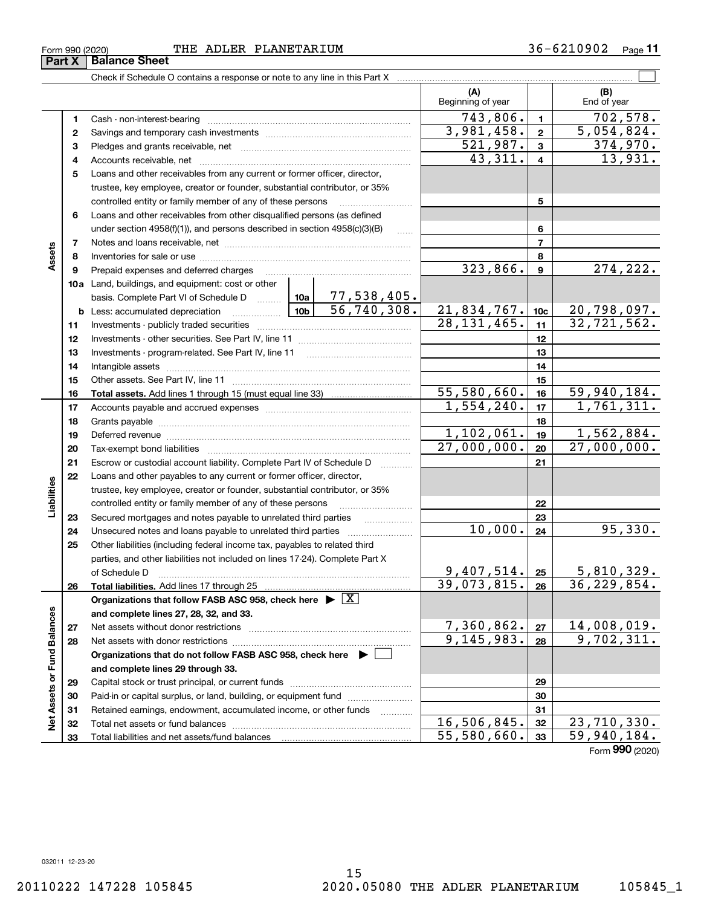Form 990 (2020) THE ADLER PLANETARIUM 36-6210902 Page 11

**Part X | Balance Sheet**

Check if Schedule O contains a response or note to any line in this Part X ☐

| | | | | (A) Beginning of year | | (B) End of year |
|---|---|---|---|---|---|---|
| Assets | 1 | Cash - non-interest-bearing | | 743,806. | 1 | 702,578. |
| | 2 | Savings and temporary cash investments | | 3,981,458. | 2 | 5,054,824. |
| | 3 | Pledges and grants receivable, net | | 521,987. | 3 | 374,970. |
| | 4 | Accounts receivable, net | | 43,311. | 4 | 13,931. |
| | 5 | Loans and other receivables from any current or former officer, director, trustee, key employee, creator or founder, substantial contributor, or 35% controlled entity or family member of any of these persons | | | 5 | |
| | 6 | Loans and other receivables from other disqualified persons (as defined under section 4958(f)(1)), and persons described in section 4958(c)(3)(B) | | | 6 | |
| | 7 | Notes and loans receivable, net | | | 7 | |
| | 8 | Inventories for sale or use | | | 8 | |
| | 9 | Prepaid expenses and deferred charges | | 323,866. | 9 | 274,222. |
| | 10a | Land, buildings, and equipment: cost or other basis. Complete Part VI of Schedule D | 10a 77,538,405. | | | |
| | b | Less: accumulated depreciation | 10b 56,740,308. | 21,834,767. | 10c | 20,798,097. |
| | 11 | Investments - publicly traded securities | | 28,131,465. | 11 | 32,721,562. |
| | 12 | Investments - other securities. See Part IV, line 11 | | | 12 | |
| | 13 | Investments - program-related. See Part IV, line 11 | | | 13 | |
| | 14 | Intangible assets | | | 14 | |
| | 15 | Other assets. See Part IV, line 11 | | | 15 | |
| | 16 | **Total assets.** Add lines 1 through 15 (must equal line 33) | | 55,580,660. | 16 | 59,940,184. |
| Liabilities | 17 | Accounts payable and accrued expenses | | 1,554,240. | 17 | 1,761,311. |
| | 18 | Grants payable | | | 18 | |
| | 19 | Deferred revenue | | 1,102,061. | 19 | 1,562,884. |
| | 20 | Tax-exempt bond liabilities | | 27,000,000. | 20 | 27,000,000. |
| | 21 | Escrow or custodial account liability. Complete Part IV of Schedule D | | | 21 | |
| | 22 | Loans and other payables to any current or former officer, director, trustee, key employee, creator or founder, substantial contributor, or 35% controlled entity or family member of any of these persons | | | 22 | |
| | 23 | Secured mortgages and notes payable to unrelated third parties | | | 23 | |
| | 24 | Unsecured notes and loans payable to unrelated third parties | | 10,000. | 24 | 95,330. |
| | 25 | Other liabilities (including federal income tax, payables to related third parties, and other liabilities not included on lines 17-24). Complete Part X of Schedule D | | 9,407,514. | 25 | 5,810,329. |
| | 26 | **Total liabilities.** Add lines 17 through 25 | | 39,073,815. | 26 | 36,229,854. |
| Net Assets or Fund Balances | | **Organizations that follow FASB ASC 958, check here ▶ ☒ and complete lines 27, 28, 32, and 33.** | | | | |
| | 27 | Net assets without donor restrictions | | 7,360,862. | 27 | 14,008,019. |
| | 28 | Net assets with donor restrictions | | 9,145,983. | 28 | 9,702,311. |
| | | **Organizations that do not follow FASB ASC 958, check here ▶ ☐ and complete lines 29 through 33.** | | | | |
| | 29 | Capital stock or trust principal, or current funds | | | 29 | |
| | 30 | Paid-in or capital surplus, or land, building, or equipment fund | | | 30 | |
| | 31 | Retained earnings, endowment, accumulated income, or other funds | | | 31 | |
| | 32 | Total net assets or fund balances | | 16,506,845. | 32 | 23,710,330. |
| | 33 | Total liabilities and net assets/fund balances | | 55,580,660. | 33 | 59,940,184. |

Form **990** (2020)

032011 12-23-20

20110222 147228 105845 2020.05080 THE ADLER PLANETARIUM 105845_1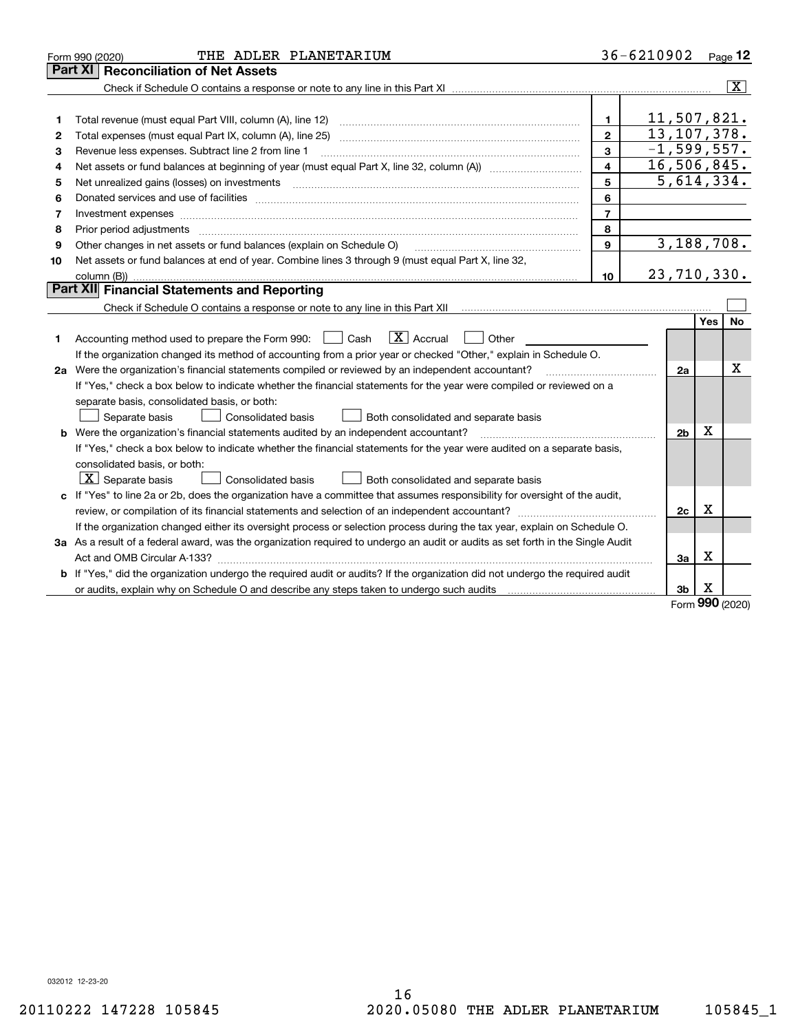Form 990 (2020) THE ADLER PLANETARIUM 36-6210902 Page 12

## Part XI Reconciliation of Net Assets

Check if Schedule O contains a response or note to any line in this Part XI .......... [X]

| | | | |
|---|---|---|---|
| 1 | Total revenue (must equal Part VIII, column (A), line 12) | 1 | 11,507,821. |
| 2 | Total expenses (must equal Part IX, column (A), line 25) | 2 | 13,107,378. |
| 3 | Revenue less expenses. Subtract line 2 from line 1 | 3 | -1,599,557. |
| 4 | Net assets or fund balances at beginning of year (must equal Part X, line 32, column (A)) | 4 | 16,506,845. |
| 5 | Net unrealized gains (losses) on investments | 5 | 5,614,334. |
| 6 | Donated services and use of facilities | 6 | |
| 7 | Investment expenses | 7 | |
| 8 | Prior period adjustments | 8 | |
| 9 | Other changes in net assets or fund balances (explain on Schedule O) | 9 | 3,188,708. |
| 10 | Net assets or fund balances at end of year. Combine lines 3 through 9 (must equal Part X, line 32, column (B)) | 10 | 23,710,330. |

## Part XII Financial Statements and Reporting

Check if Schedule O contains a response or note to any line in this Part XII .......... [ ]

| | | | Yes | No |
|---|---|---|---|---|
| 1 | Accounting method used to prepare the Form 990: [ ] Cash [X] Accrual [ ] Other<br>If the organization changed its method of accounting from a prior year or checked "Other," explain in Schedule O. | | | |
| 2a | Were the organization's financial statements compiled or reviewed by an independent accountant?<br>If "Yes," check a box below to indicate whether the financial statements for the year were compiled or reviewed on a separate basis, consolidated basis, or both:<br>[ ] Separate basis [ ] Consolidated basis [ ] Both consolidated and separate basis | 2a | | X |
| b | Were the organization's financial statements audited by an independent accountant?<br>If "Yes," check a box below to indicate whether the financial statements for the year were audited on a separate basis, consolidated basis, or both:<br>[X] Separate basis [ ] Consolidated basis [ ] Both consolidated and separate basis | 2b | X | |
| c | If "Yes" to line 2a or 2b, does the organization have a committee that assumes responsibility for oversight of the audit, review, or compilation of its financial statements and selection of an independent accountant?<br>If the organization changed either its oversight process or selection process during the tax year, explain on Schedule O. | 2c | X | |
| 3a | As a result of a federal award, was the organization required to undergo an audit or audits as set forth in the Single Audit Act and OMB Circular A-133? | 3a | X | |
| b | If "Yes," did the organization undergo the required audit or audits? If the organization did not undergo the required audit or audits, explain why on Schedule O and describe any steps taken to undergo such audits | 3b | X | |

Form 990 (2020)

032012 12-23-20

20110222 147228 105845 2020.05080 THE ADLER PLANETARIUM 105845_1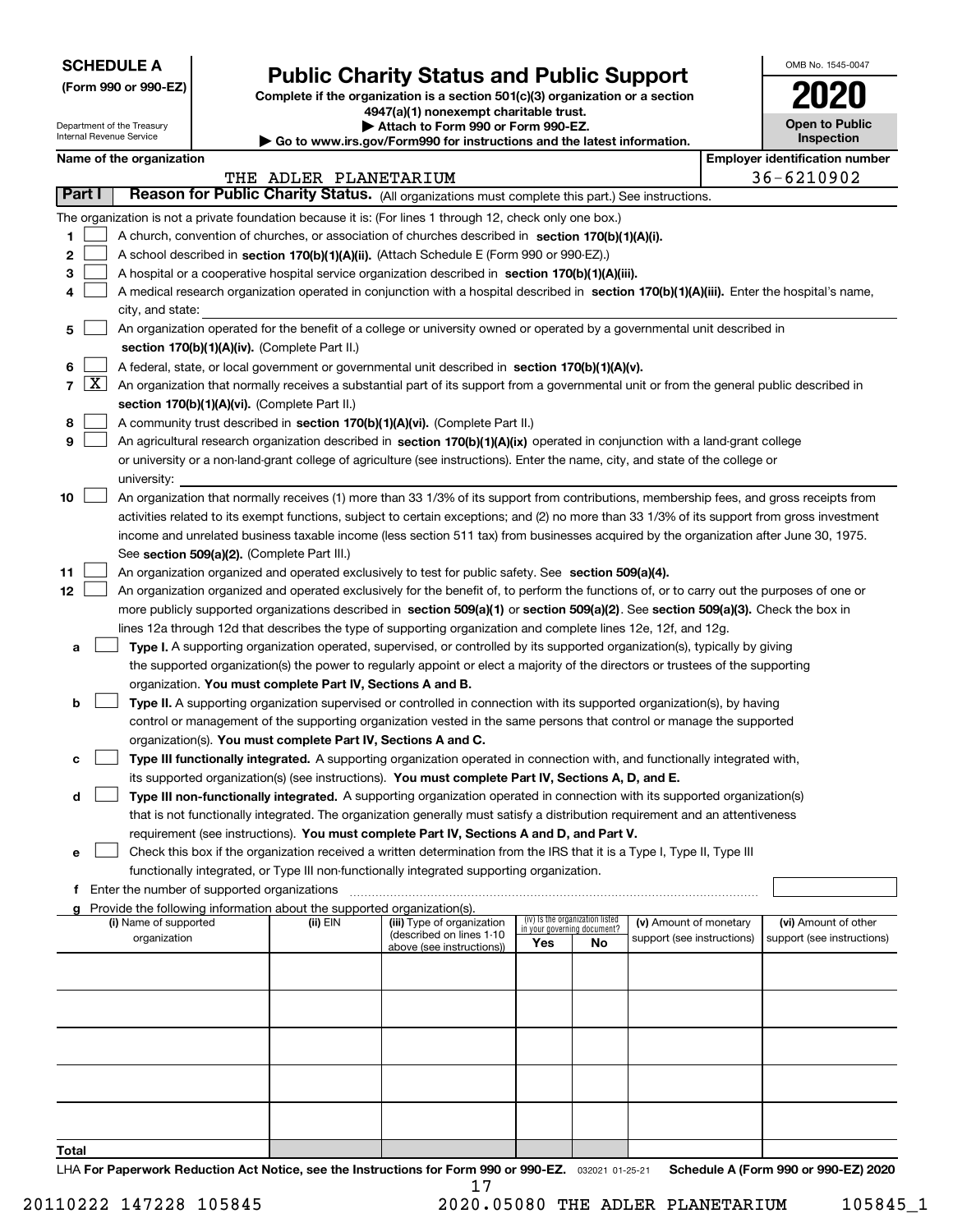**SCHEDULE A**
**(Form 990 or 990-EZ)**

Department of the Treasury
Internal Revenue Service

# Public Charity Status and Public Support

**Complete if the organization is a section 501(c)(3) organization or a section 4947(a)(1) nonexempt charitable trust.**
**▶ Attach to Form 990 or Form 990-EZ.**
**▶ Go to www.irs.gov/Form990 for instructions and the latest information.**

OMB No. 1545-0047
**2020**
**Open to Public Inspection**

**Name of the organization:** THE ADLER PLANETARIUM
**Employer identification number:** 36-6210902

## Part I — Reason for Public Charity Status. (All organizations must complete this part.) See instructions.

The organization is not a private foundation because it is: (For lines 1 through 12, check only one box.)

1. ☐ A church, convention of churches, or association of churches described in **section 170(b)(1)(A)(i).**
2. ☐ A school described in **section 170(b)(1)(A)(ii).** (Attach Schedule E (Form 990 or 990-EZ).)
3. ☐ A hospital or a cooperative hospital service organization described in **section 170(b)(1)(A)(iii).**
4. ☐ A medical research organization operated in conjunction with a hospital described in **section 170(b)(1)(A)(iii).** Enter the hospital's name, city, and state:
5. ☐ An organization operated for the benefit of a college or university owned or operated by a governmental unit described in **section 170(b)(1)(A)(iv).** (Complete Part II.)
6. ☐ A federal, state, or local government or governmental unit described in **section 170(b)(1)(A)(v).**
7. ☒ An organization that normally receives a substantial part of its support from a governmental unit or from the general public described in **section 170(b)(1)(A)(vi).** (Complete Part II.)
8. ☐ A community trust described in **section 170(b)(1)(A)(vi).** (Complete Part II.)
9. ☐ An agricultural research organization described in **section 170(b)(1)(A)(ix)** operated in conjunction with a land-grant college or university or a non-land-grant college of agriculture (see instructions). Enter the name, city, and state of the college or university:
10. ☐ An organization that normally receives (1) more than 33 1/3% of its support from contributions, membership fees, and gross receipts from activities related to its exempt functions, subject to certain exceptions; and (2) no more than 33 1/3% of its support from gross investment income and unrelated business taxable income (less section 511 tax) from businesses acquired by the organization after June 30, 1975. See **section 509(a)(2).** (Complete Part III.)
11. ☐ An organization organized and operated exclusively to test for public safety. See **section 509(a)(4).**
12. ☐ An organization organized and operated exclusively for the benefit of, to perform the functions of, or to carry out the purposes of one or more publicly supported organizations described in **section 509(a)(1)** or **section 509(a)(2)**. See **section 509(a)(3).** Check the box in lines 12a through 12d that describes the type of supporting organization and complete lines 12e, 12f, and 12g.
   - **a** ☐ **Type I.** A supporting organization operated, supervised, or controlled by its supported organization(s), typically by giving the supported organization(s) the power to regularly appoint or elect a majority of the directors or trustees of the supporting organization. **You must complete Part IV, Sections A and B.**
   - **b** ☐ **Type II.** A supporting organization supervised or controlled in connection with its supported organization(s), by having control or management of the supporting organization vested in the same persons that control or manage the supported organization(s). **You must complete Part IV, Sections A and C.**
   - **c** ☐ **Type III functionally integrated.** A supporting organization operated in connection with, and functionally integrated with, its supported organization(s) (see instructions). **You must complete Part IV, Sections A, D, and E.**
   - **d** ☐ **Type III non-functionally integrated.** A supporting organization operated in connection with its supported organization(s) that is not functionally integrated. The organization generally must satisfy a distribution requirement and an attentiveness requirement (see instructions). **You must complete Part IV, Sections A and D, and Part V.**
   - **e** ☐ Check this box if the organization received a written determination from the IRS that it is a Type I, Type II, Type III functionally integrated, or Type III non-functionally integrated supporting organization.
   - **f** Enter the number of supported organizations
   - **g** Provide the following information about the supported organization(s).

| (i) Name of supported organization | (ii) EIN | (iii) Type of organization (described on lines 1-10 above (see instructions)) | (iv) Is the organization listed in your governing document? Yes | No | (v) Amount of monetary support (see instructions) | (vi) Amount of other support (see instructions) |
|---|---|---|---|---|---|---|
| | | | | | | |
| | | | | | | |
| | | | | | | |
| | | | | | | |
| | | | | | | |
| **Total** | | | | | | |

LHA **For Paperwork Reduction Act Notice, see the Instructions for Form 990 or 990-EZ.** 032021 01-25-21 **Schedule A (Form 990 or 990-EZ) 2020**

20110222 147228 105845 2020.05080 THE ADLER PLANETARIUM 105845_1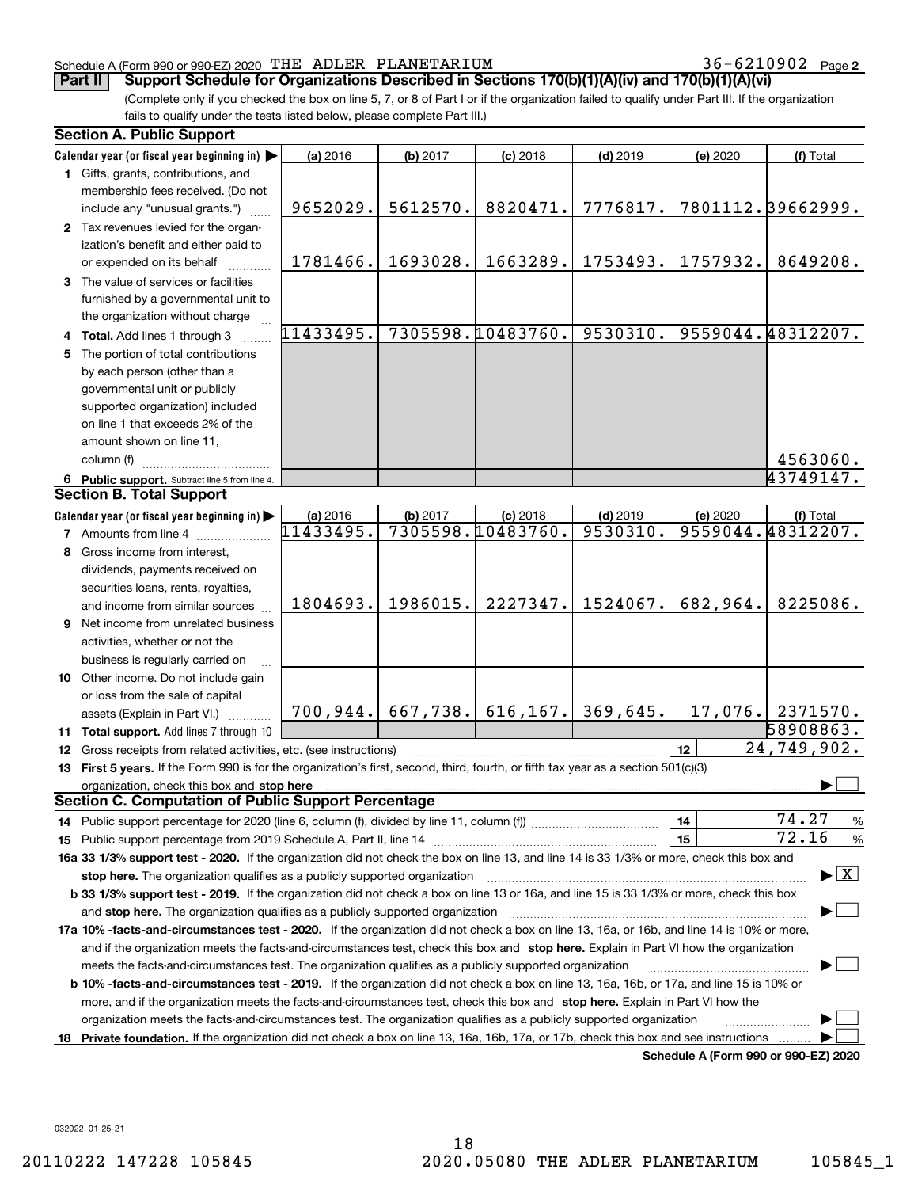Schedule A (Form 990 or 990-EZ) 2020 THE ADLER PLANETARIUM 36-6210902 Page 2

**Part II Support Schedule for Organizations Described in Sections 170(b)(1)(A)(iv) and 170(b)(1)(A)(vi)**

(Complete only if you checked the box on line 5, 7, or 8 of Part I or if the organization failed to qualify under Part III. If the organization fails to qualify under the tests listed below, please complete Part III.)

**Section A. Public Support**

| Calendar year (or fiscal year beginning in) ▶ | (a) 2016 | (b) 2017 | (c) 2018 | (d) 2019 | (e) 2020 | (f) Total |
|---|---|---|---|---|---|---|
| **1** Gifts, grants, contributions, and membership fees received. (Do not include any "unusual grants.") | 9652029. | 5612570. | 8820471. | 7776817. | 7801112. | 39662999. |
| **2** Tax revenues levied for the organization's benefit and either paid to or expended on its behalf | 1781466. | 1693028. | 1663289. | 1753493. | 1757932. | 8649208. |
| **3** The value of services or facilities furnished by a governmental unit to the organization without charge | | | | | | |
| **4 Total.** Add lines 1 through 3 | 11433495. | 7305598. | 10483760. | 9530310. | 9559044. | 48312207. |
| **5** The portion of total contributions by each person (other than a governmental unit or publicly supported organization) included on line 1 that exceeds 2% of the amount shown on line 11, column (f) | | | | | | 4563060. |
| **6 Public support.** Subtract line 5 from line 4. | | | | | | 43749147. |

**Section B. Total Support**

| Calendar year (or fiscal year beginning in) ▶ | (a) 2016 | (b) 2017 | (c) 2018 | (d) 2019 | (e) 2020 | (f) Total |
|---|---|---|---|---|---|---|
| **7** Amounts from line 4 | 11433495. | 7305598. | 10483760. | 9530310. | 9559044. | 48312207. |
| **8** Gross income from interest, dividends, payments received on securities loans, rents, royalties, and income from similar sources | 1804693. | 1986015. | 2227347. | 1524067. | 682,964. | 8225086. |
| **9** Net income from unrelated business activities, whether or not the business is regularly carried on | | | | | | |
| **10** Other income. Do not include gain or loss from the sale of capital assets (Explain in Part VI.) | 700,944. | 667,738. | 616,167. | 369,645. | 17,076. | 2371570. |
| **11 Total support.** Add lines 7 through 10 | | | | | | 58908863. |

**12** Gross receipts from related activities, etc. (see instructions) — **12** — 24,749,902.

**13 First 5 years.** If the Form 990 is for the organization's first, second, third, fourth, or fifth tax year as a section 501(c)(3) organization, check this box and **stop here** ▶ ☐

**Section C. Computation of Public Support Percentage**

**14** Public support percentage for 2020 (line 6, column (f), divided by line 11, column (f)) — **14** — 74.27 %

**15** Public support percentage from 2019 Schedule A, Part II, line 14 — **15** — 72.16 %

**16a 33 1/3% support test - 2020.** If the organization did not check the box on line 13, and line 14 is 33 1/3% or more, check this box and **stop here.** The organization qualifies as a publicly supported organization ▶ ☒

**b 33 1/3% support test - 2019.** If the organization did not check a box on line 13 or 16a, and line 15 is 33 1/3% or more, check this box and **stop here.** The organization qualifies as a publicly supported organization ▶ ☐

**17a 10% -facts-and-circumstances test - 2020.** If the organization did not check a box on line 13, 16a, or 16b, and line 14 is 10% or more, and if the organization meets the facts-and-circumstances test, check this box and **stop here.** Explain in Part VI how the organization meets the facts-and-circumstances test. The organization qualifies as a publicly supported organization ▶ ☐

**b 10% -facts-and-circumstances test - 2019.** If the organization did not check a box on line 13, 16a, 16b, or 17a, and line 15 is 10% or more, and if the organization meets the facts-and-circumstances test, check this box and **stop here.** Explain in Part VI how the organization meets the facts-and-circumstances test. The organization qualifies as a publicly supported organization ▶ ☐

**18 Private foundation.** If the organization did not check a box on line 13, 16a, 16b, 17a, or 17b, check this box and see instructions ▶ ☐

**Schedule A (Form 990 or 990-EZ) 2020**

032022 01-25-21

20110222 147228 105845 2020.05080 THE ADLER PLANETARIUM 105845_1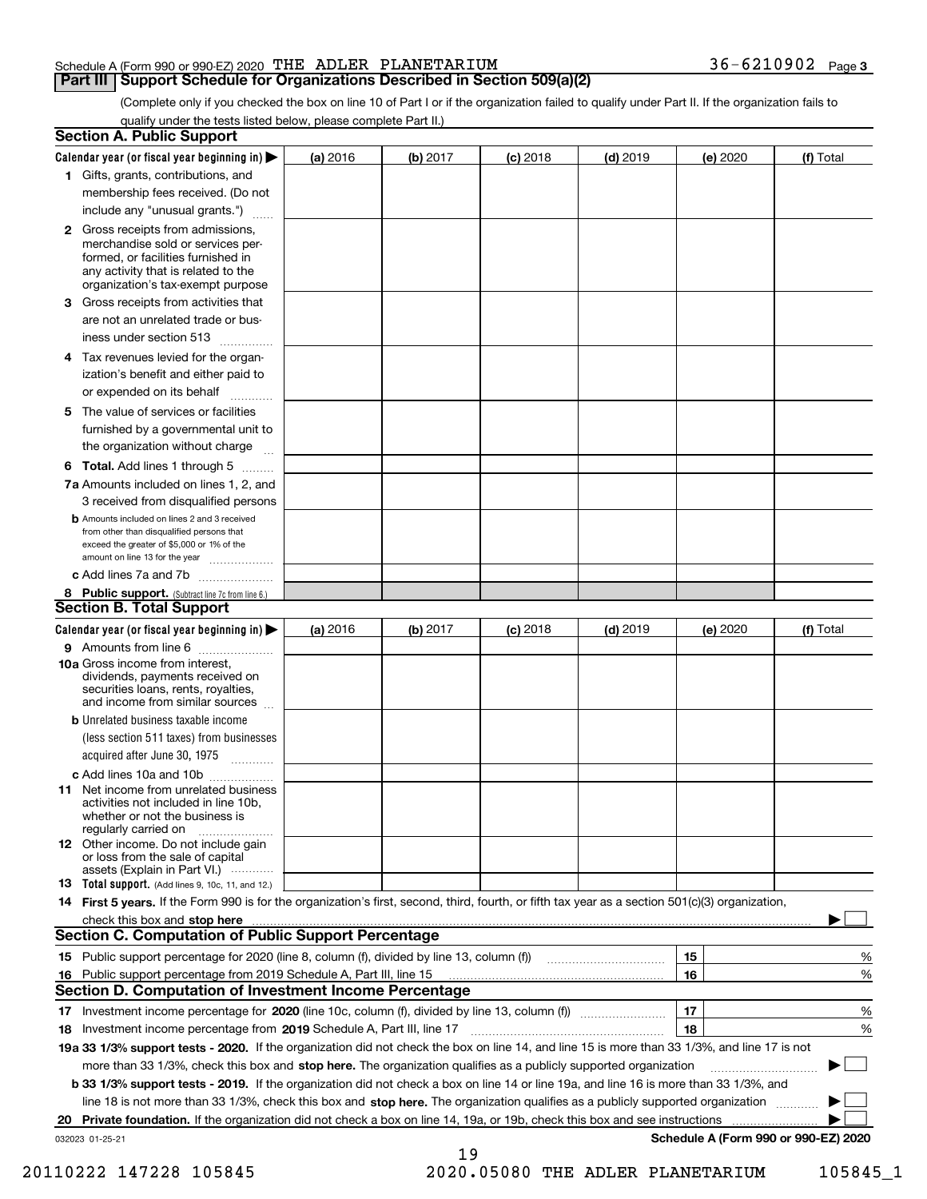Schedule A (Form 990 or 990-EZ) 2020 THE ADLER PLANETARIUM 36-6210902 Page 3

## Part III Support Schedule for Organizations Described in Section 509(a)(2)

(Complete only if you checked the box on line 10 of Part I or if the organization failed to qualify under Part II. If the organization fails to qualify under the tests listed below, please complete Part II.)

### Section A. Public Support

| Calendar year (or fiscal year beginning in) ▶ | (a) 2016 | (b) 2017 | (c) 2018 | (d) 2019 | (e) 2020 | (f) Total |
|---|---|---|---|---|---|---|
| 1 Gifts, grants, contributions, and membership fees received. (Do not include any "unusual grants.") | | | | | | |
| 2 Gross receipts from admissions, merchandise sold or services performed, or facilities furnished in any activity that is related to the organization's tax-exempt purpose | | | | | | |
| 3 Gross receipts from activities that are not an unrelated trade or business under section 513 | | | | | | |
| 4 Tax revenues levied for the organization's benefit and either paid to or expended on its behalf | | | | | | |
| 5 The value of services or facilities furnished by a governmental unit to the organization without charge | | | | | | |
| 6 **Total.** Add lines 1 through 5 | | | | | | |
| 7a Amounts included on lines 1, 2, and 3 received from disqualified persons | | | | | | |
| b Amounts included on lines 2 and 3 received from other than disqualified persons that exceed the greater of $5,000 or 1% of the amount on line 13 for the year | | | | | | |
| c Add lines 7a and 7b | | | | | | |
| 8 **Public support.** (Subtract line 7c from line 6.) | | | | | | |

### Section B. Total Support

| Calendar year (or fiscal year beginning in) ▶ | (a) 2016 | (b) 2017 | (c) 2018 | (d) 2019 | (e) 2020 | (f) Total |
|---|---|---|---|---|---|---|
| 9 Amounts from line 6 | | | | | | |
| 10a Gross income from interest, dividends, payments received on securities loans, rents, royalties, and income from similar sources | | | | | | |
| b Unrelated business taxable income (less section 511 taxes) from businesses acquired after June 30, 1975 | | | | | | |
| c Add lines 10a and 10b | | | | | | |
| 11 Net income from unrelated business activities not included in line 10b, whether or not the business is regularly carried on | | | | | | |
| 12 Other income. Do not include gain or loss from the sale of capital assets (Explain in Part VI.) | | | | | | |
| 13 **Total support.** (Add lines 9, 10c, 11, and 12.) | | | | | | |

14 **First 5 years.** If the Form 990 is for the organization's first, second, third, fourth, or fifth tax year as a section 501(c)(3) organization, check this box and **stop here** ▶ ☐

### Section C. Computation of Public Support Percentage

| | | | |
|---|---|---|---|
| 15 | Public support percentage for 2020 (line 8, column (f), divided by line 13, column (f)) | 15 | % |
| 16 | Public support percentage from 2019 Schedule A, Part III, line 15 | 16 | % |

### Section D. Computation of Investment Income Percentage

| | | | |
|---|---|---|---|
| 17 | Investment income percentage for **2020** (line 10c, column (f), divided by line 13, column (f)) | 17 | % |
| 18 | Investment income percentage from **2019** Schedule A, Part III, line 17 | 18 | % |

**19a 33 1/3% support tests - 2020.** If the organization did not check the box on line 14, and line 15 is more than 33 1/3%, and line 17 is not more than 33 1/3%, check this box and **stop here.** The organization qualifies as a publicly supported organization ▶ ☐

**b 33 1/3% support tests - 2019.** If the organization did not check a box on line 14 or line 19a, and line 16 is more than 33 1/3%, and line 18 is not more than 33 1/3%, check this box and **stop here.** The organization qualifies as a publicly supported organization ▶ ☐

**20 Private foundation.** If the organization did not check a box on line 14, 19a, or 19b, check this box and see instructions ▶ ☐

032023 01-25-21

Schedule A (Form 990 or 990-EZ) 2020

20110222 147228 105845 2020.05080 THE ADLER PLANETARIUM 105845_1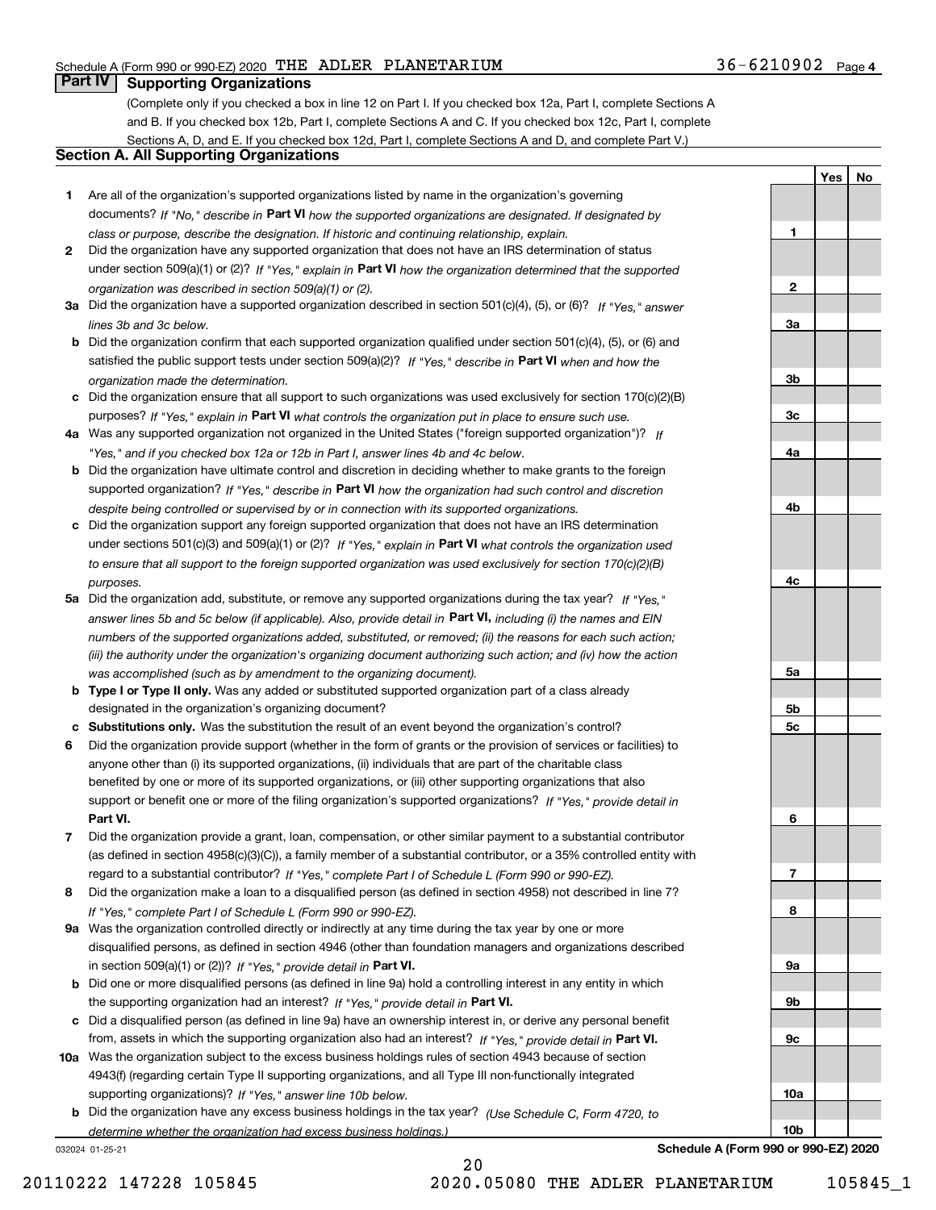Schedule A (Form 990 or 990-EZ) 2020 THE ADLER PLANETARIUM 36-6210902 Page 4

## Part IV Supporting Organizations

(Complete only if you checked a box in line 12 on Part I. If you checked box 12a, Part I, complete Sections A and B. If you checked box 12b, Part I, complete Sections A and C. If you checked box 12c, Part I, complete Sections A, D, and E. If you checked box 12d, Part I, complete Sections A and D, and complete Part V.)

### Section A. All Supporting Organizations

| | | | Yes | No |
|---|---|---|---|---|
| **1** | Are all of the organization's supported organizations listed by name in the organization's governing documents? *If "No," describe in* **Part VI** *how the supported organizations are designated. If designated by class or purpose, describe the designation. If historic and continuing relationship, explain.* | **1** | | |
| **2** | Did the organization have any supported organization that does not have an IRS determination of status under section 509(a)(1) or (2)? *If "Yes," explain in* **Part VI** *how the organization determined that the supported organization was described in section 509(a)(1) or (2).* | **2** | | |
| **3a** | Did the organization have a supported organization described in section 501(c)(4), (5), or (6)? *If "Yes," answer lines 3b and 3c below.* | **3a** | | |
| **b** | Did the organization confirm that each supported organization qualified under section 501(c)(4), (5), or (6) and satisfied the public support tests under section 509(a)(2)? *If "Yes," describe in* **Part VI** *when and how the organization made the determination.* | **3b** | | |
| **c** | Did the organization ensure that all support to such organizations was used exclusively for section 170(c)(2)(B) purposes? *If "Yes," explain in* **Part VI** *what controls the organization put in place to ensure such use.* | **3c** | | |
| **4a** | Was any supported organization not organized in the United States ("foreign supported organization")? *If "Yes," and if you checked box 12a or 12b in Part I, answer lines 4b and 4c below.* | **4a** | | |
| **b** | Did the organization have ultimate control and discretion in deciding whether to make grants to the foreign supported organization? *If "Yes," describe in* **Part VI** *how the organization had such control and discretion despite being controlled or supervised by or in connection with its supported organizations.* | **4b** | | |
| **c** | Did the organization support any foreign supported organization that does not have an IRS determination under sections 501(c)(3) and 509(a)(1) or (2)? *If "Yes," explain in* **Part VI** *what controls the organization used to ensure that all support to the foreign supported organization was used exclusively for section 170(c)(2)(B) purposes.* | **4c** | | |
| **5a** | Did the organization add, substitute, or remove any supported organizations during the tax year? *If "Yes," answer lines 5b and 5c below (if applicable). Also, provide detail in* **Part VI,** *including (i) the names and EIN numbers of the supported organizations added, substituted, or removed; (ii) the reasons for each such action; (iii) the authority under the organization's organizing document authorizing such action; and (iv) how the action was accomplished (such as by amendment to the organizing document).* | **5a** | | |
| **b** | **Type I or Type II only.** Was any added or substituted supported organization part of a class already designated in the organization's organizing document? | **5b** | | |
| **c** | **Substitutions only.** Was the substitution the result of an event beyond the organization's control? | **5c** | | |
| **6** | Did the organization provide support (whether in the form of grants or the provision of services or facilities) to anyone other than (i) its supported organizations, (ii) individuals that are part of the charitable class benefited by one or more of its supported organizations, or (iii) other supporting organizations that also support or benefit one or more of the filing organization's supported organizations? *If "Yes," provide detail in* **Part VI.** | **6** | | |
| **7** | Did the organization provide a grant, loan, compensation, or other similar payment to a substantial contributor (as defined in section 4958(c)(3)(C)), a family member of a substantial contributor, or a 35% controlled entity with regard to a substantial contributor? *If "Yes," complete Part I of Schedule L (Form 990 or 990-EZ).* | **7** | | |
| **8** | Did the organization make a loan to a disqualified person (as defined in section 4958) not described in line 7? *If "Yes," complete Part I of Schedule L (Form 990 or 990-EZ).* | **8** | | |
| **9a** | Was the organization controlled directly or indirectly at any time during the tax year by one or more disqualified persons, as defined in section 4946 (other than foundation managers and organizations described in section 509(a)(1) or (2))? *If "Yes," provide detail in* **Part VI.** | **9a** | | |
| **b** | Did one or more disqualified persons (as defined in line 9a) hold a controlling interest in any entity in which the supporting organization had an interest? *If "Yes," provide detail in* **Part VI.** | **9b** | | |
| **c** | Did a disqualified person (as defined in line 9a) have an ownership interest in, or derive any personal benefit from, assets in which the supporting organization also had an interest? *If "Yes," provide detail in* **Part VI.** | **9c** | | |
| **10a** | Was the organization subject to the excess business holdings rules of section 4943 because of section 4943(f) (regarding certain Type II supporting organizations, and all Type III non-functionally integrated supporting organizations)? *If "Yes," answer line 10b below.* | **10a** | | |
| **b** | Did the organization have any excess business holdings in the tax year? *(Use Schedule C, Form 4720, to determine whether the organization had excess business holdings.)* | **10b** | | |

032024 01-25-21

**Schedule A (Form 990 or 990-EZ) 2020**

20110222 147228 105845 2020.05080 THE ADLER PLANETARIUM 105845_1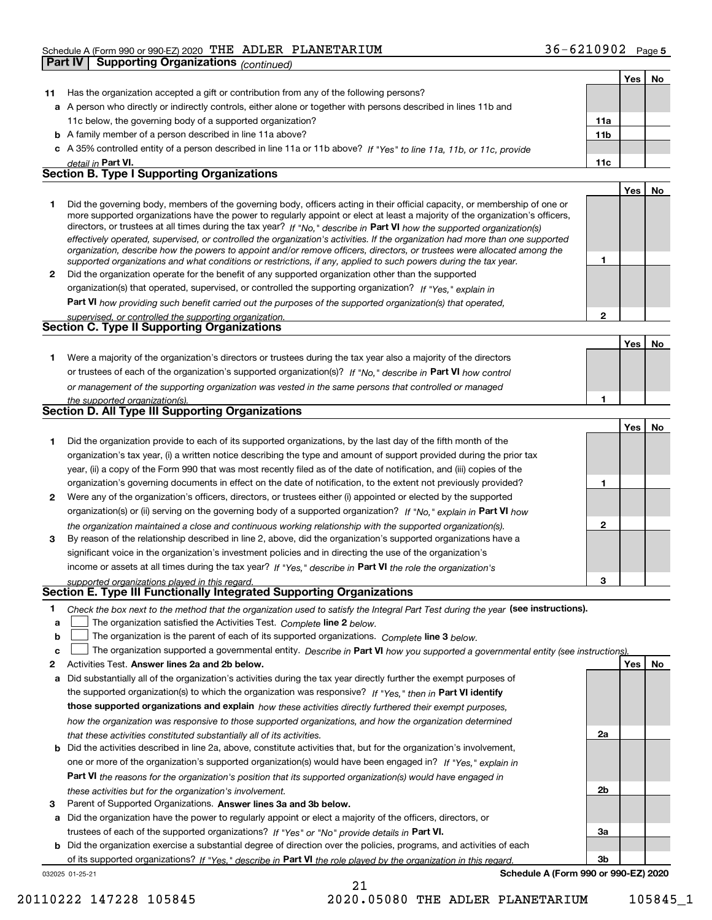Schedule A (Form 990 or 990-EZ) 2020 THE ADLER PLANETARIUM 36-6210902 Page **5**

**Part IV | Supporting Organizations** *(continued)*

| | | | Yes | No |
|---|---|---|---|---|
| **11** | Has the organization accepted a gift or contribution from any of the following persons? | | | |
| **a** | A person who directly or indirectly controls, either alone or together with persons described in lines 11b and 11c below, the governing body of a supported organization? | **11a** | | |
| **b** | A family member of a person described in line 11a above? | **11b** | | |
| **c** | A 35% controlled entity of a person described in line 11a or 11b above? *If "Yes" to line 11a, 11b, or 11c, provide detail in* **Part VI.** | **11c** | | |

**Section B. Type I Supporting Organizations**

| | | | Yes | No |
|---|---|---|---|---|
| **1** | Did the governing body, members of the governing body, officers acting in their official capacity, or membership of one or more supported organizations have the power to regularly appoint or elect at least a majority of the organization's officers, directors, or trustees at all times during the tax year? *If "No," describe in* **Part VI** *how the supported organization(s) effectively operated, supervised, or controlled the organization's activities. If the organization had more than one supported organization, describe how the powers to appoint and/or remove officers, directors, or trustees were allocated among the supported organizations and what conditions or restrictions, if any, applied to such powers during the tax year.* | **1** | | |
| **2** | Did the organization operate for the benefit of any supported organization other than the supported organization(s) that operated, supervised, or controlled the supporting organization? *If "Yes," explain in* **Part VI** *how providing such benefit carried out the purposes of the supported organization(s) that operated, supervised, or controlled the supporting organization.* | **2** | | |

**Section C. Type II Supporting Organizations**

| | | | Yes | No |
|---|---|---|---|---|
| **1** | Were a majority of the organization's directors or trustees during the tax year also a majority of the directors or trustees of each of the organization's supported organization(s)? *If "No," describe in* **Part VI** *how control or management of the supporting organization was vested in the same persons that controlled or managed the supported organization(s).* | **1** | | |

**Section D. All Type III Supporting Organizations**

| | | | Yes | No |
|---|---|---|---|---|
| **1** | Did the organization provide to each of its supported organizations, by the last day of the fifth month of the organization's tax year, (i) a written notice describing the type and amount of support provided during the prior tax year, (ii) a copy of the Form 990 that was most recently filed as of the date of notification, and (iii) copies of the organization's governing documents in effect on the date of notification, to the extent not previously provided? | **1** | | |
| **2** | Were any of the organization's officers, directors, or trustees either (i) appointed or elected by the supported organization(s) or (ii) serving on the governing body of a supported organization? *If "No," explain in* **Part VI** *how the organization maintained a close and continuous working relationship with the supported organization(s).* | **2** | | |
| **3** | By reason of the relationship described in line 2, above, did the organization's supported organizations have a significant voice in the organization's investment policies and in directing the use of the organization's income or assets at all times during the tax year? *If "Yes," describe in* **Part VI** *the role the organization's supported organizations played in this regard.* | **3** | | |

**Section E. Type III Functionally Integrated Supporting Organizations**

**1** *Check the box next to the method that the organization used to satisfy the Integral Part Test during the year* **(see instructions).**

**a** ☐ The organization satisfied the Activities Test. *Complete* **line 2** *below.*

**b** ☐ The organization is the parent of each of its supported organizations. *Complete* **line 3** *below.*

**c** ☐ The organization supported a governmental entity. *Describe in* **Part VI** *how you supported a governmental entity (see instructions).*

| | | | Yes | No |
|---|---|---|---|---|
| **2** | Activities Test. **Answer lines 2a and 2b below.** | | | |
| **a** | Did substantially all of the organization's activities during the tax year directly further the exempt purposes of the supported organization(s) to which the organization was responsive? *If "Yes," then in* **Part VI identify those supported organizations and explain** *how these activities directly furthered their exempt purposes, how the organization was responsive to those supported organizations, and how the organization determined that these activities constituted substantially all of its activities.* | **2a** | | |
| **b** | Did the activities described in line 2a, above, constitute activities that, but for the organization's involvement, one or more of the organization's supported organization(s) would have been engaged in? *If "Yes," explain in* **Part VI** *the reasons for the organization's position that its supported organization(s) would have engaged in these activities but for the organization's involvement.* | **2b** | | |
| **3** | Parent of Supported Organizations. **Answer lines 3a and 3b below.** | | | |
| **a** | Did the organization have the power to regularly appoint or elect a majority of the officers, directors, or trustees of each of the supported organizations? *If "Yes" or "No" provide details in* **Part VI.** | **3a** | | |
| **b** | Did the organization exercise a substantial degree of direction over the policies, programs, and activities of each of its supported organizations? *If "Yes," describe in* **Part VI** *the role played by the organization in this regard.* | **3b** | | |

032025 01-25-21 **Schedule A (Form 990 or 990-EZ) 2020**

20110222 147228 105845 2020.05080 THE ADLER PLANETARIUM 105845_1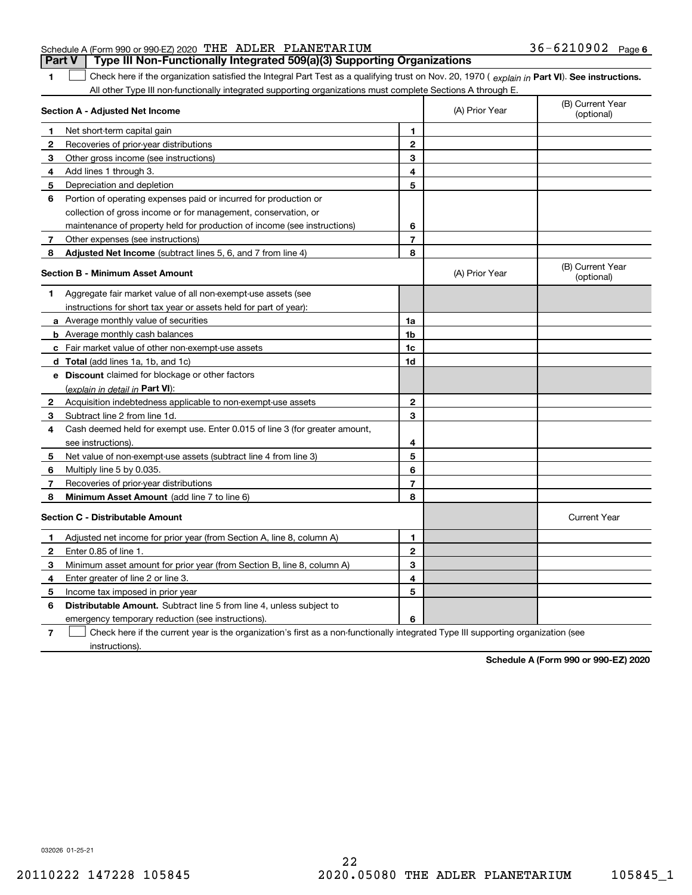Schedule A (Form 990 or 990-EZ) 2020 THE ADLER PLANETARIUM 36-6210902 Page 6

## Part V Type III Non-Functionally Integrated 509(a)(3) Supporting Organizations

1 ☐ Check here if the organization satisfied the Integral Part Test as a qualifying trust on Nov. 20, 1970 ( *explain in* **Part VI**). **See instructions.** All other Type III non-functionally integrated supporting organizations must complete Sections A through E.

| **Section A - Adjusted Net Income** | | (A) Prior Year | (B) Current Year (optional) |
|---|---|---|---|
| **1** Net short-term capital gain | 1 | | |
| **2** Recoveries of prior-year distributions | 2 | | |
| **3** Other gross income (see instructions) | 3 | | |
| **4** Add lines 1 through 3. | 4 | | |
| **5** Depreciation and depletion | 5 | | |
| **6** Portion of operating expenses paid or incurred for production or collection of gross income or for management, conservation, or maintenance of property held for production of income (see instructions) | 6 | | |
| **7** Other expenses (see instructions) | 7 | | |
| **8** **Adjusted Net Income** (subtract lines 5, 6, and 7 from line 4) | 8 | | |

| **Section B - Minimum Asset Amount** | | (A) Prior Year | (B) Current Year (optional) |
|---|---|---|---|
| **1** Aggregate fair market value of all non-exempt-use assets (see instructions for short tax year or assets held for part of year): | | | |
| **a** Average monthly value of securities | 1a | | |
| **b** Average monthly cash balances | 1b | | |
| **c** Fair market value of other non-exempt-use assets | 1c | | |
| **d** **Total** (add lines 1a, 1b, and 1c) | 1d | | |
| **e** **Discount** claimed for blockage or other factors (*explain in detail in* **Part VI**): | | | |
| **2** Acquisition indebtedness applicable to non-exempt-use assets | 2 | | |
| **3** Subtract line 2 from line 1d. | 3 | | |
| **4** Cash deemed held for exempt use. Enter 0.015 of line 3 (for greater amount, see instructions). | 4 | | |
| **5** Net value of non-exempt-use assets (subtract line 4 from line 3) | 5 | | |
| **6** Multiply line 5 by 0.035. | 6 | | |
| **7** Recoveries of prior-year distributions | 7 | | |
| **8** **Minimum Asset Amount** (add line 7 to line 6) | 8 | | |

| **Section C - Distributable Amount** | | | Current Year |
|---|---|---|---|
| **1** Adjusted net income for prior year (from Section A, line 8, column A) | 1 | | |
| **2** Enter 0.85 of line 1. | 2 | | |
| **3** Minimum asset amount for prior year (from Section B, line 8, column A) | 3 | | |
| **4** Enter greater of line 2 or line 3. | 4 | | |
| **5** Income tax imposed in prior year | 5 | | |
| **6** **Distributable Amount.** Subtract line 5 from line 4, unless subject to emergency temporary reduction (see instructions). | 6 | | |

7 ☐ Check here if the current year is the organization's first as a non-functionally integrated Type III supporting organization (see instructions).

**Schedule A (Form 990 or 990-EZ) 2020**

032026 01-25-21

20110222 147228 105845 2020.05080 THE ADLER PLANETARIUM 105845_1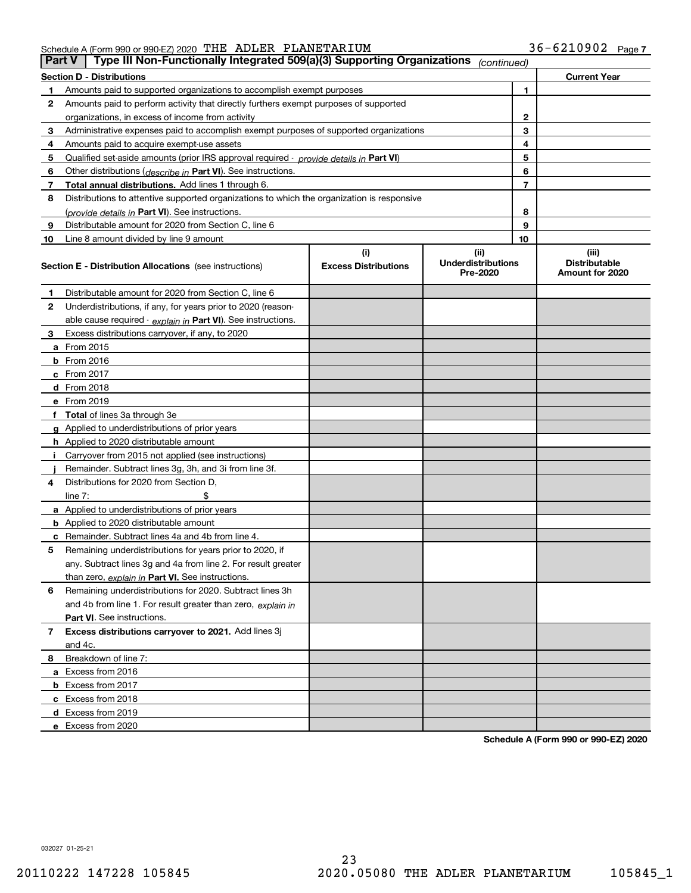Schedule A (Form 990 or 990-EZ) 2020 THE ADLER PLANETARIUM 36-6210902 Page 7

## Part V | Type III Non-Functionally Integrated 509(a)(3) Supporting Organizations *(continued)*

| Section D - Distributions | | | Current Year |
|---|---|---|---|
| 1 | Amounts paid to supported organizations to accomplish exempt purposes | 1 | |
| 2 | Amounts paid to perform activity that directly furthers exempt purposes of supported organizations, in excess of income from activity | 2 | |
| 3 | Administrative expenses paid to accomplish exempt purposes of supported organizations | 3 | |
| 4 | Amounts paid to acquire exempt-use assets | 4 | |
| 5 | Qualified set-aside amounts (prior IRS approval required - *provide details in* **Part VI**) | 5 | |
| 6 | Other distributions (*describe in* **Part VI**). See instructions. | 6 | |
| 7 | **Total annual distributions.** Add lines 1 through 6. | 7 | |
| 8 | Distributions to attentive supported organizations to which the organization is responsive (*provide details in* **Part VI**). See instructions. | 8 | |
| 9 | Distributable amount for 2020 from Section C, line 6 | 9 | |
| 10 | Line 8 amount divided by line 9 amount | 10 | |

| | **Section E - Distribution Allocations** (see instructions) | (i) Excess Distributions | (ii) Underdistributions Pre-2020 | (iii) Distributable Amount for 2020 |
|---|---|---|---|---|
| 1 | Distributable amount for 2020 from Section C, line 6 | | | |
| 2 | Underdistributions, if any, for years prior to 2020 (reasonable cause required - *explain in* **Part VI**). See instructions. | | | |
| 3 | Excess distributions carryover, if any, to 2020 | | | |
| a | From 2015 | | | |
| b | From 2016 | | | |
| c | From 2017 | | | |
| d | From 2018 | | | |
| e | From 2019 | | | |
| f | **Total** of lines 3a through 3e | | | |
| g | Applied to underdistributions of prior years | | | |
| h | Applied to 2020 distributable amount | | | |
| i | Carryover from 2015 not applied (see instructions) | | | |
| j | Remainder. Subtract lines 3g, 3h, and 3i from line 3f. | | | |
| 4 | Distributions for 2020 from Section D, line 7: $ | | | |
| a | Applied to underdistributions of prior years | | | |
| b | Applied to 2020 distributable amount | | | |
| c | Remainder. Subtract lines 4a and 4b from line 4. | | | |
| 5 | Remaining underdistributions for years prior to 2020, if any. Subtract lines 3g and 4a from line 2. For result greater than zero, *explain in* **Part VI.** See instructions. | | | |
| 6 | Remaining underdistributions for 2020. Subtract lines 3h and 4b from line 1. For result greater than zero, *explain in* **Part VI**. See instructions. | | | |
| 7 | **Excess distributions carryover to 2021.** Add lines 3j and 4c. | | | |
| 8 | Breakdown of line 7: | | | |
| a | Excess from 2016 | | | |
| b | Excess from 2017 | | | |
| c | Excess from 2018 | | | |
| d | Excess from 2019 | | | |
| e | Excess from 2020 | | | |

**Schedule A (Form 990 or 990-EZ) 2020**

032027 01-25-21

20110222 147228 105845 2020.05080 THE ADLER PLANETARIUM 105845_1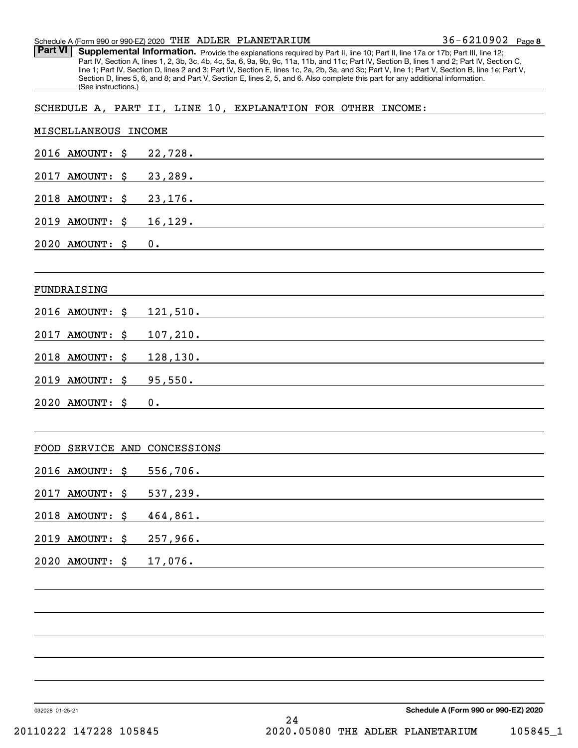**Part VI** **Supplemental Information.** Provide the explanations required by Part II, line 10; Part II, line 17a or 17b; Part III, line 12; Part IV, Section A, lines 1, 2, 3b, 3c, 4b, 4c, 5a, 6, 9a, 9b, 9c, 11a, 11b, and 11c; Part IV, Section B, lines 1 and 2; Part IV, Section C, line 1; Part IV, Section D, lines 2 and 3; Part IV, Section E, lines 1c, 2a, 2b, 3a, and 3b; Part V, line 1; Part V, Section B, line 1e; Part V, Section D, lines 5, 6, and 8; and Part V, Section E, lines 2, 5, and 6. Also complete this part for any additional information. (See instructions.)

SCHEDULE A, PART II, LINE 10, EXPLANATION FOR OTHER INCOME:

MISCELLANEOUS INCOME

2016 AMOUNT: $ 22,728.

2017 AMOUNT: $ 23,289.

2018 AMOUNT: $ 23,176.

2019 AMOUNT: $ 16,129.

2020 AMOUNT: $ 0.

FUNDRAISING

2016 AMOUNT: $ 121,510.

2017 AMOUNT: $ 107,210.

2018 AMOUNT: $ 128,130.

2019 AMOUNT: $ 95,550.

2020 AMOUNT: $ 0.

FOOD SERVICE AND CONCESSIONS

2016 AMOUNT: $ 556,706.

2017 AMOUNT: $ 537,239.

2018 AMOUNT: $ 464,861.

2019 AMOUNT: $ 257,966.

2020 AMOUNT: $ 17,076.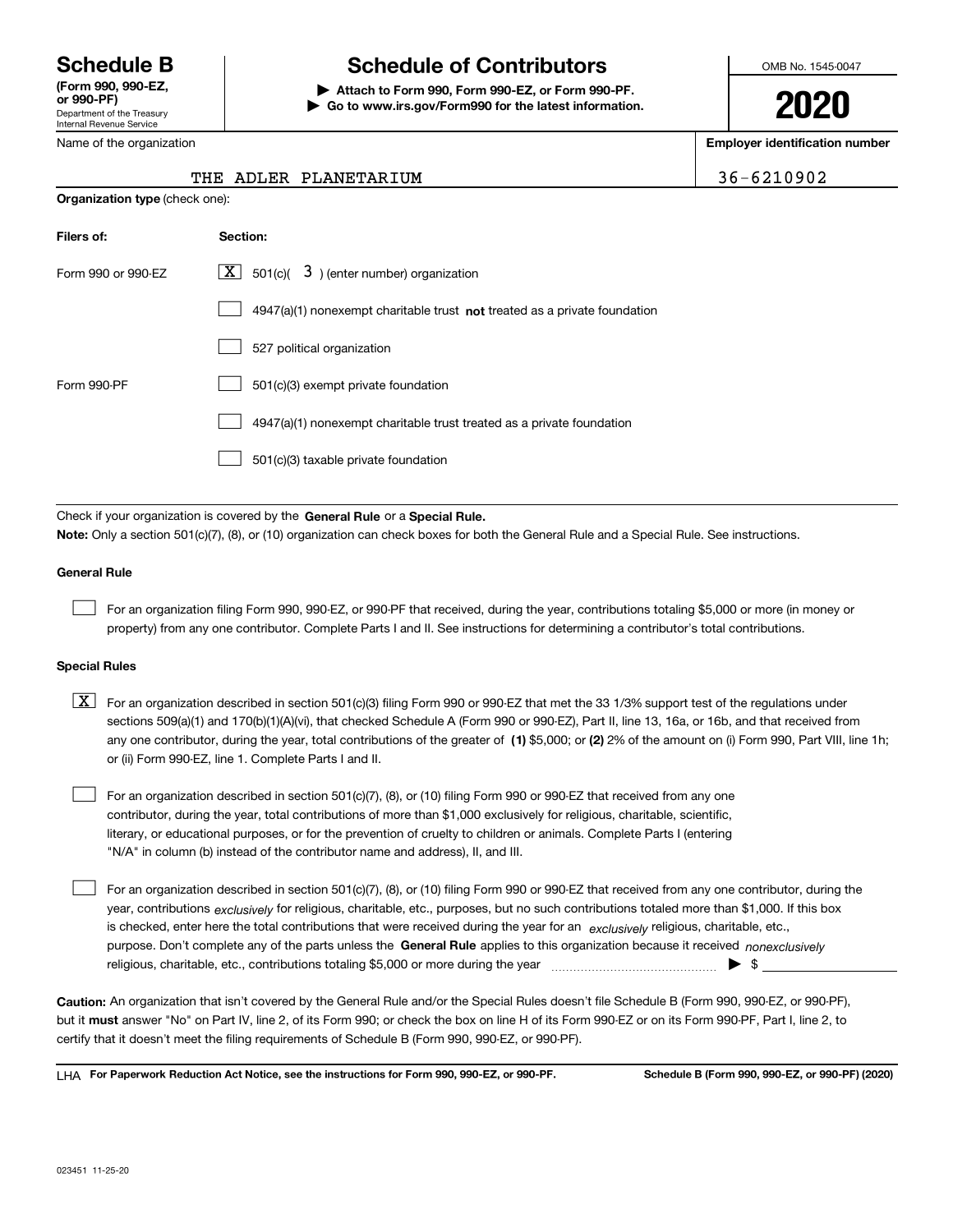# Schedule B

**(Form 990, 990-EZ, or 990-PF)**

Department of the Treasury
Internal Revenue Service

# Schedule of Contributors

**▶ Attach to Form 990, Form 990-EZ, or Form 990-PF.**
**▶ Go to www.irs.gov/Form990 for the latest information.**

OMB No. 1545-0047

**2020**

Name of the organization: THE ADLER PLANETARIUM

**Employer identification number**: 36-6210902

**Organization type** (check one):

| **Filers of:** | **Section:** |
|---|---|
| Form 990 or 990-EZ | [X] 501(c)( 3 ) (enter number) organization |
| | [ ] 4947(a)(1) nonexempt charitable trust **not** treated as a private foundation |
| | [ ] 527 political organization |
| Form 990-PF | [ ] 501(c)(3) exempt private foundation |
| | [ ] 4947(a)(1) nonexempt charitable trust treated as a private foundation |
| | [ ] 501(c)(3) taxable private foundation |

Check if your organization is covered by the **General Rule** or a **Special Rule.**

**Note:** Only a section 501(c)(7), (8), or (10) organization can check boxes for both the General Rule and a Special Rule. See instructions.

**General Rule**

[ ] For an organization filing Form 990, 990-EZ, or 990-PF that received, during the year, contributions totaling $5,000 or more (in money or property) from any one contributor. Complete Parts I and II. See instructions for determining a contributor's total contributions.

**Special Rules**

[X] For an organization described in section 501(c)(3) filing Form 990 or 990-EZ that met the 33 1/3% support test of the regulations under sections 509(a)(1) and 170(b)(1)(A)(vi), that checked Schedule A (Form 990 or 990-EZ), Part II, line 13, 16a, or 16b, and that received from any one contributor, during the year, total contributions of the greater of **(1)** $5,000; or **(2)** 2% of the amount on (i) Form 990, Part VIII, line 1h; or (ii) Form 990-EZ, line 1. Complete Parts I and II.

[ ] For an organization described in section 501(c)(7), (8), or (10) filing Form 990 or 990-EZ that received from any one contributor, during the year, total contributions of more than $1,000 exclusively for religious, charitable, scientific, literary, or educational purposes, or for the prevention of cruelty to children or animals. Complete Parts I (entering "N/A" in column (b) instead of the contributor name and address), II, and III.

[ ] For an organization described in section 501(c)(7), (8), or (10) filing Form 990 or 990-EZ that received from any one contributor, during the year, contributions *exclusively* for religious, charitable, etc., purposes, but no such contributions totaled more than $1,000. If this box is checked, enter here the total contributions that were received during the year for an *exclusively* religious, charitable, etc., purpose. Don't complete any of the parts unless the **General Rule** applies to this organization because it received *nonexclusively* religious, charitable, etc., contributions totaling $5,000 or more during the year ▶ $

**Caution:** An organization that isn't covered by the General Rule and/or the Special Rules doesn't file Schedule B (Form 990, 990-EZ, or 990-PF), but it **must** answer "No" on Part IV, line 2, of its Form 990; or check the box on line H of its Form 990-EZ or on its Form 990-PF, Part I, line 2, to certify that it doesn't meet the filing requirements of Schedule B (Form 990, 990-EZ, or 990-PF).

LHA **For Paperwork Reduction Act Notice, see the instructions for Form 990, 990-EZ, or 990-PF.** **Schedule B (Form 990, 990-EZ, or 990-PF) (2020)**

023451 11-25-20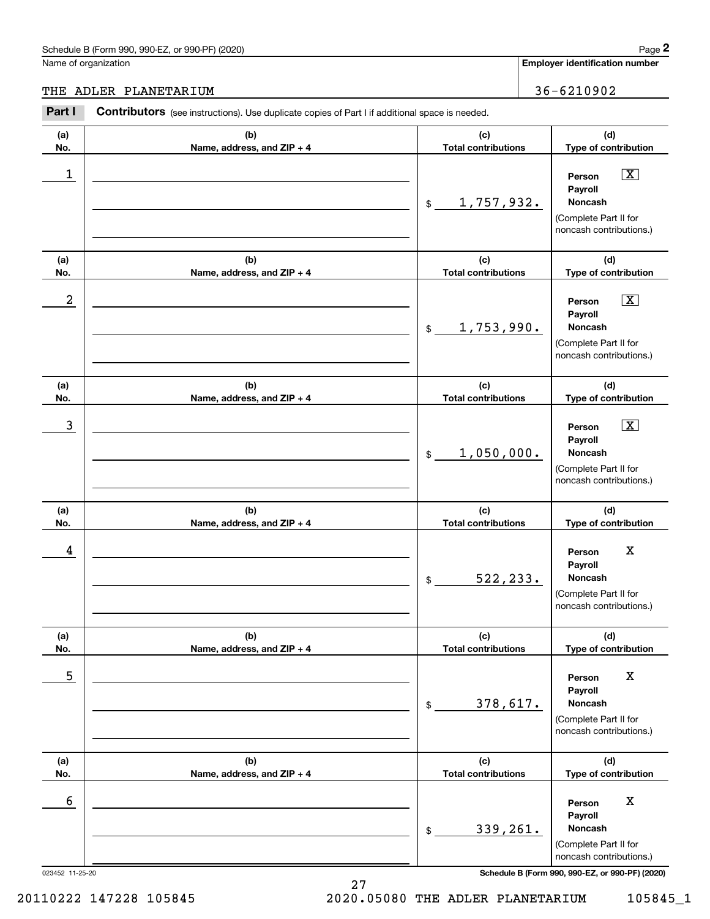Schedule B (Form 990, 990-EZ, or 990-PF) (2020)

Name of organization: THE ADLER PLANETARIUM

Employer identification number: 36-6210902

**Part I** **Contributors** (see instructions). Use duplicate copies of Part I if additional space is needed.

| (a) No. | (b) Name, address, and ZIP + 4 | (c) Total contributions | (d) Type of contribution |
|---|---|---|---|
| 1 | | $ 1,757,932. | Person [X] Payroll [ ] Noncash [ ] (Complete Part II for noncash contributions.) |
| 2 | | $ 1,753,990. | Person [X] Payroll [ ] Noncash [ ] (Complete Part II for noncash contributions.) |
| 3 | | $ 1,050,000. | Person [X] Payroll [ ] Noncash [ ] (Complete Part II for noncash contributions.) |
| 4 | | $ 522,233. | Person X Payroll Noncash (Complete Part II for noncash contributions.) |
| 5 | | $ 378,617. | Person X Payroll Noncash (Complete Part II for noncash contributions.) |
| 6 | | $ 339,261. | Person X Payroll Noncash (Complete Part II for noncash contributions.) |

023452 11-25-20

20110222 147228 105845 2020.05080 THE ADLER PLANETARIUM 105845_1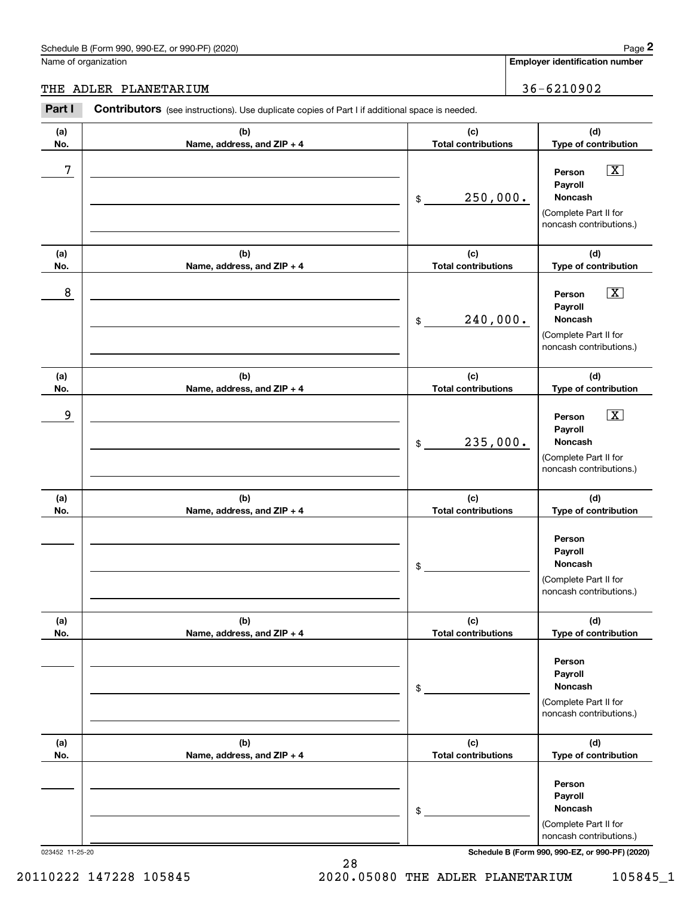Schedule B (Form 990, 990-EZ, or 990-PF) (2020)

Name of organization: THE ADLER PLANETARIUM

Employer identification number: 36-6210902

**Part I** **Contributors** (see instructions). Use duplicate copies of Part I if additional space is needed.

| (a) No. | (b) Name, address, and ZIP + 4 | (c) Total contributions | (d) Type of contribution |
|---|---|---|---|
| 7 | | $ 250,000. | Person [X] Payroll [ ] Noncash [ ] (Complete Part II for noncash contributions.) |
| 8 | | $ 240,000. | Person [X] Payroll [ ] Noncash [ ] (Complete Part II for noncash contributions.) |
| 9 | | $ 235,000. | Person [X] Payroll [ ] Noncash [ ] (Complete Part II for noncash contributions.) |
| | | $ | Person [ ] Payroll [ ] Noncash [ ] (Complete Part II for noncash contributions.) |
| | | $ | Person [ ] Payroll [ ] Noncash [ ] (Complete Part II for noncash contributions.) |
| | | $ | Person [ ] Payroll [ ] Noncash [ ] (Complete Part II for noncash contributions.) |

023452 11-25-20

20110222 147228 105845 2020.05080 THE ADLER PLANETARIUM 105845_1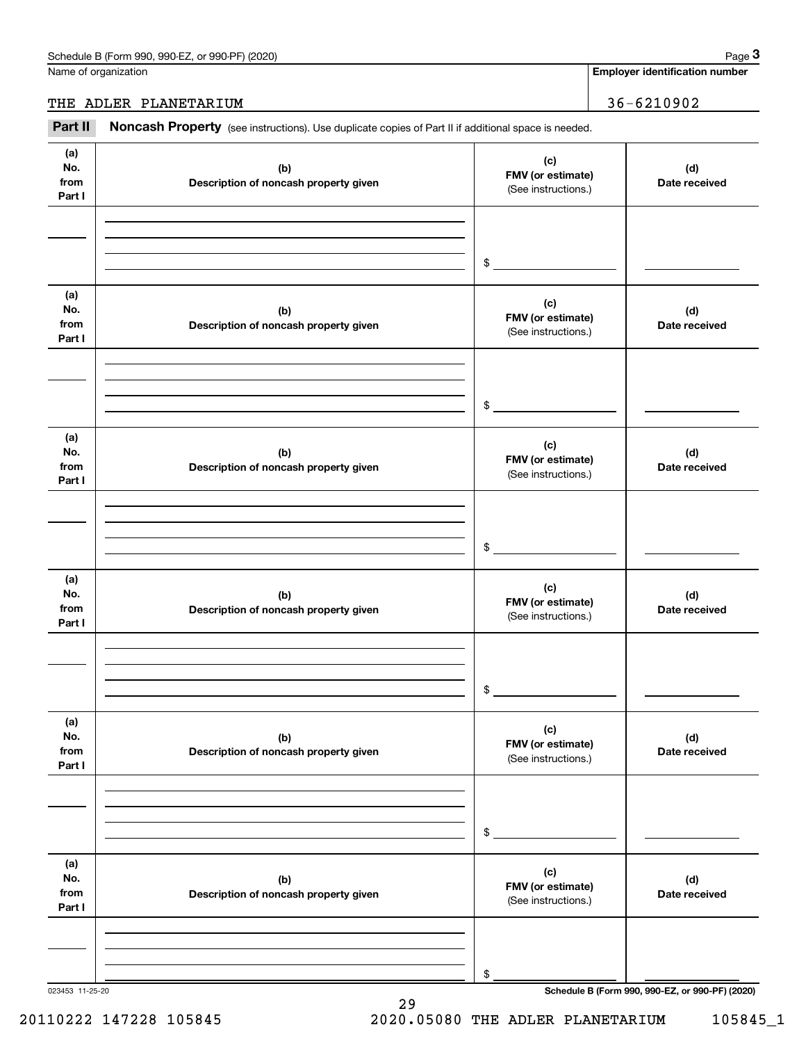Name of organization

THE ADLER PLANETARIUM

**Employer identification number**

36-6210902

**Part II** **Noncash Property** (see instructions). Use duplicate copies of Part II if additional space is needed.

| (a) No. from Part I | (b) Description of noncash property given | (c) FMV (or estimate) (See instructions.) | (d) Date received |
|---|---|---|---|
| | | $ | |

| (a) No. from Part I | (b) Description of noncash property given | (c) FMV (or estimate) (See instructions.) | (d) Date received |
|---|---|---|---|
| | | $ | |

| (a) No. from Part I | (b) Description of noncash property given | (c) FMV (or estimate) (See instructions.) | (d) Date received |
|---|---|---|---|
| | | $ | |

| (a) No. from Part I | (b) Description of noncash property given | (c) FMV (or estimate) (See instructions.) | (d) Date received |
|---|---|---|---|
| | | $ | |

| (a) No. from Part I | (b) Description of noncash property given | (c) FMV (or estimate) (See instructions.) | (d) Date received |
|---|---|---|---|
| | | $ | |

| (a) No. from Part I | (b) Description of noncash property given | (c) FMV (or estimate) (See instructions.) | (d) Date received |
|---|---|---|---|
| | | $ | |

023453 11-25-20

**Schedule B (Form 990, 990-EZ, or 990-PF) (2020)**

20110222 147228 105845 2020.05080 THE ADLER PLANETARIUM 105845_1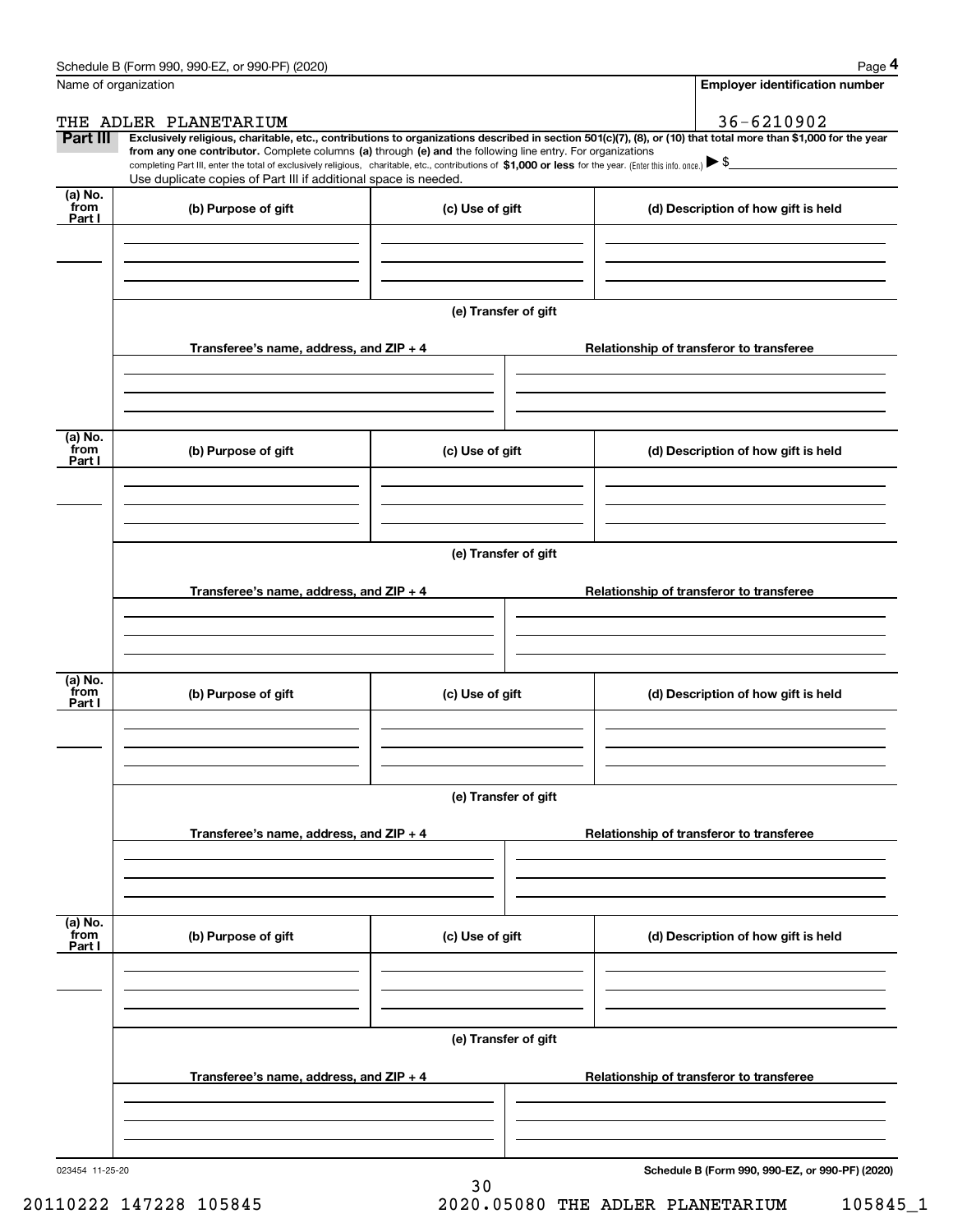Schedule B (Form 990, 990-EZ, or 990-PF) (2020)

Name of organization: THE ADLER PLANETARIUM

Employer identification number: 36-6210902

**Part III** **Exclusively religious, charitable, etc., contributions to organizations described in section 501(c)(7), (8), or (10) that total more than $1,000 for the year from any one contributor.** Complete columns **(a)** through **(e) and** the following line entry. For organizations completing Part III, enter the total of exclusively religious, charitable, etc., contributions of **$1,000 or less** for the year. (Enter this info. once.) ▶ $

Use duplicate copies of Part III if additional space is needed.

| (a) No. from Part I | (b) Purpose of gift | (c) Use of gift | (d) Description of how gift is held |
|---|---|---|---|
| | | | |

(e) Transfer of gift

| Transferee's name, address, and ZIP + 4 | Relationship of transferor to transferee |
|---|---|
| | |

| (a) No. from Part I | (b) Purpose of gift | (c) Use of gift | (d) Description of how gift is held |
|---|---|---|---|
| | | | |

(e) Transfer of gift

| Transferee's name, address, and ZIP + 4 | Relationship of transferor to transferee |
|---|---|
| | |

| (a) No. from Part I | (b) Purpose of gift | (c) Use of gift | (d) Description of how gift is held |
|---|---|---|---|
| | | | |

(e) Transfer of gift

| Transferee's name, address, and ZIP + 4 | Relationship of transferor to transferee |
|---|---|
| | |

| (a) No. from Part I | (b) Purpose of gift | (c) Use of gift | (d) Description of how gift is held |
|---|---|---|---|
| | | | |

(e) Transfer of gift

| Transferee's name, address, and ZIP + 4 | Relationship of transferor to transferee |
|---|---|
| | |

023454 11-25-20

**Schedule B (Form 990, 990-EZ, or 990-PF) (2020)**

20110222 147228 105845 2020.05080 THE ADLER PLANETARIUM 105845_1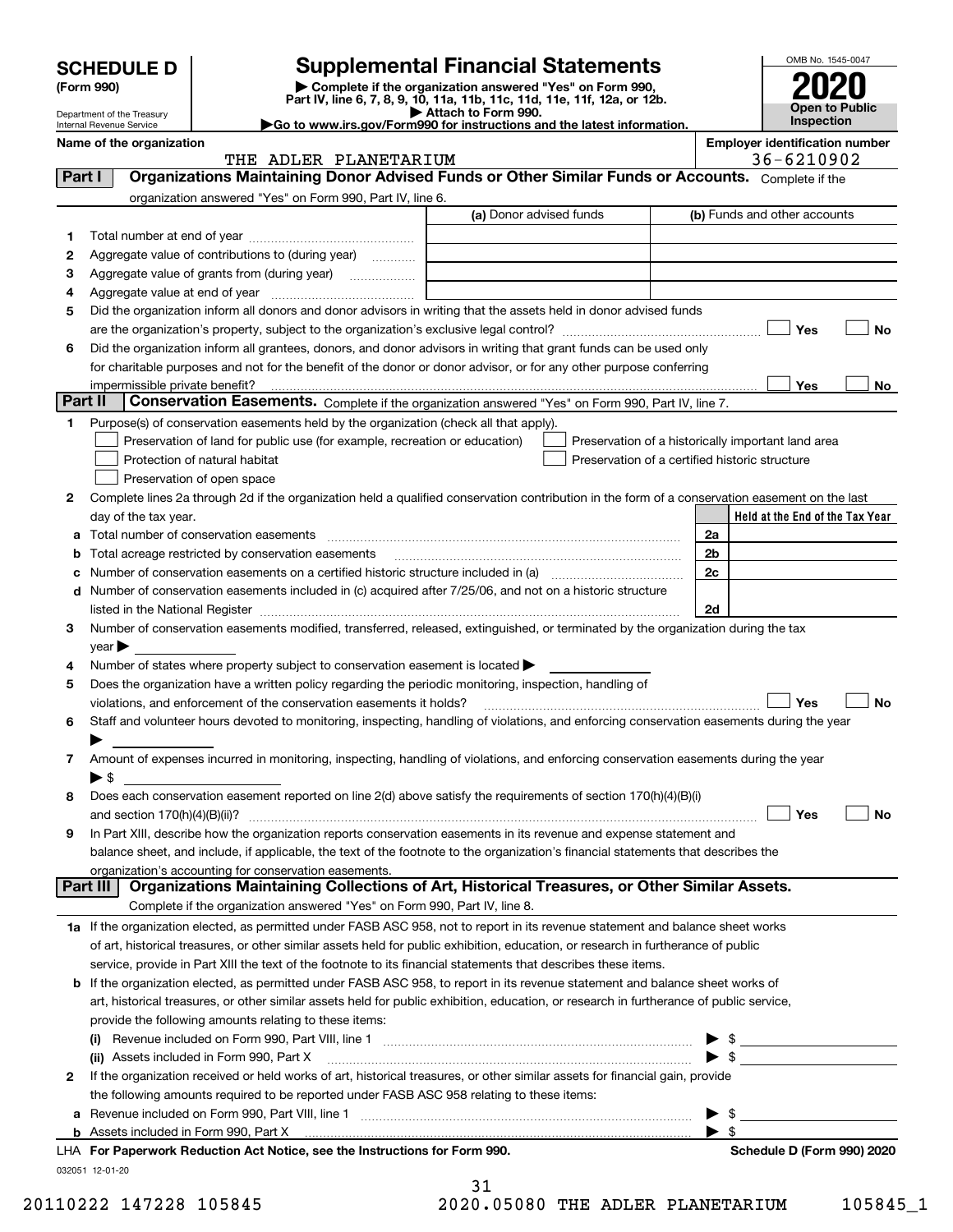**SCHEDULE D**
**(Form 990)**

Department of the Treasury
Internal Revenue Service

# Supplemental Financial Statements

▶ **Complete if the organization answered "Yes" on Form 990, Part IV, line 6, 7, 8, 9, 10, 11a, 11b, 11c, 11d, 11e, 11f, 12a, or 12b.**
▶ **Attach to Form 990.**
▶**Go to www.irs.gov/Form990 for instructions and the latest information.**

OMB No. 1545-0047

**2020**

**Open to Public Inspection**

**Name of the organization**
THE ADLER PLANETARIUM

**Employer identification number**
36-6210902

## Part I — Organizations Maintaining Donor Advised Funds or Other Similar Funds or Accounts.
Complete if the organization answered "Yes" on Form 990, Part IV, line 6.

| | | (a) Donor advised funds | (b) Funds and other accounts |
|---|---|---|---|
| 1 | Total number at end of year | | |
| 2 | Aggregate value of contributions to (during year) | | |
| 3 | Aggregate value of grants from (during year) | | |
| 4 | Aggregate value at end of year | | |

5 Did the organization inform all donors and donor advisors in writing that the assets held in donor advised funds are the organization's property, subject to the organization's exclusive legal control? ☐ Yes ☐ No

6 Did the organization inform all grantees, donors, and donor advisors in writing that grant funds can be used only for charitable purposes and not for the benefit of the donor or donor advisor, or for any other purpose conferring impermissible private benefit? ☐ Yes ☐ No

## Part II — Conservation Easements.
Complete if the organization answered "Yes" on Form 990, Part IV, line 7.

1 Purpose(s) of conservation easements held by the organization (check all that apply).
- ☐ Preservation of land for public use (for example, recreation or education)
- ☐ Preservation of a historically important land area
- ☐ Protection of natural habitat
- ☐ Preservation of a certified historic structure
- ☐ Preservation of open space

2 Complete lines 2a through 2d if the organization held a qualified conservation contribution in the form of a conservation easement on the last day of the tax year.

| | | | Held at the End of the Tax Year |
|---|---|---|---|
| a | Total number of conservation easements | 2a | |
| b | Total acreage restricted by conservation easements | 2b | |
| c | Number of conservation easements on a certified historic structure included in (a) | 2c | |
| d | Number of conservation easements included in (c) acquired after 7/25/06, and not on a historic structure listed in the National Register | 2d | |

3 Number of conservation easements modified, transferred, released, extinguished, or terminated by the organization during the tax year ▶

4 Number of states where property subject to conservation easement is located ▶

5 Does the organization have a written policy regarding the periodic monitoring, inspection, handling of violations, and enforcement of the conservation easements it holds? ☐ Yes ☐ No

6 Staff and volunteer hours devoted to monitoring, inspecting, handling of violations, and enforcing conservation easements during the year ▶

7 Amount of expenses incurred in monitoring, inspecting, handling of violations, and enforcing conservation easements during the year ▶ $

8 Does each conservation easement reported on line 2(d) above satisfy the requirements of section 170(h)(4)(B)(i) and section 170(h)(4)(B)(ii)? ☐ Yes ☐ No

9 In Part XIII, describe how the organization reports conservation easements in its revenue and expense statement and balance sheet, and include, if applicable, the text of the footnote to the organization's financial statements that describes the organization's accounting for conservation easements.

## Part III — Organizations Maintaining Collections of Art, Historical Treasures, or Other Similar Assets.
Complete if the organization answered "Yes" on Form 990, Part IV, line 8.

1a If the organization elected, as permitted under FASB ASC 958, not to report in its revenue statement and balance sheet works of art, historical treasures, or other similar assets held for public exhibition, education, or research in furtherance of public service, provide in Part XIII the text of the footnote to its financial statements that describes these items.

b If the organization elected, as permitted under FASB ASC 958, to report in its revenue statement and balance sheet works of art, historical treasures, or other similar assets held for public exhibition, education, or research in furtherance of public service, provide the following amounts relating to these items:

(i) Revenue included on Form 990, Part VIII, line 1 ▶ $

(ii) Assets included in Form 990, Part X ▶ $

2 If the organization received or held works of art, historical treasures, or other similar assets for financial gain, provide the following amounts required to be reported under FASB ASC 958 relating to these items:

a Revenue included on Form 990, Part VIII, line 1 ▶ $

b Assets included in Form 990, Part X ▶ $

LHA **For Paperwork Reduction Act Notice, see the Instructions for Form 990.** **Schedule D (Form 990) 2020**

032051 12-01-20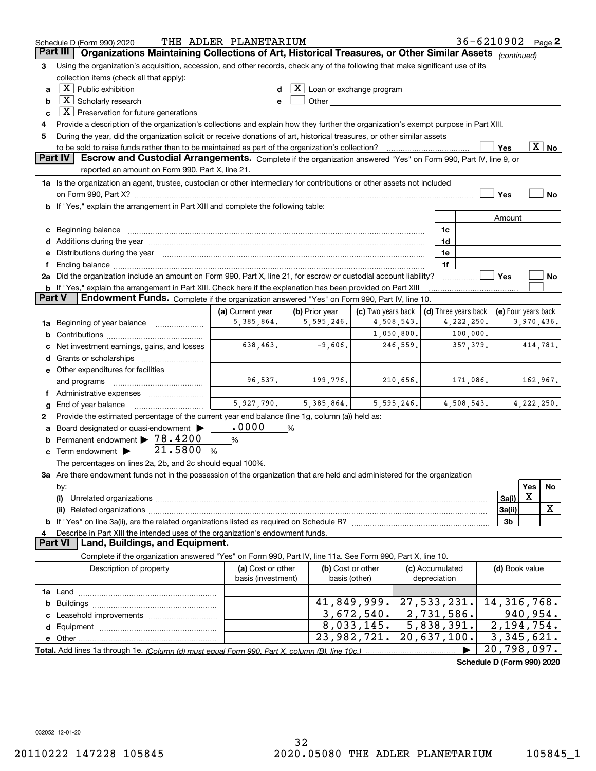Schedule D (Form 990) 2020 THE ADLER PLANETARIUM 36-6210902 Page 2

## Part III Organizations Maintaining Collections of Art, Historical Treasures, or Other Similar Assets *(continued)*

**3** Using the organization's acquisition, accession, and other records, check any of the following that make significant use of its collection items (check all that apply):

- **a** [X] Public exhibition
- **b** [X] Scholarly research
- **c** [X] Preservation for future generations
- **d** [X] Loan or exchange program
- **e** [ ] Other

**4** Provide a description of the organization's collections and explain how they further the organization's exempt purpose in Part XIII.

**5** During the year, did the organization solicit or receive donations of art, historical treasures, or other similar assets to be sold to raise funds rather than to be maintained as part of the organization's collection? [ ] Yes [X] No

## Part IV Escrow and Custodial Arrangements.

Complete if the organization answered "Yes" on Form 990, Part IV, line 9, or reported an amount on Form 990, Part X, line 21.

**1a** Is the organization an agent, trustee, custodian or other intermediary for contributions or other assets not included on Form 990, Part X? [ ] Yes [ ] No

**b** If "Yes," explain the arrangement in Part XIII and complete the following table:

| | | Amount |
|---|---|---|
| **c** Beginning balance | 1c | |
| **d** Additions during the year | 1d | |
| **e** Distributions during the year | 1e | |
| **f** Ending balance | 1f | |

**2a** Did the organization include an amount on Form 990, Part X, line 21, for escrow or custodial account liability? [ ] Yes [ ] No

**b** If "Yes," explain the arrangement in Part XIII. Check here if the explanation has been provided on Part XIII [ ]

## Part V Endowment Funds.

Complete if the organization answered "Yes" on Form 990, Part IV, line 10.

| | (a) Current year | (b) Prior year | (c) Two years back | (d) Three years back | (e) Four years back |
|---|---|---|---|---|---|
| **1a** Beginning of year balance | 5,385,864. | 5,595,246. | 4,508,543. | 4,222,250. | 3,970,436. |
| **b** Contributions | | | 1,050,800. | 100,000. | |
| **c** Net investment earnings, gains, and losses | 638,463. | -9,606. | 246,559. | 357,379. | 414,781. |
| **d** Grants or scholarships | | | | | |
| **e** Other expenditures for facilities and programs | 96,537. | 199,776. | 210,656. | 171,086. | 162,967. |
| **f** Administrative expenses | | | | | |
| **g** End of year balance | 5,927,790. | 5,385,864. | 5,595,246. | 4,508,543. | 4,222,250. |

**2** Provide the estimated percentage of the current year end balance (line 1g, column (a)) held as:

- **a** Board designated or quasi-endowment ▶ .0000 %
- **b** Permanent endowment ▶ 78.4200 %
- **c** Term endowment ▶ 21.5800 %

The percentages on lines 2a, 2b, and 2c should equal 100%.

**3a** Are there endowment funds not in the possession of the organization that are held and administered for the organization by:

| | | Yes | No |
|---|---|---|---|
| **(i)** Unrelated organizations | 3a(i) | X | |
| **(ii)** Related organizations | 3a(ii) | | X |
| **b** If "Yes" on line 3a(ii), are the related organizations listed as required on Schedule R? | 3b | | |

**4** Describe in Part XIII the intended uses of the organization's endowment funds.

## Part VI Land, Buildings, and Equipment.

Complete if the organization answered "Yes" on Form 990, Part IV, line 11a. See Form 990, Part X, line 10.

| Description of property | (a) Cost or other basis (investment) | (b) Cost or other basis (other) | (c) Accumulated depreciation | (d) Book value |
|---|---|---|---|---|
| **1a** Land | | | | |
| **b** Buildings | | 41,849,999. | 27,533,231. | 14,316,768. |
| **c** Leasehold improvements | | 3,672,540. | 2,731,586. | 940,954. |
| **d** Equipment | | 8,033,145. | 5,838,391. | 2,194,754. |
| **e** Other | | 23,982,721. | 20,637,100. | 3,345,621. |
| **Total.** Add lines 1a through 1e. *(Column (d) must equal Form 990, Part X, column (B), line 10c.)* ▶ | | | | 20,798,097. |

Schedule D (Form 990) 2020

032052 12-01-20

20110222 147228 105845 2020.05080 THE ADLER PLANETARIUM 105845_1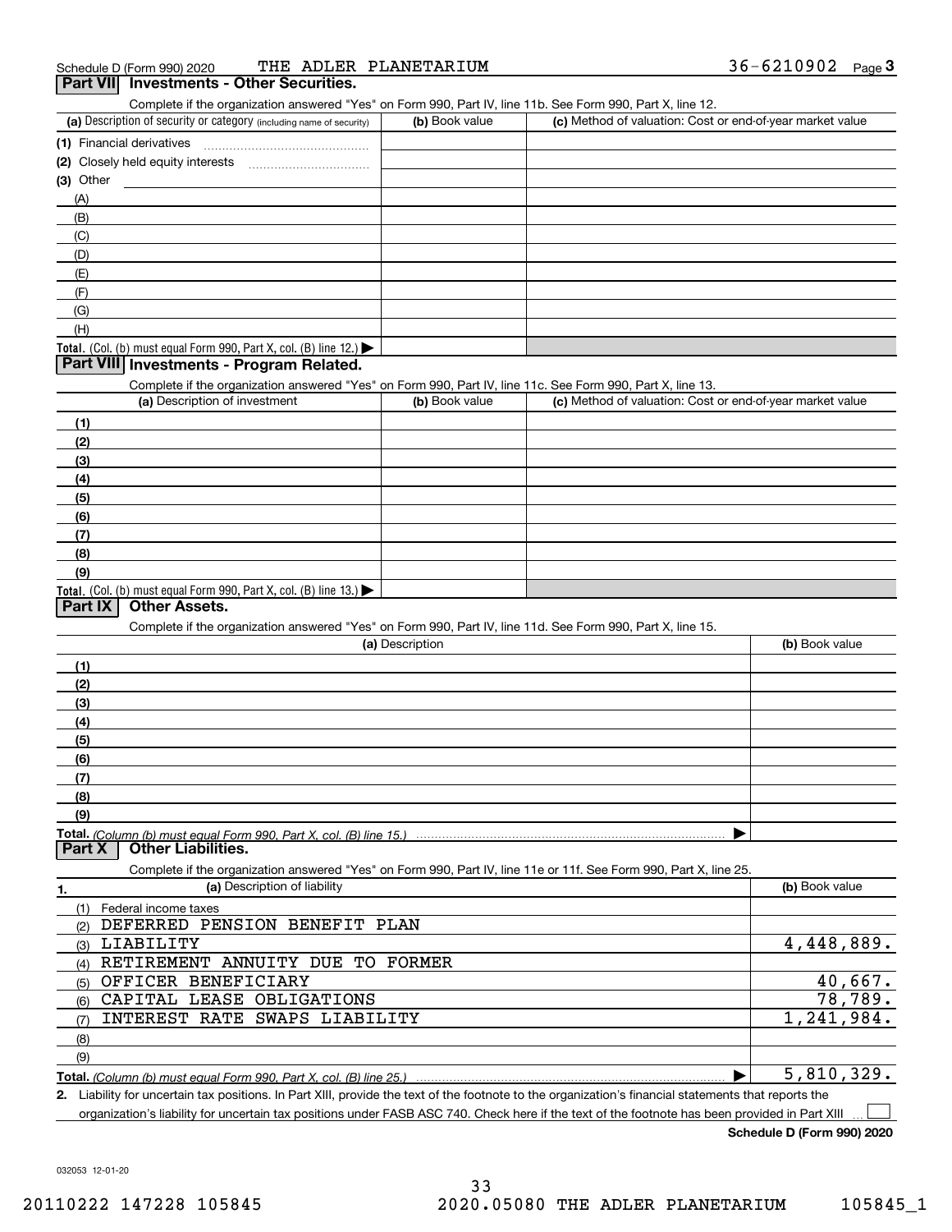Schedule D (Form 990) 2020 THE ADLER PLANETARIUM 36-6210902 Page 3

## Part VII Investments - Other Securities.

Complete if the organization answered "Yes" on Form 990, Part IV, line 11b. See Form 990, Part X, line 12.

| (a) Description of security or category (including name of security) | (b) Book value | (c) Method of valuation: Cost or end-of-year market value |
|---|---|---|
| (1) Financial derivatives | | |
| (2) Closely held equity interests | | |
| (3) Other | | |
| (A) | | |
| (B) | | |
| (C) | | |
| (D) | | |
| (E) | | |
| (F) | | |
| (G) | | |
| (H) | | |
| Total. (Col. (b) must equal Form 990, Part X, col. (B) line 12.) ▶ | | |

## Part VIII Investments - Program Related.

Complete if the organization answered "Yes" on Form 990, Part IV, line 11c. See Form 990, Part X, line 13.

| (a) Description of investment | (b) Book value | (c) Method of valuation: Cost or end-of-year market value |
|---|---|---|
| (1) | | |
| (2) | | |
| (3) | | |
| (4) | | |
| (5) | | |
| (6) | | |
| (7) | | |
| (8) | | |
| (9) | | |
| Total. (Col. (b) must equal Form 990, Part X, col. (B) line 13.) ▶ | | |

## Part IX Other Assets.

Complete if the organization answered "Yes" on Form 990, Part IV, line 11d. See Form 990, Part X, line 15.

| (a) Description | (b) Book value |
|---|---|
| (1) | |
| (2) | |
| (3) | |
| (4) | |
| (5) | |
| (6) | |
| (7) | |
| (8) | |
| (9) | |
| Total. (Column (b) must equal Form 990, Part X, col. (B) line 15.) ▶ | |

## Part X Other Liabilities.

Complete if the organization answered "Yes" on Form 990, Part IV, line 11e or 11f. See Form 990, Part X, line 25.

| 1. (a) Description of liability | (b) Book value |
|---|---|
| (1) Federal income taxes | |
| (2) DEFERRED PENSION BENEFIT PLAN | |
| (3) LIABILITY | 4,448,889. |
| (4) RETIREMENT ANNUITY DUE TO FORMER | |
| (5) OFFICER BENEFICIARY | 40,667. |
| (6) CAPITAL LEASE OBLIGATIONS | 78,789. |
| (7) INTEREST RATE SWAPS LIABILITY | 1,241,984. |
| (8) | |
| (9) | |
| Total. (Column (b) must equal Form 990, Part X, col. (B) line 25.) ▶ | 5,810,329. |

2. Liability for uncertain tax positions. In Part XIII, provide the text of the footnote to the organization's financial statements that reports the organization's liability for uncertain tax positions under FASB ASC 740. Check here if the text of the footnote has been provided in Part XIII ☐

Schedule D (Form 990) 2020

032053 12-01-20

20110222 147228 105845 2020.05080 THE ADLER PLANETARIUM 105845_1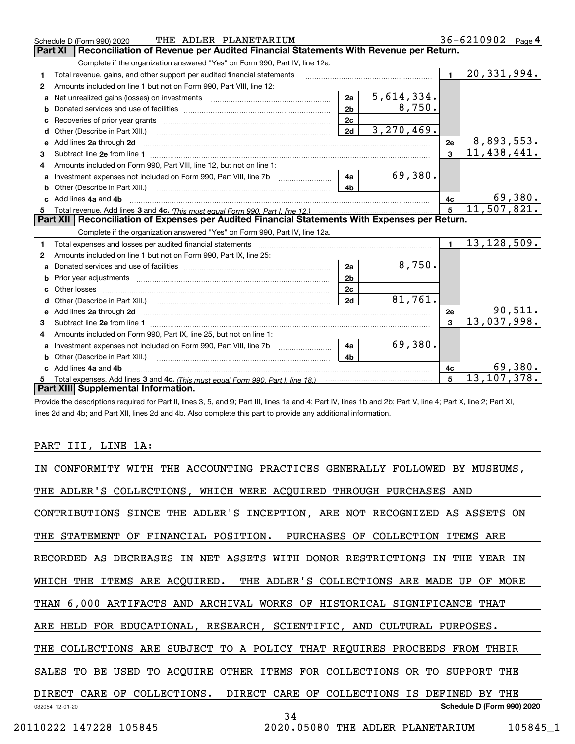Schedule D (Form 990) 2020 THE ADLER PLANETARIUM 36-6210902 Page 4

## Part XI Reconciliation of Revenue per Audited Financial Statements With Revenue per Return.

Complete if the organization answered "Yes" on Form 990, Part IV, line 12a.

| | | | | | |
|---|---|---|---|---|---|
| 1 | Total revenue, gains, and other support per audited financial statements | | | 1 | 20,331,994. |
| 2 | Amounts included on line 1 but not on Form 990, Part VIII, line 12: | | | | |
| a | Net unrealized gains (losses) on investments | 2a | 5,614,334. | | |
| b | Donated services and use of facilities | 2b | 8,750. | | |
| c | Recoveries of prior year grants | 2c | | | |
| d | Other (Describe in Part XIII.) | 2d | 3,270,469. | | |
| e | Add lines **2a** through **2d** | | | 2e | 8,893,553. |
| 3 | Subtract line **2e** from line **1** | | | 3 | 11,438,441. |
| 4 | Amounts included on Form 990, Part VIII, line 12, but not on line 1: | | | | |
| a | Investment expenses not included on Form 990, Part VIII, line 7b | 4a | 69,380. | | |
| b | Other (Describe in Part XIII.) | 4b | | | |
| c | Add lines **4a** and **4b** | | | 4c | 69,380. |
| 5 | Total revenue. Add lines **3** and **4c.** *(This must equal Form 990, Part I, line 12.)* | | | 5 | 11,507,821. |

## Part XII Reconciliation of Expenses per Audited Financial Statements With Expenses per Return.

Complete if the organization answered "Yes" on Form 990, Part IV, line 12a.

| | | | | | |
|---|---|---|---|---|---|
| 1 | Total expenses and losses per audited financial statements | | | 1 | 13,128,509. |
| 2 | Amounts included on line 1 but not on Form 990, Part IX, line 25: | | | | |
| a | Donated services and use of facilities | 2a | 8,750. | | |
| b | Prior year adjustments | 2b | | | |
| c | Other losses | 2c | | | |
| d | Other (Describe in Part XIII.) | 2d | 81,761. | | |
| e | Add lines **2a** through **2d** | | | 2e | 90,511. |
| 3 | Subtract line **2e** from line **1** | | | 3 | 13,037,998. |
| 4 | Amounts included on Form 990, Part IX, line 25, but not on line 1: | | | | |
| a | Investment expenses not included on Form 990, Part VIII, line 7b | 4a | 69,380. | | |
| b | Other (Describe in Part XIII.) | 4b | | | |
| c | Add lines **4a** and **4b** | | | 4c | 69,380. |
| 5 | Total expenses. Add lines **3** and **4c.** *(This must equal Form 990, Part I, line 18.)* | | | 5 | 13,107,378. |

## Part XIII Supplemental Information.

Provide the descriptions required for Part II, lines 3, 5, and 9; Part III, lines 1a and 4; Part IV, lines 1b and 2b; Part V, line 4; Part X, line 2; Part XI, lines 2d and 4b; and Part XII, lines 2d and 4b. Also complete this part to provide any additional information.

PART III, LINE 1A:

IN CONFORMITY WITH THE ACCOUNTING PRACTICES GENERALLY FOLLOWED BY MUSEUMS, THE ADLER'S COLLECTIONS, WHICH WERE ACQUIRED THROUGH PURCHASES AND CONTRIBUTIONS SINCE THE ADLER'S INCEPTION, ARE NOT RECOGNIZED AS ASSETS ON THE STATEMENT OF FINANCIAL POSITION. PURCHASES OF COLLECTION ITEMS ARE RECORDED AS DECREASES IN NET ASSETS WITH DONOR RESTRICTIONS IN THE YEAR IN WHICH THE ITEMS ARE ACQUIRED. THE ADLER'S COLLECTIONS ARE MADE UP OF MORE THAN 6,000 ARTIFACTS AND ARCHIVAL WORKS OF HISTORICAL SIGNIFICANCE THAT ARE HELD FOR EDUCATIONAL, RESEARCH, SCIENTIFIC, AND CULTURAL PURPOSES. THE COLLECTIONS ARE SUBJECT TO A POLICY THAT REQUIRES PROCEEDS FROM THEIR SALES TO BE USED TO ACQUIRE OTHER ITEMS FOR COLLECTIONS OR TO SUPPORT THE DIRECT CARE OF COLLECTIONS. DIRECT CARE OF COLLECTIONS IS DEFINED BY THE

032054 12-01-20 Schedule D (Form 990) 2020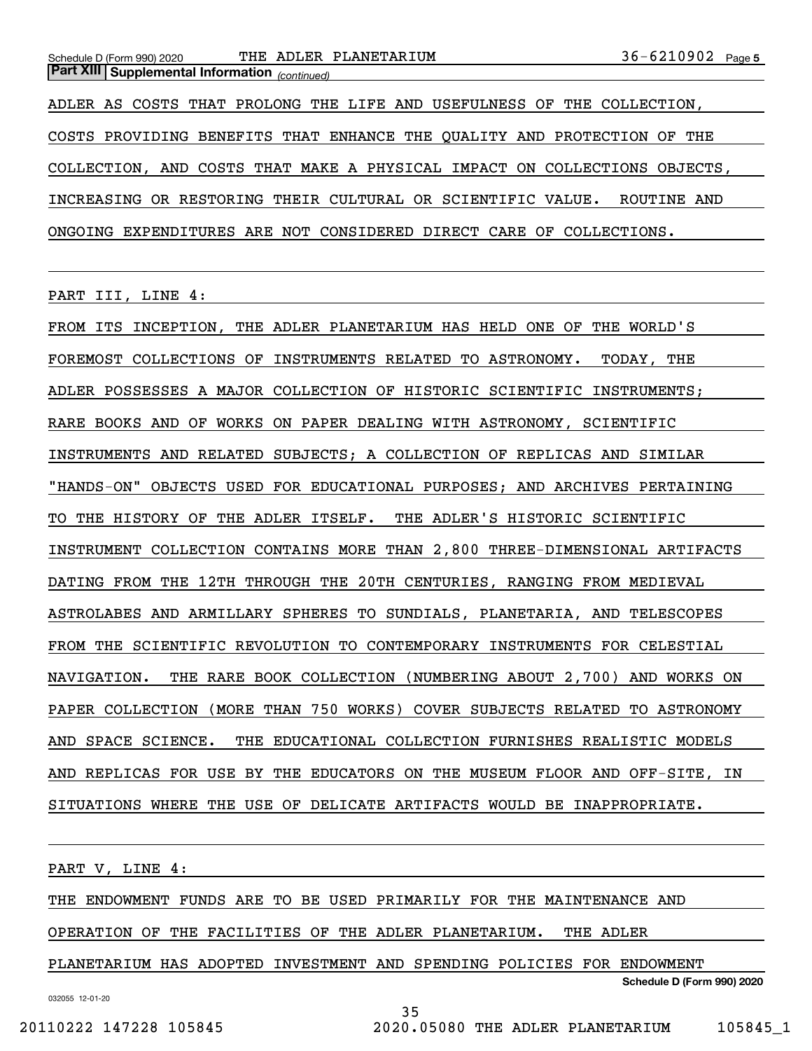**Part XIII | Supplemental Information** *(continued)*

ADLER AS COSTS THAT PROLONG THE LIFE AND USEFULNESS OF THE COLLECTION, COSTS PROVIDING BENEFITS THAT ENHANCE THE QUALITY AND PROTECTION OF THE COLLECTION, AND COSTS THAT MAKE A PHYSICAL IMPACT ON COLLECTIONS OBJECTS, INCREASING OR RESTORING THEIR CULTURAL OR SCIENTIFIC VALUE. ROUTINE AND ONGOING EXPENDITURES ARE NOT CONSIDERED DIRECT CARE OF COLLECTIONS.

PART III, LINE 4:

FROM ITS INCEPTION, THE ADLER PLANETARIUM HAS HELD ONE OF THE WORLD'S FOREMOST COLLECTIONS OF INSTRUMENTS RELATED TO ASTRONOMY. TODAY, THE ADLER POSSESSES A MAJOR COLLECTION OF HISTORIC SCIENTIFIC INSTRUMENTS; RARE BOOKS AND OF WORKS ON PAPER DEALING WITH ASTRONOMY, SCIENTIFIC INSTRUMENTS AND RELATED SUBJECTS; A COLLECTION OF REPLICAS AND SIMILAR "HANDS-ON" OBJECTS USED FOR EDUCATIONAL PURPOSES; AND ARCHIVES PERTAINING TO THE HISTORY OF THE ADLER ITSELF. THE ADLER'S HISTORIC SCIENTIFIC INSTRUMENT COLLECTION CONTAINS MORE THAN 2,800 THREE-DIMENSIONAL ARTIFACTS DATING FROM THE 12TH THROUGH THE 20TH CENTURIES, RANGING FROM MEDIEVAL ASTROLABES AND ARMILLARY SPHERES TO SUNDIALS, PLANETARIA, AND TELESCOPES FROM THE SCIENTIFIC REVOLUTION TO CONTEMPORARY INSTRUMENTS FOR CELESTIAL NAVIGATION. THE RARE BOOK COLLECTION (NUMBERING ABOUT 2,700) AND WORKS ON PAPER COLLECTION (MORE THAN 750 WORKS) COVER SUBJECTS RELATED TO ASTRONOMY AND SPACE SCIENCE. THE EDUCATIONAL COLLECTION FURNISHES REALISTIC MODELS AND REPLICAS FOR USE BY THE EDUCATORS ON THE MUSEUM FLOOR AND OFF-SITE, IN SITUATIONS WHERE THE USE OF DELICATE ARTIFACTS WOULD BE INAPPROPRIATE.

PART V, LINE 4:

THE ENDOWMENT FUNDS ARE TO BE USED PRIMARILY FOR THE MAINTENANCE AND OPERATION OF THE FACILITIES OF THE ADLER PLANETARIUM. THE ADLER PLANETARIUM HAS ADOPTED INVESTMENT AND SPENDING POLICIES FOR ENDOWMENT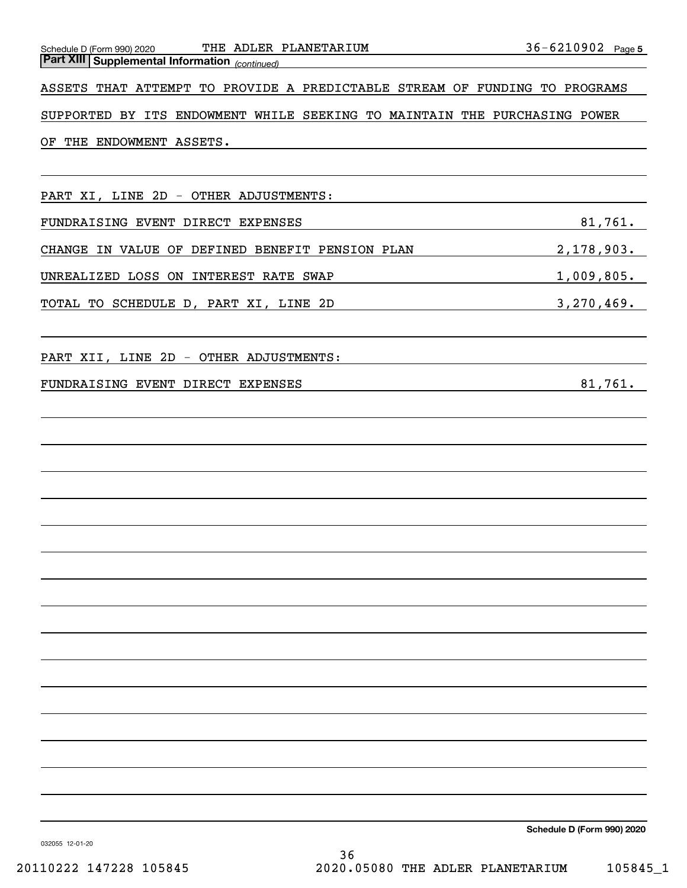## Part XIII Supplemental Information *(continued)*

ASSETS THAT ATTEMPT TO PROVIDE A PREDICTABLE STREAM OF FUNDING TO PROGRAMS SUPPORTED BY ITS ENDOWMENT WHILE SEEKING TO MAINTAIN THE PURCHASING POWER OF THE ENDOWMENT ASSETS.

PART XI, LINE 2D - OTHER ADJUSTMENTS:

| | |
|---|---|
| FUNDRAISING EVENT DIRECT EXPENSES | 81,761. |
| CHANGE IN VALUE OF DEFINED BENEFIT PENSION PLAN | 2,178,903. |
| UNREALIZED LOSS ON INTEREST RATE SWAP | 1,009,805. |
| TOTAL TO SCHEDULE D, PART XI, LINE 2D | 3,270,469. |

PART XII, LINE 2D - OTHER ADJUSTMENTS:

| | |
|---|---|
| FUNDRAISING EVENT DIRECT EXPENSES | 81,761. |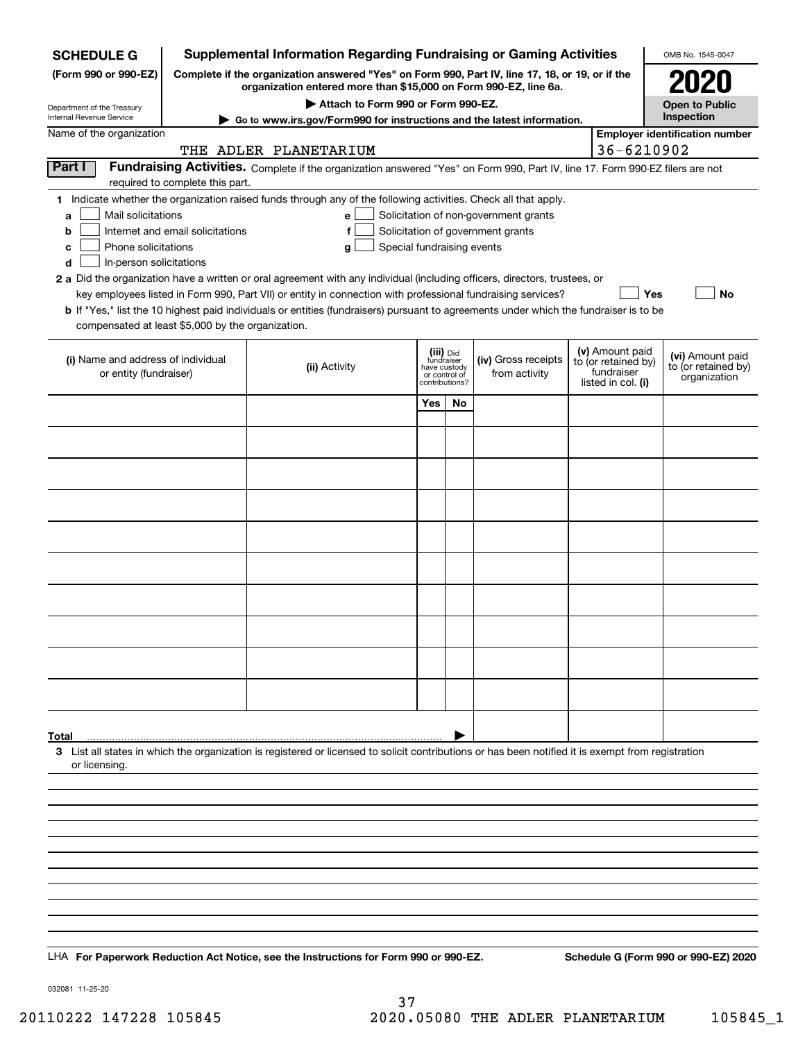**SCHEDULE G**
**(Form 990 or 990-EZ)**

Department of the Treasury
Internal Revenue Service

# Supplemental Information Regarding Fundraising or Gaming Activities

**Complete if the organization answered "Yes" on Form 990, Part IV, line 17, 18, or 19, or if the organization entered more than $15,000 on Form 990-EZ, line 6a.**

▶ **Attach to Form 990 or Form 990-EZ.**

▶ **Go to www.irs.gov/Form990 for instructions and the latest information.**

OMB No. 1545-0047

**2020**

**Open to Public Inspection**

Name of the organization: THE ADLER PLANETARIUM

**Employer identification number:** 36-6210902

**Part I** **Fundraising Activities.** Complete if the organization answered "Yes" on Form 990, Part IV, line 17. Form 990-EZ filers are not required to complete this part.

**1** Indicate whether the organization raised funds through any of the following activities. Check all that apply.

- **a** ☐ Mail solicitations
- **b** ☐ Internet and email solicitations
- **c** ☐ Phone solicitations
- **d** ☐ In-person solicitations
- **e** ☐ Solicitation of non-government grants
- **f** ☐ Solicitation of government grants
- **g** ☐ Special fundraising events

**2 a** Did the organization have a written or oral agreement with any individual (including officers, directors, trustees, or key employees listed in Form 990, Part VII) or entity in connection with professional fundraising services? ☐ **Yes** ☐ **No**

**b** If "Yes," list the 10 highest paid individuals or entities (fundraisers) pursuant to agreements under which the fundraiser is to be compensated at least $5,000 by the organization.

| (i) Name and address of individual or entity (fundraiser) | (ii) Activity | (iii) Did fundraiser have custody or control of contributions? Yes | No | (iv) Gross receipts from activity | (v) Amount paid to (or retained by) fundraiser listed in col. (i) | (vi) Amount paid to (or retained by) organization |
|---|---|---|---|---|---|---|
| | | | | | | |
| | | | | | | |
| | | | | | | |
| | | | | | | |
| | | | | | | |
| | | | | | | |
| | | | | | | |
| | | | | | | |
| | | | | | | |
| | | | | | | |
| **Total** ▶ | | | | | | |

**3** List all states in which the organization is registered or licensed to solicit contributions or has been notified it is exempt from registration or licensing.

LHA **For Paperwork Reduction Act Notice, see the Instructions for Form 990 or 990-EZ.** **Schedule G (Form 990 or 990-EZ) 2020**

032081 11-25-20

20110222 147228 105845 2020.05080 THE ADLER PLANETARIUM 105845_1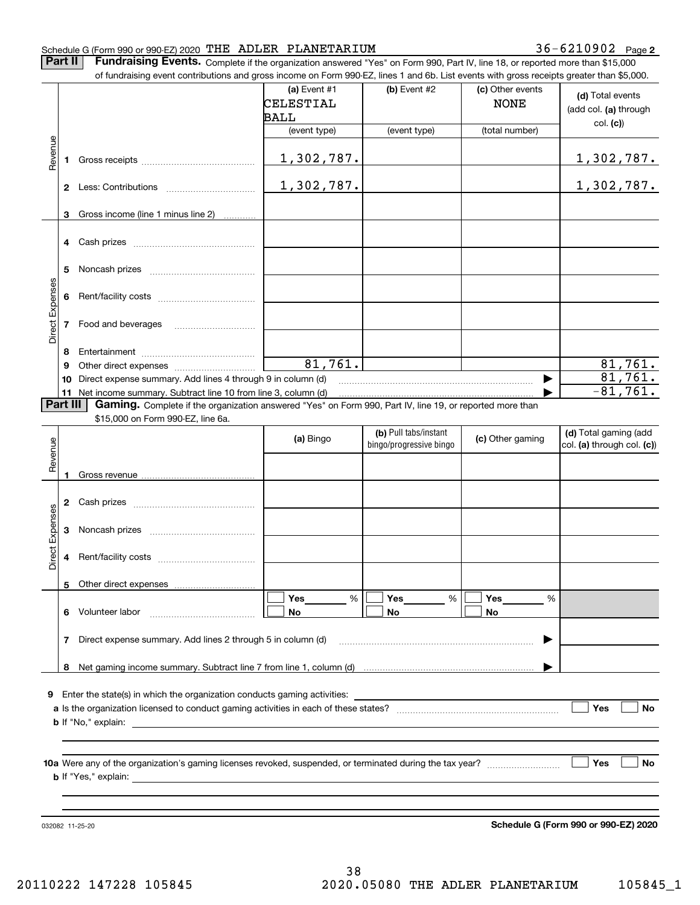Schedule G (Form 990 or 990-EZ) 2020 THE ADLER PLANETARIUM 36-6210902 Page 2

**Part II** **Fundraising Events.** Complete if the organization answered "Yes" on Form 990, Part IV, line 18, or reported more than $15,000 of fundraising event contributions and gross income on Form 990-EZ, lines 1 and 6b. List events with gross receipts greater than $5,000.

| | | (a) Event #1 CELESTIAL BALL (event type) | (b) Event #2 (event type) | (c) Other events NONE (total number) | (d) Total events (add col. (a) through col. (c)) |
|---|---|---|---|---|---|
| Revenue | 1 Gross receipts | 1,302,787. | | | 1,302,787. |
| | 2 Less: Contributions | 1,302,787. | | | 1,302,787. |
| | 3 Gross income (line 1 minus line 2) | | | | |
| Direct Expenses | 4 Cash prizes | | | | |
| | 5 Noncash prizes | | | | |
| | 6 Rent/facility costs | | | | |
| | 7 Food and beverages | | | | |
| | 8 Entertainment | | | | |
| | 9 Other direct expenses | 81,761. | | | 81,761. |
| | 10 Direct expense summary. Add lines 4 through 9 in column (d) | | | ▶ | 81,761. |
| | 11 Net income summary. Subtract line 10 from line 3, column (d) | | | ▶ | -81,761. |

**Part III** **Gaming.** Complete if the organization answered "Yes" on Form 990, Part IV, line 19, or reported more than $15,000 on Form 990-EZ, line 6a.

| | | (a) Bingo | (b) Pull tabs/instant bingo/progressive bingo | (c) Other gaming | (d) Total gaming (add col. (a) through col. (c)) |
|---|---|---|---|---|---|
| Revenue | 1 Gross revenue | | | | |
| Direct Expenses | 2 Cash prizes | | | | |
| | 3 Noncash prizes | | | | |
| | 4 Rent/facility costs | | | | |
| | 5 Other direct expenses | | | | |
| | 6 Volunteer labor | ☐ Yes ____ % ☐ No | ☐ Yes ____ % ☐ No | ☐ Yes ____ % ☐ No | |
| | 7 Direct expense summary. Add lines 2 through 5 in column (d) | | | ▶ | |
| | 8 Net gaming income summary. Subtract line 7 from line 1, column (d) | | | ▶ | |

**9** Enter the state(s) in which the organization conducts gaming activities: ____________

**a** Is the organization licensed to conduct gaming activities in each of these states? ☐ Yes ☐ No

**b** If "No," explain: ____________

**10a** Were any of the organization's gaming licenses revoked, suspended, or terminated during the tax year? ☐ Yes ☐ No

**b** If "Yes," explain: ____________

032082 11-25-20 **Schedule G (Form 990 or 990-EZ) 2020**

20110222 147228 105845 2020.05080 THE ADLER PLANETARIUM 105845_1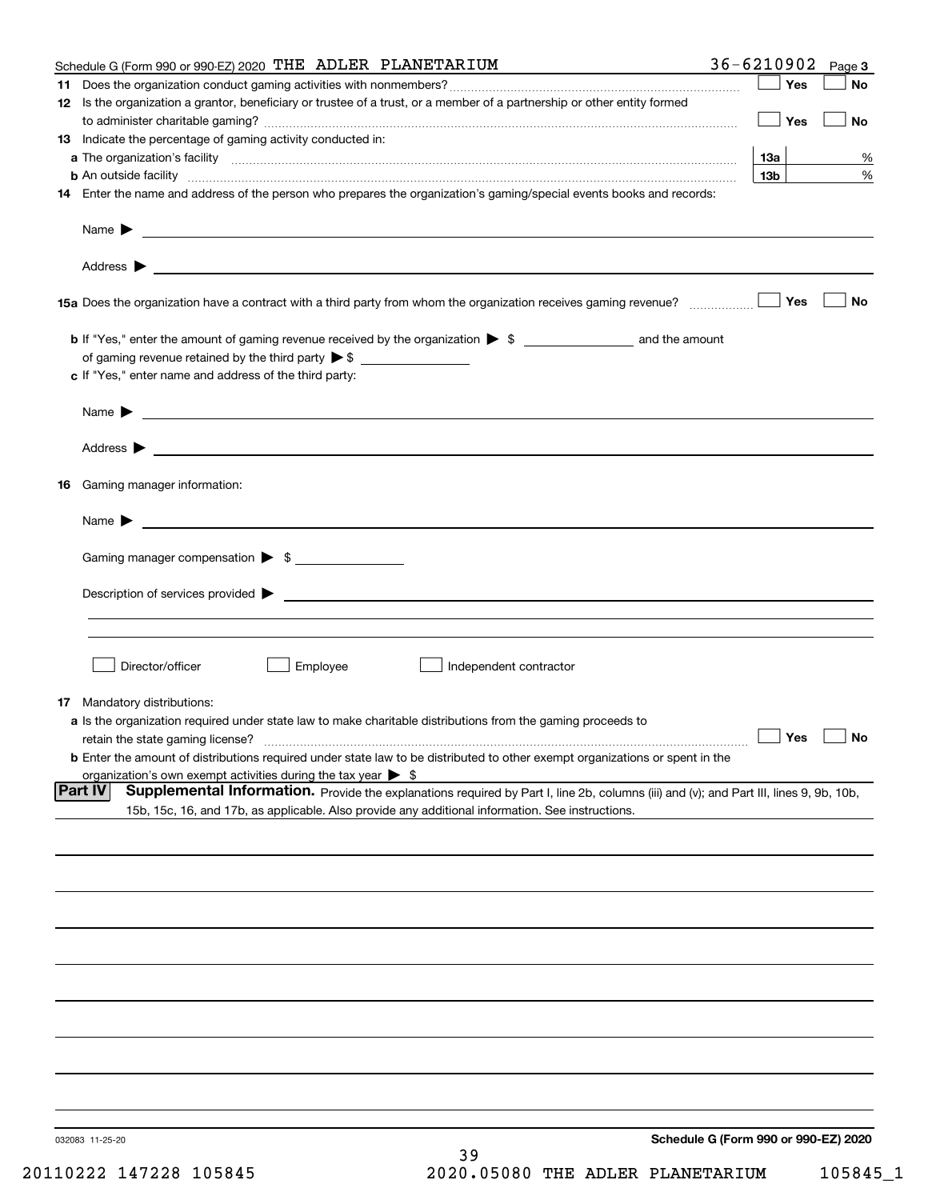Schedule G (Form 990 or 990-EZ) 2020 THE ADLER PLANETARIUM 36-6210902 Page **3**

**11** Does the organization conduct gaming activities with nonmembers? ☐ Yes ☐ No

**12** Is the organization a grantor, beneficiary or trustee of a trust, or a member of a partnership or other entity formed to administer charitable gaming? ☐ Yes ☐ No

**13** Indicate the percentage of gaming activity conducted in:

**a** The organization's facility **13a** %

**b** An outside facility **13b** %

**14** Enter the name and address of the person who prepares the organization's gaming/special events books and records:

Name ▶

Address ▶

**15a** Does the organization have a contract with a third party from whom the organization receives gaming revenue? ☐ Yes ☐ No

**b** If "Yes," enter the amount of gaming revenue received by the organization ▶ $ ______ and the amount of gaming revenue retained by the third party ▶ $ ______

**c** If "Yes," enter name and address of the third party:

Name ▶

Address ▶

**16** Gaming manager information:

Name ▶

Gaming manager compensation ▶ $ ______

Description of services provided ▶

☐ Director/officer ☐ Employee ☐ Independent contractor

**17** Mandatory distributions:

**a** Is the organization required under state law to make charitable distributions from the gaming proceeds to retain the state gaming license? ☐ Yes ☐ No

**b** Enter the amount of distributions required under state law to be distributed to other exempt organizations or spent in the organization's own exempt activities during the tax year ▶ $

**Part IV** **Supplemental Information.** Provide the explanations required by Part I, line 2b, columns (iii) and (v); and Part III, lines 9, 9b, 10b, 15b, 15c, 16, and 17b, as applicable. Also provide any additional information. See instructions.

032083 11-25-20 **Schedule G (Form 990 or 990-EZ) 2020**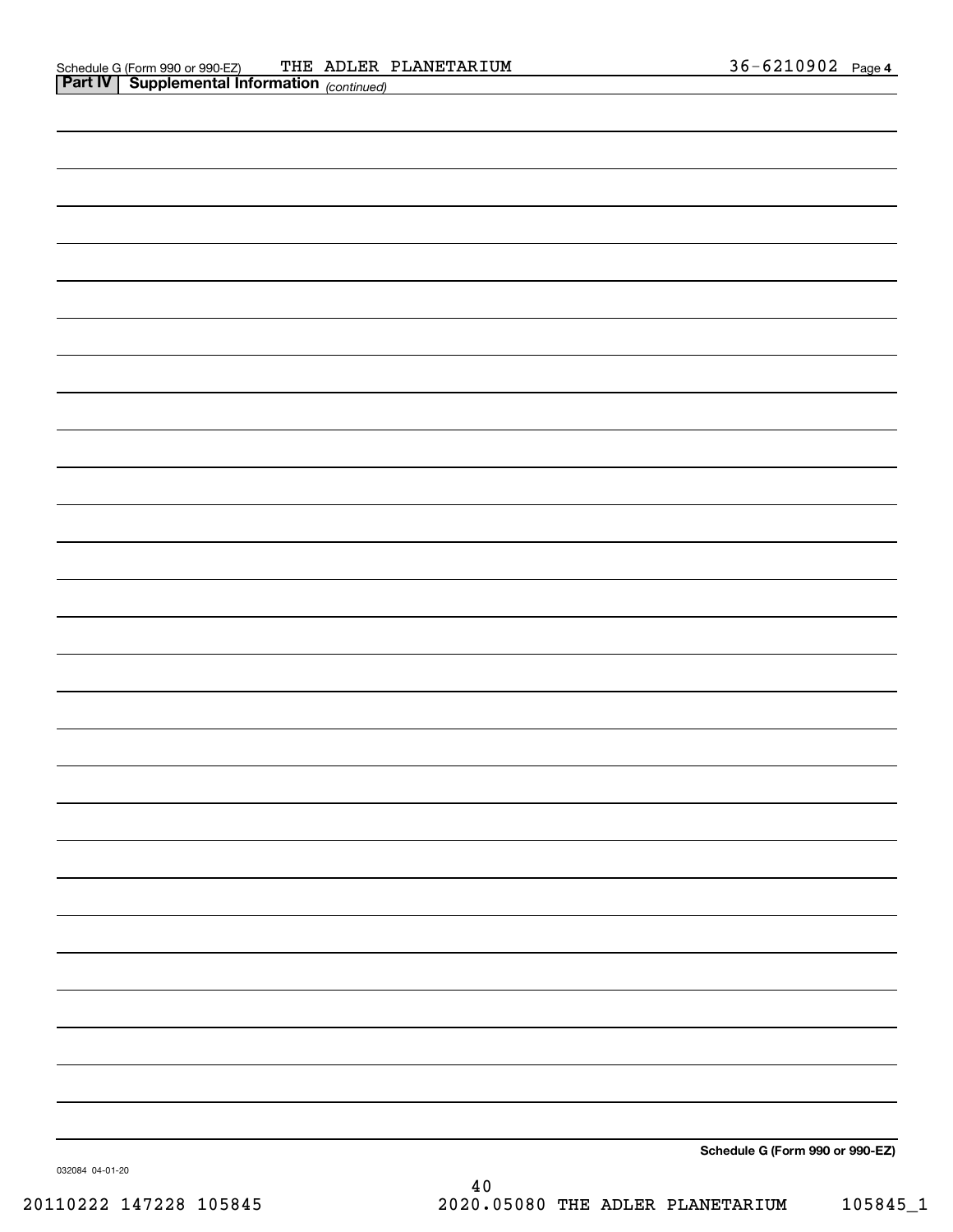Schedule G (Form 990 or 990-EZ) THE ADLER PLANETARIUM 36-6210902 Page 4

**Part IV | Supplemental Information** *(continued)*

**Schedule G (Form 990 or 990-EZ)**

032084 04-01-20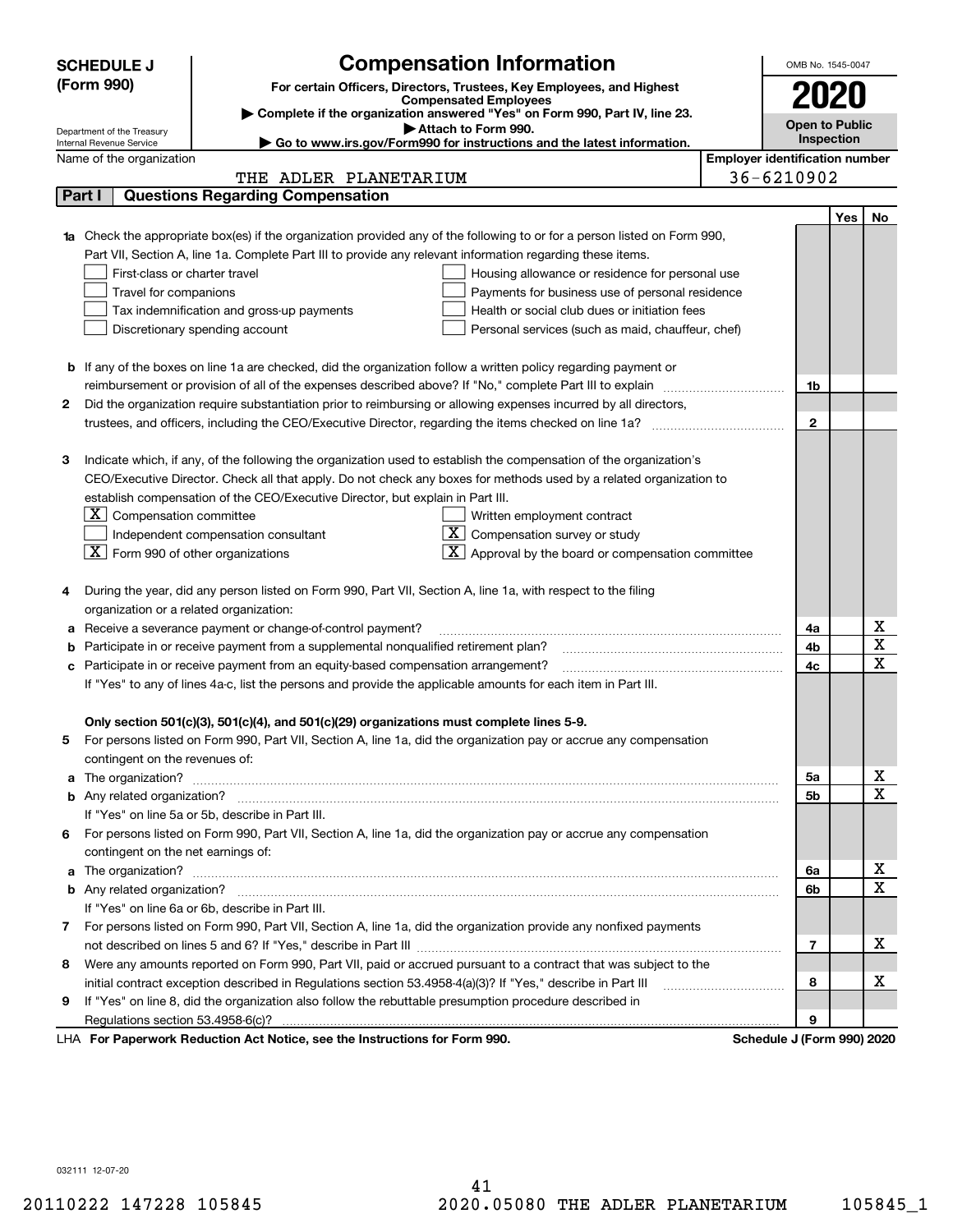**SCHEDULE J (Form 990)**

Department of the Treasury
Internal Revenue Service

# Compensation Information

**For certain Officers, Directors, Trustees, Key Employees, and Highest Compensated Employees**

▶ **Complete if the organization answered "Yes" on Form 990, Part IV, line 23.**

▶ **Attach to Form 990.**

▶ **Go to www.irs.gov/Form990 for instructions and the latest information.**

OMB No. 1545-0047

**2020**

**Open to Public Inspection**

Name of the organization: THE ADLER PLANETARIUM

**Employer identification number:** 36-6210902

## Part I Questions Regarding Compensation

| | | | Yes | No |
|---|---|---|---|---|
| **1a** | Check the appropriate box(es) if the organization provided any of the following to or for a person listed on Form 990, Part VII, Section A, line 1a. Complete Part III to provide any relevant information regarding these items.<br>☐ First-class or charter travel ☐ Housing allowance or residence for personal use<br>☐ Travel for companions ☐ Payments for business use of personal residence<br>☐ Tax indemnification and gross-up payments ☐ Health or social club dues or initiation fees<br>☐ Discretionary spending account ☐ Personal services (such as maid, chauffeur, chef) | | | |
| **b** | If any of the boxes on line 1a are checked, did the organization follow a written policy regarding payment or reimbursement or provision of all of the expenses described above? If "No," complete Part III to explain | 1b | | |
| **2** | Did the organization require substantiation prior to reimbursing or allowing expenses incurred by all directors, trustees, and officers, including the CEO/Executive Director, regarding the items checked on line 1a? | 2 | | |
| **3** | Indicate which, if any, of the following the organization used to establish the compensation of the organization's CEO/Executive Director. Check all that apply. Do not check any boxes for methods used by a related organization to establish compensation of the CEO/Executive Director, but explain in Part III.<br>☒ Compensation committee ☐ Written employment contract<br>☐ Independent compensation consultant ☒ Compensation survey or study<br>☒ Form 990 of other organizations ☒ Approval by the board or compensation committee | | | |
| **4** | During the year, did any person listed on Form 990, Part VII, Section A, line 1a, with respect to the filing organization or a related organization: | | | |
| **a** | Receive a severance payment or change-of-control payment? | 4a | | X |
| **b** | Participate in or receive payment from a supplemental nonqualified retirement plan? | 4b | | X |
| **c** | Participate in or receive payment from an equity-based compensation arrangement? | 4c | | X |
| | If "Yes" to any of lines 4a-c, list the persons and provide the applicable amounts for each item in Part III. | | | |
| | **Only section 501(c)(3), 501(c)(4), and 501(c)(29) organizations must complete lines 5-9.** | | | |
| **5** | For persons listed on Form 990, Part VII, Section A, line 1a, did the organization pay or accrue any compensation contingent on the revenues of: | | | |
| **a** | The organization? | 5a | | X |
| **b** | Any related organization? | 5b | | X |
| | If "Yes" on line 5a or 5b, describe in Part III. | | | |
| **6** | For persons listed on Form 990, Part VII, Section A, line 1a, did the organization pay or accrue any compensation contingent on the net earnings of: | | | |
| **a** | The organization? | 6a | | X |
| **b** | Any related organization? | 6b | | X |
| | If "Yes" on line 6a or 6b, describe in Part III. | | | |
| **7** | For persons listed on Form 990, Part VII, Section A, line 1a, did the organization provide any nonfixed payments not described on lines 5 and 6? If "Yes," describe in Part III | 7 | | X |
| **8** | Were any amounts reported on Form 990, Part VII, paid or accrued pursuant to a contract that was subject to the initial contract exception described in Regulations section 53.4958-4(a)(3)? If "Yes," describe in Part III | 8 | | X |
| **9** | If "Yes" on line 8, did the organization also follow the rebuttable presumption procedure described in Regulations section 53.4958-6(c)? | 9 | | |

LHA **For Paperwork Reduction Act Notice, see the Instructions for Form 990.** **Schedule J (Form 990) 2020**

032111 12-07-20

20110222 147228 105845 2020.05080 THE ADLER PLANETARIUM 105845_1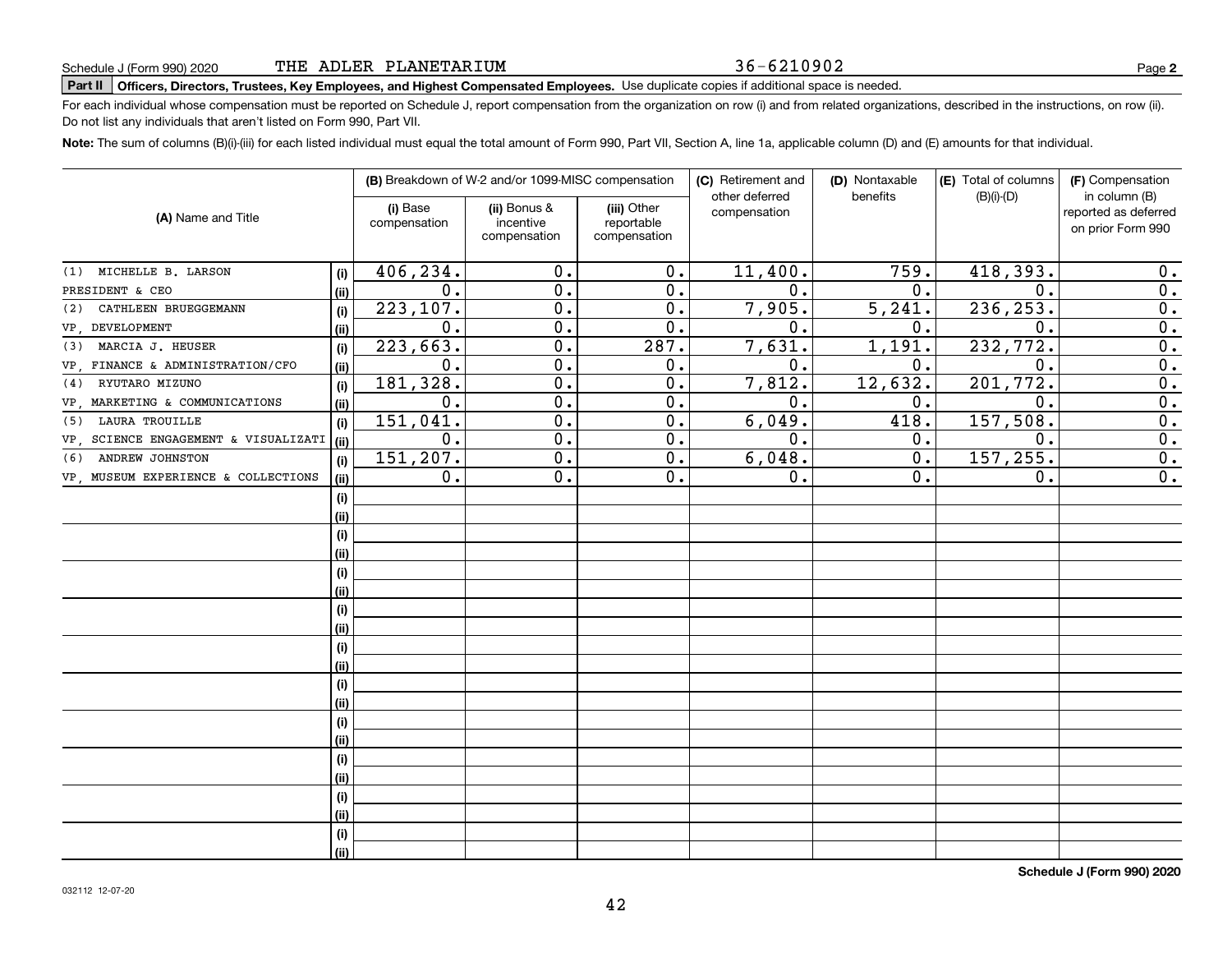Schedule J (Form 990) 2020 THE ADLER PLANETARIUM 36-6210902

**Part II** **Officers, Directors, Trustees, Key Employees, and Highest Compensated Employees.** Use duplicate copies if additional space is needed.

For each individual whose compensation must be reported on Schedule J, report compensation from the organization on row (i) and from related organizations, described in the instructions, on row (ii). Do not list any individuals that aren't listed on Form 990, Part VII.

**Note:** The sum of columns (B)(i)-(iii) for each listed individual must equal the total amount of Form 990, Part VII, Section A, line 1a, applicable column (D) and (E) amounts for that individual.

| (A) Name and Title | | (B) Breakdown of W-2 and/or 1099-MISC compensation | | | (C) Retirement and other deferred compensation | (D) Nontaxable benefits | (E) Total of columns (B)(i)-(D) | (F) Compensation in column (B) reported as deferred on prior Form 990 |
|---|---|---|---|---|---|---|---|---|
| | | (i) Base compensation | (ii) Bonus & incentive compensation | (iii) Other reportable compensation | | | | |
| (1) MICHELLE B. LARSON | (i) | 406,234. | 0. | 0. | 11,400. | 759. | 418,393. | 0. |
| PRESIDENT & CEO | (ii) | 0. | 0. | 0. | 0. | 0. | 0. | 0. |
| (2) CATHLEEN BRUEGGEMANN | (i) | 223,107. | 0. | 0. | 7,905. | 5,241. | 236,253. | 0. |
| VP, DEVELOPMENT | (ii) | 0. | 0. | 0. | 0. | 0. | 0. | 0. |
| (3) MARCIA J. HEUSER | (i) | 223,663. | 0. | 287. | 7,631. | 1,191. | 232,772. | 0. |
| VP, FINANCE & ADMINISTRATION/CFO | (ii) | 0. | 0. | 0. | 0. | 0. | 0. | 0. |
| (4) RYUTARO MIZUNO | (i) | 181,328. | 0. | 0. | 7,812. | 12,632. | 201,772. | 0. |
| VP, MARKETING & COMMUNICATIONS | (ii) | 0. | 0. | 0. | 0. | 0. | 0. | 0. |
| (5) LAURA TROUILLE | (i) | 151,041. | 0. | 0. | 6,049. | 418. | 157,508. | 0. |
| VP, SCIENCE ENGAGEMENT & VISUALIZATI | (ii) | 0. | 0. | 0. | 0. | 0. | 0. | 0. |
| (6) ANDREW JOHNSTON | (i) | 151,207. | 0. | 0. | 6,048. | 0. | 157,255. | 0. |
| VP, MUSEUM EXPERIENCE & COLLECTIONS | (ii) | 0. | 0. | 0. | 0. | 0. | 0. | 0. |

**Schedule J (Form 990) 2020**

032112 12-07-20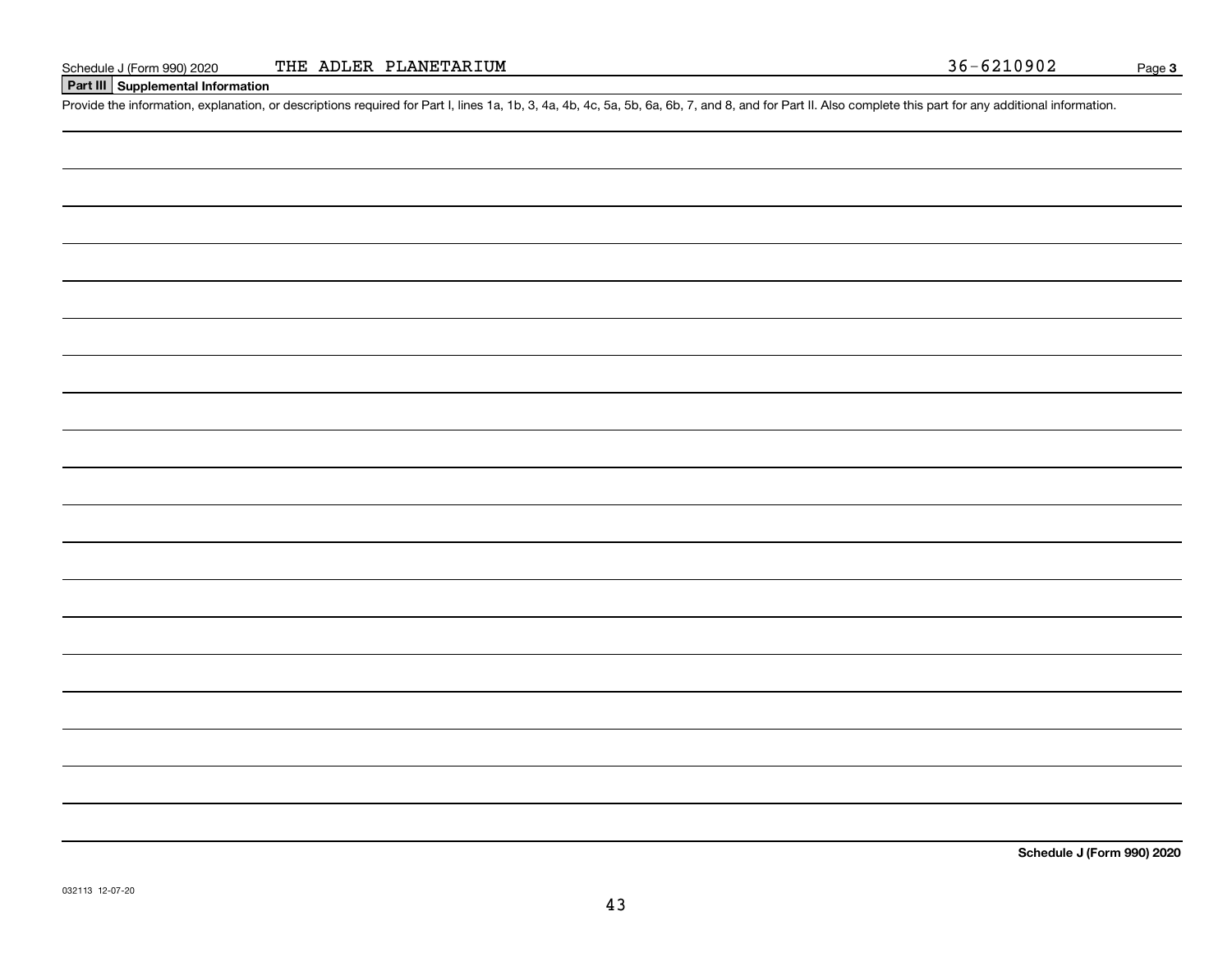Schedule J (Form 990) 2020 THE ADLER PLANETARIUM 36-6210902 Page 3

**Part III** **Supplemental Information**

Provide the information, explanation, or descriptions required for Part I, lines 1a, 1b, 3, 4a, 4b, 4c, 5a, 5b, 6a, 6b, 7, and 8, and for Part II. Also complete this part for any additional information.

**Schedule J (Form 990) 2020**

032113 12-07-20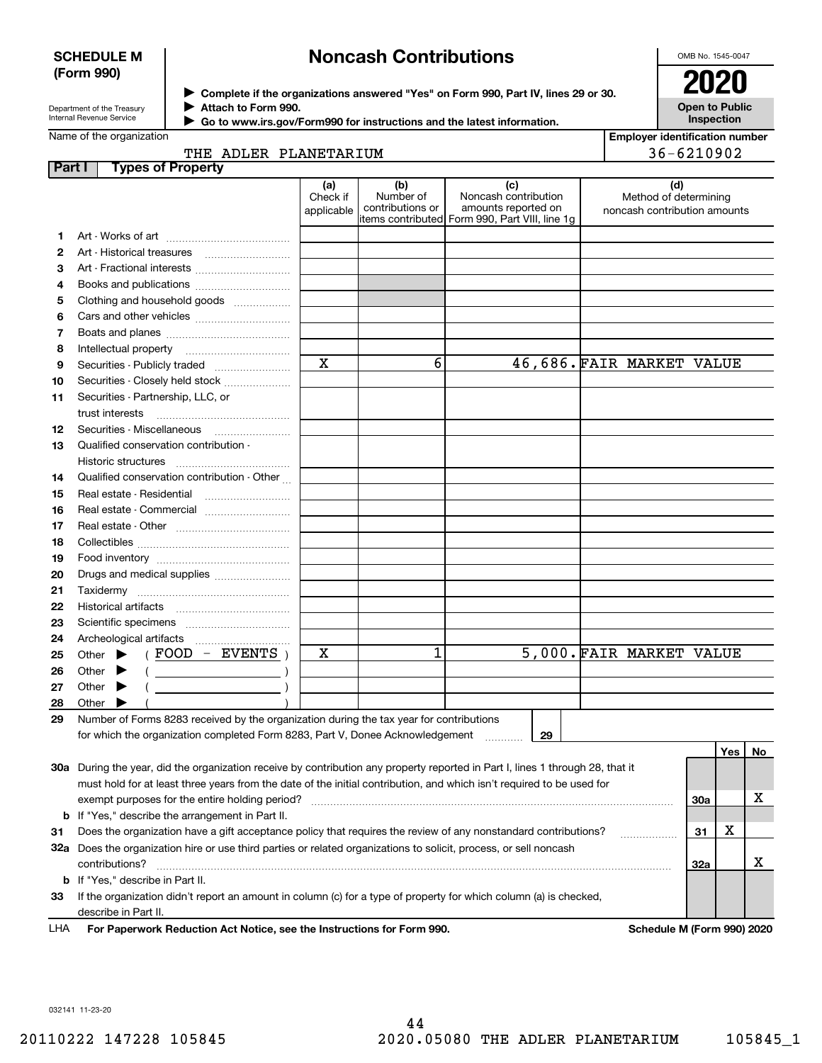**SCHEDULE M (Form 990)**

Department of the Treasury
Internal Revenue Service

# Noncash Contributions

▶ Complete if the organizations answered "Yes" on Form 990, Part IV, lines 29 or 30.
▶ Attach to Form 990.
▶ Go to www.irs.gov/Form990 for instructions and the latest information.

OMB No. 1545-0047

**2020**

**Open to Public Inspection**

Name of the organization: THE ADLER PLANETARIUM

Employer identification number: 36-6210902

**Part I — Types of Property**

| | | (a) Check if applicable | (b) Number of contributions or items contributed | (c) Noncash contribution amounts reported on Form 990, Part VIII, line 1g | (d) Method of determining noncash contribution amounts |
|---|---|---|---|---|---|
| 1 | Art - Works of art | | | | |
| 2 | Art - Historical treasures | | | | |
| 3 | Art - Fractional interests | | | | |
| 4 | Books and publications | | | | |
| 5 | Clothing and household goods | | | | |
| 6 | Cars and other vehicles | | | | |
| 7 | Boats and planes | | | | |
| 8 | Intellectual property | | | | |
| 9 | Securities - Publicly traded | X | 6 | 46,686. | FAIR MARKET VALUE |
| 10 | Securities - Closely held stock | | | | |
| 11 | Securities - Partnership, LLC, or trust interests | | | | |
| 12 | Securities - Miscellaneous | | | | |
| 13 | Qualified conservation contribution - Historic structures | | | | |
| 14 | Qualified conservation contribution - Other | | | | |
| 15 | Real estate - Residential | | | | |
| 16 | Real estate - Commercial | | | | |
| 17 | Real estate - Other | | | | |
| 18 | Collectibles | | | | |
| 19 | Food inventory | | | | |
| 20 | Drugs and medical supplies | | | | |
| 21 | Taxidermy | | | | |
| 22 | Historical artifacts | | | | |
| 23 | Scientific specimens | | | | |
| 24 | Archeological artifacts | | | | |
| 25 | Other ▶ ( FOOD - EVENTS ) | X | 1 | 5,000. | FAIR MARKET VALUE |
| 26 | Other ▶ ( ) | | | | |
| 27 | Other ▶ ( ) | | | | |
| 28 | Other ▶ ( ) | | | | |

29 Number of Forms 8283 received by the organization during the tax year for contributions for which the organization completed Form 8283, Part V, Donee Acknowledgement ..... 29

| | | | Yes | No |
|---|---|---|---|---|
| 30a | During the year, did the organization receive by contribution any property reported in Part I, lines 1 through 28, that it must hold for at least three years from the date of the initial contribution, and which isn't required to be used for exempt purposes for the entire holding period? | 30a | | X |
| b | If "Yes," describe the arrangement in Part II. | | | |
| 31 | Does the organization have a gift acceptance policy that requires the review of any nonstandard contributions? | 31 | X | |
| 32a | Does the organization hire or use third parties or related organizations to solicit, process, or sell noncash contributions? | 32a | | X |
| b | If "Yes," describe in Part II. | | | |
| 33 | If the organization didn't report an amount in column (c) for a type of property for which column (a) is checked, describe in Part II. | | | |

LHA **For Paperwork Reduction Act Notice, see the Instructions for Form 990.** **Schedule M (Form 990) 2020**

032141 11-23-20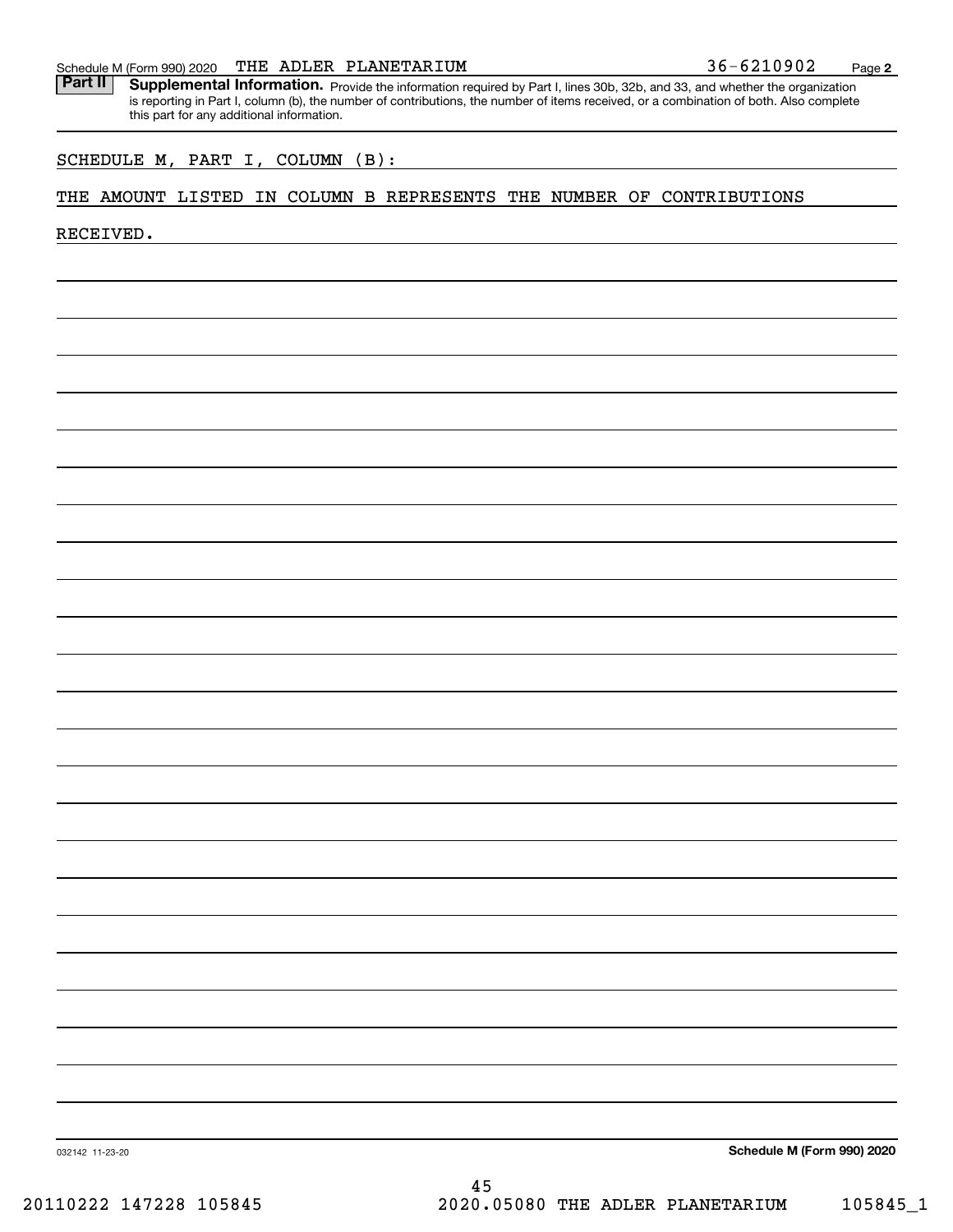Schedule M (Form 990) 2020 THE ADLER PLANETARIUM 36-6210902 Page **2**

**Part II** **Supplemental Information.** Provide the information required by Part I, lines 30b, 32b, and 33, and whether the organization is reporting in Part I, column (b), the number of contributions, the number of items received, or a combination of both. Also complete this part for any additional information.

SCHEDULE M, PART I, COLUMN (B):

THE AMOUNT LISTED IN COLUMN B REPRESENTS THE NUMBER OF CONTRIBUTIONS RECEIVED.

032142 11-23-20 **Schedule M (Form 990) 2020**

20110222 147228 105845 2020.05080 THE ADLER PLANETARIUM 105845_1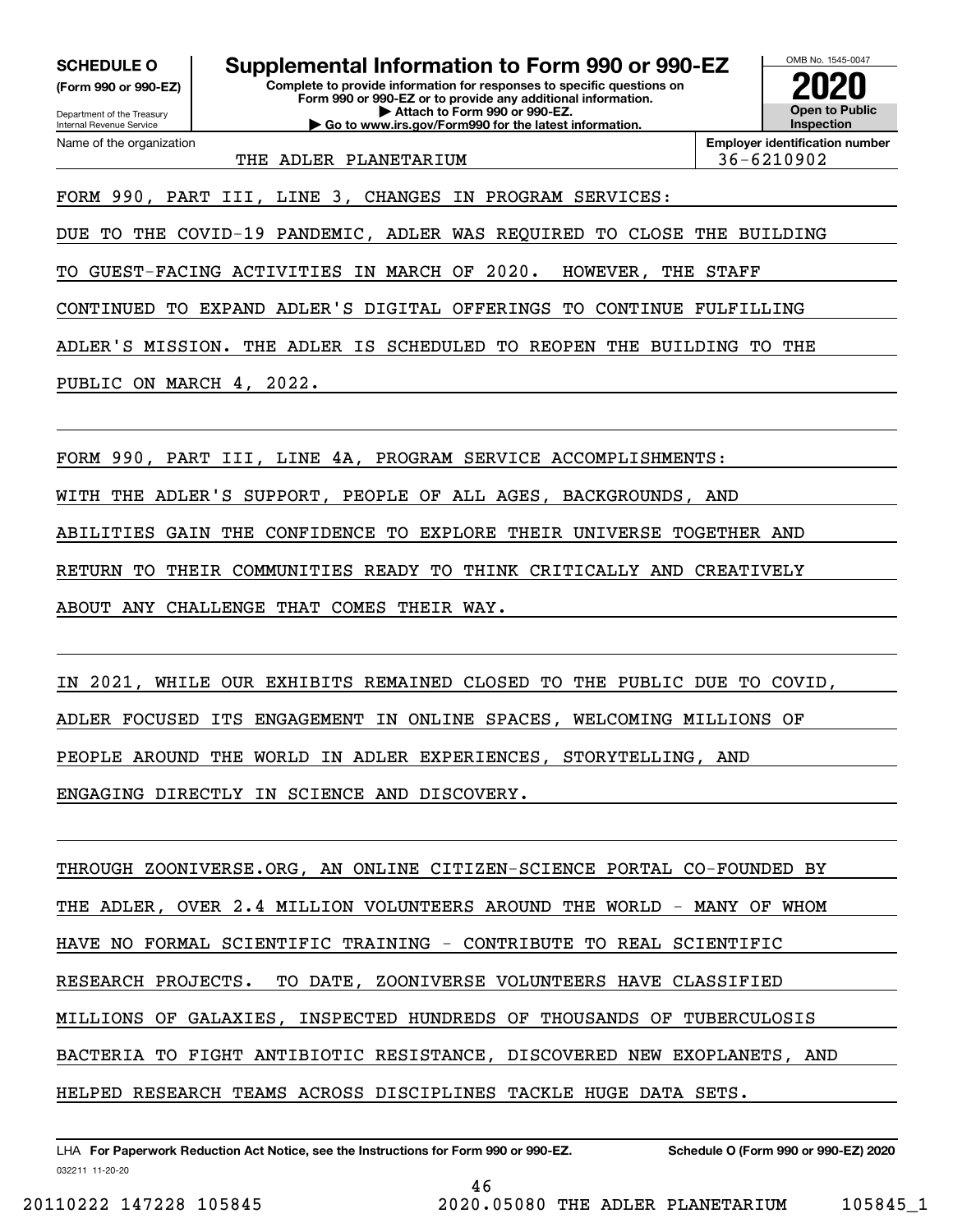**SCHEDULE O**
**(Form 990 or 990-EZ)**

Department of the Treasury
Internal Revenue Service

# Supplemental Information to Form 990 or 990-EZ

**Complete to provide information for responses to specific questions on Form 990 or 990-EZ or to provide any additional information.**
**▶ Attach to Form 990 or 990-EZ.**
**▶ Go to www.irs.gov/Form990 for the latest information.**

OMB No. 1545-0047

**2020**

**Open to Public Inspection**

Name of the organization: THE ADLER PLANETARIUM

**Employer identification number:** 36-6210902

FORM 990, PART III, LINE 3, CHANGES IN PROGRAM SERVICES:

DUE TO THE COVID-19 PANDEMIC, ADLER WAS REQUIRED TO CLOSE THE BUILDING TO GUEST-FACING ACTIVITIES IN MARCH OF 2020. HOWEVER, THE STAFF CONTINUED TO EXPAND ADLER'S DIGITAL OFFERINGS TO CONTINUE FULFILLING ADLER'S MISSION. THE ADLER IS SCHEDULED TO REOPEN THE BUILDING TO THE PUBLIC ON MARCH 4, 2022.

FORM 990, PART III, LINE 4A, PROGRAM SERVICE ACCOMPLISHMENTS:

WITH THE ADLER'S SUPPORT, PEOPLE OF ALL AGES, BACKGROUNDS, AND ABILITIES GAIN THE CONFIDENCE TO EXPLORE THEIR UNIVERSE TOGETHER AND RETURN TO THEIR COMMUNITIES READY TO THINK CRITICALLY AND CREATIVELY ABOUT ANY CHALLENGE THAT COMES THEIR WAY.

IN 2021, WHILE OUR EXHIBITS REMAINED CLOSED TO THE PUBLIC DUE TO COVID, ADLER FOCUSED ITS ENGAGEMENT IN ONLINE SPACES, WELCOMING MILLIONS OF PEOPLE AROUND THE WORLD IN ADLER EXPERIENCES, STORYTELLING, AND ENGAGING DIRECTLY IN SCIENCE AND DISCOVERY.

THROUGH ZOONIVERSE.ORG, AN ONLINE CITIZEN-SCIENCE PORTAL CO-FOUNDED BY THE ADLER, OVER 2.4 MILLION VOLUNTEERS AROUND THE WORLD - MANY OF WHOM HAVE NO FORMAL SCIENTIFIC TRAINING - CONTRIBUTE TO REAL SCIENTIFIC RESEARCH PROJECTS. TO DATE, ZOONIVERSE VOLUNTEERS HAVE CLASSIFIED MILLIONS OF GALAXIES, INSPECTED HUNDREDS OF THOUSANDS OF TUBERCULOSIS BACTERIA TO FIGHT ANTIBIOTIC RESISTANCE, DISCOVERED NEW EXOPLANETS, AND HELPED RESEARCH TEAMS ACROSS DISCIPLINES TACKLE HUGE DATA SETS.

LHA **For Paperwork Reduction Act Notice, see the Instructions for Form 990 or 990-EZ.** **Schedule O (Form 990 or 990-EZ) 2020**
032211 11-20-20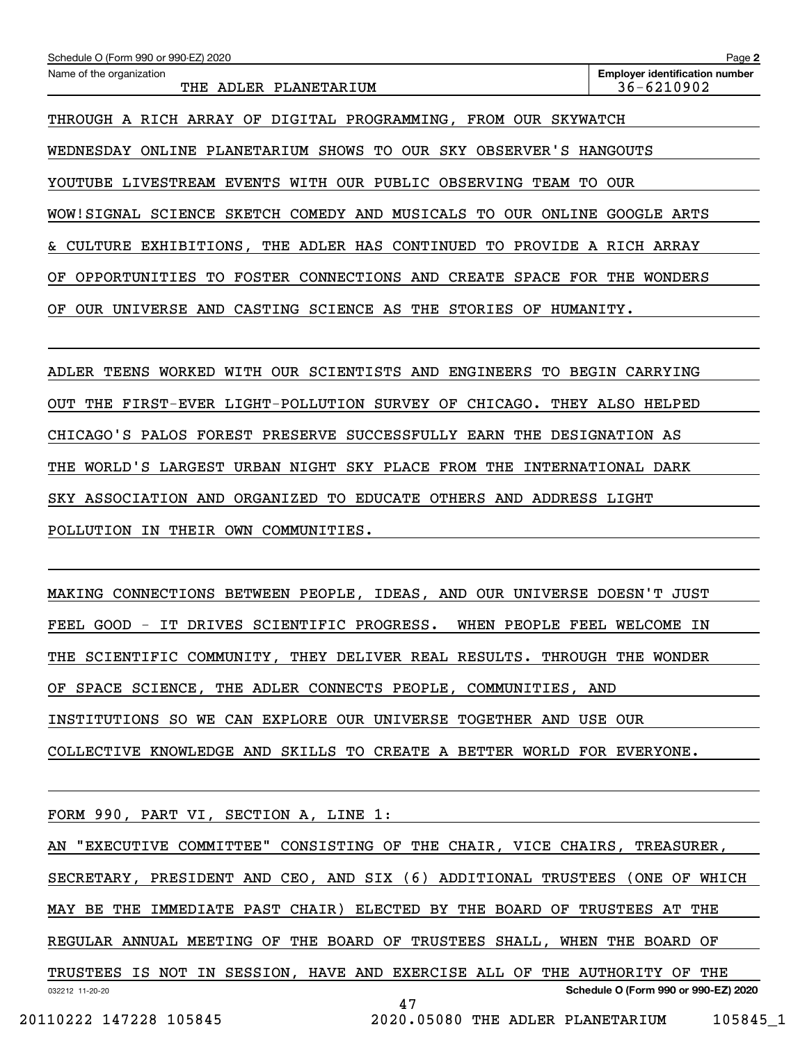THROUGH A RICH ARRAY OF DIGITAL PROGRAMMING, FROM OUR SKYWATCH WEDNESDAY ONLINE PLANETARIUM SHOWS TO OUR SKY OBSERVER'S HANGOUTS YOUTUBE LIVESTREAM EVENTS WITH OUR PUBLIC OBSERVING TEAM TO OUR WOW!SIGNAL SCIENCE SKETCH COMEDY AND MUSICALS TO OUR ONLINE GOOGLE ARTS & CULTURE EXHIBITIONS, THE ADLER HAS CONTINUED TO PROVIDE A RICH ARRAY OF OPPORTUNITIES TO FOSTER CONNECTIONS AND CREATE SPACE FOR THE WONDERS OF OUR UNIVERSE AND CASTING SCIENCE AS THE STORIES OF HUMANITY.

ADLER TEENS WORKED WITH OUR SCIENTISTS AND ENGINEERS TO BEGIN CARRYING OUT THE FIRST-EVER LIGHT-POLLUTION SURVEY OF CHICAGO. THEY ALSO HELPED CHICAGO'S PALOS FOREST PRESERVE SUCCESSFULLY EARN THE DESIGNATION AS THE WORLD'S LARGEST URBAN NIGHT SKY PLACE FROM THE INTERNATIONAL DARK SKY ASSOCIATION AND ORGANIZED TO EDUCATE OTHERS AND ADDRESS LIGHT POLLUTION IN THEIR OWN COMMUNITIES.

MAKING CONNECTIONS BETWEEN PEOPLE, IDEAS, AND OUR UNIVERSE DOESN'T JUST FEEL GOOD - IT DRIVES SCIENTIFIC PROGRESS. WHEN PEOPLE FEEL WELCOME IN THE SCIENTIFIC COMMUNITY, THEY DELIVER REAL RESULTS. THROUGH THE WONDER OF SPACE SCIENCE, THE ADLER CONNECTS PEOPLE, COMMUNITIES, AND INSTITUTIONS SO WE CAN EXPLORE OUR UNIVERSE TOGETHER AND USE OUR COLLECTIVE KNOWLEDGE AND SKILLS TO CREATE A BETTER WORLD FOR EVERYONE.

FORM 990, PART VI, SECTION A, LINE 1:

AN "EXECUTIVE COMMITTEE" CONSISTING OF THE CHAIR, VICE CHAIRS, TREASURER, SECRETARY, PRESIDENT AND CEO, AND SIX (6) ADDITIONAL TRUSTEES (ONE OF WHICH MAY BE THE IMMEDIATE PAST CHAIR) ELECTED BY THE BOARD OF TRUSTEES AT THE REGULAR ANNUAL MEETING OF THE BOARD OF TRUSTEES SHALL, WHEN THE BOARD OF TRUSTEES IS NOT IN SESSION, HAVE AND EXERCISE ALL OF THE AUTHORITY OF THE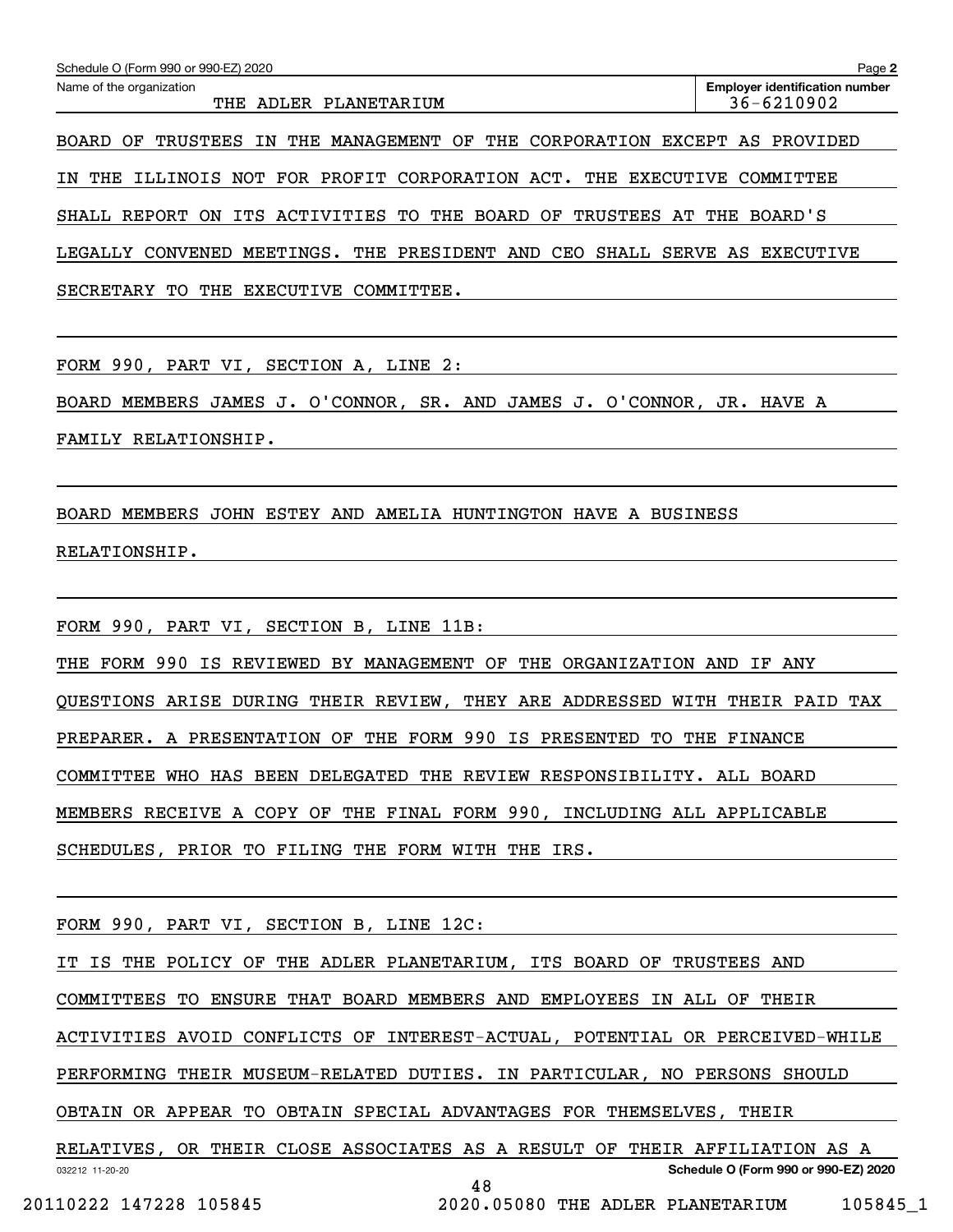Schedule O (Form 990 or 990-EZ) 2020

Name of the organization: THE ADLER PLANETARIUM

Employer identification number: 36-6210902

BOARD OF TRUSTEES IN THE MANAGEMENT OF THE CORPORATION EXCEPT AS PROVIDED IN THE ILLINOIS NOT FOR PROFIT CORPORATION ACT. THE EXECUTIVE COMMITTEE SHALL REPORT ON ITS ACTIVITIES TO THE BOARD OF TRUSTEES AT THE BOARD'S LEGALLY CONVENED MEETINGS. THE PRESIDENT AND CEO SHALL SERVE AS EXECUTIVE SECRETARY TO THE EXECUTIVE COMMITTEE.

FORM 990, PART VI, SECTION A, LINE 2:

BOARD MEMBERS JAMES J. O'CONNOR, SR. AND JAMES J. O'CONNOR, JR. HAVE A FAMILY RELATIONSHIP.

BOARD MEMBERS JOHN ESTEY AND AMELIA HUNTINGTON HAVE A BUSINESS RELATIONSHIP.

FORM 990, PART VI, SECTION B, LINE 11B:

THE FORM 990 IS REVIEWED BY MANAGEMENT OF THE ORGANIZATION AND IF ANY QUESTIONS ARISE DURING THEIR REVIEW, THEY ARE ADDRESSED WITH THEIR PAID TAX PREPARER. A PRESENTATION OF THE FORM 990 IS PRESENTED TO THE FINANCE COMMITTEE WHO HAS BEEN DELEGATED THE REVIEW RESPONSIBILITY. ALL BOARD MEMBERS RECEIVE A COPY OF THE FINAL FORM 990, INCLUDING ALL APPLICABLE SCHEDULES, PRIOR TO FILING THE FORM WITH THE IRS.

FORM 990, PART VI, SECTION B, LINE 12C:

IT IS THE POLICY OF THE ADLER PLANETARIUM, ITS BOARD OF TRUSTEES AND COMMITTEES TO ENSURE THAT BOARD MEMBERS AND EMPLOYEES IN ALL OF THEIR ACTIVITIES AVOID CONFLICTS OF INTEREST-ACTUAL, POTENTIAL OR PERCEIVED-WHILE PERFORMING THEIR MUSEUM-RELATED DUTIES. IN PARTICULAR, NO PERSONS SHOULD OBTAIN OR APPEAR TO OBTAIN SPECIAL ADVANTAGES FOR THEMSELVES, THEIR RELATIVES, OR THEIR CLOSE ASSOCIATES AS A RESULT OF THEIR AFFILIATION AS A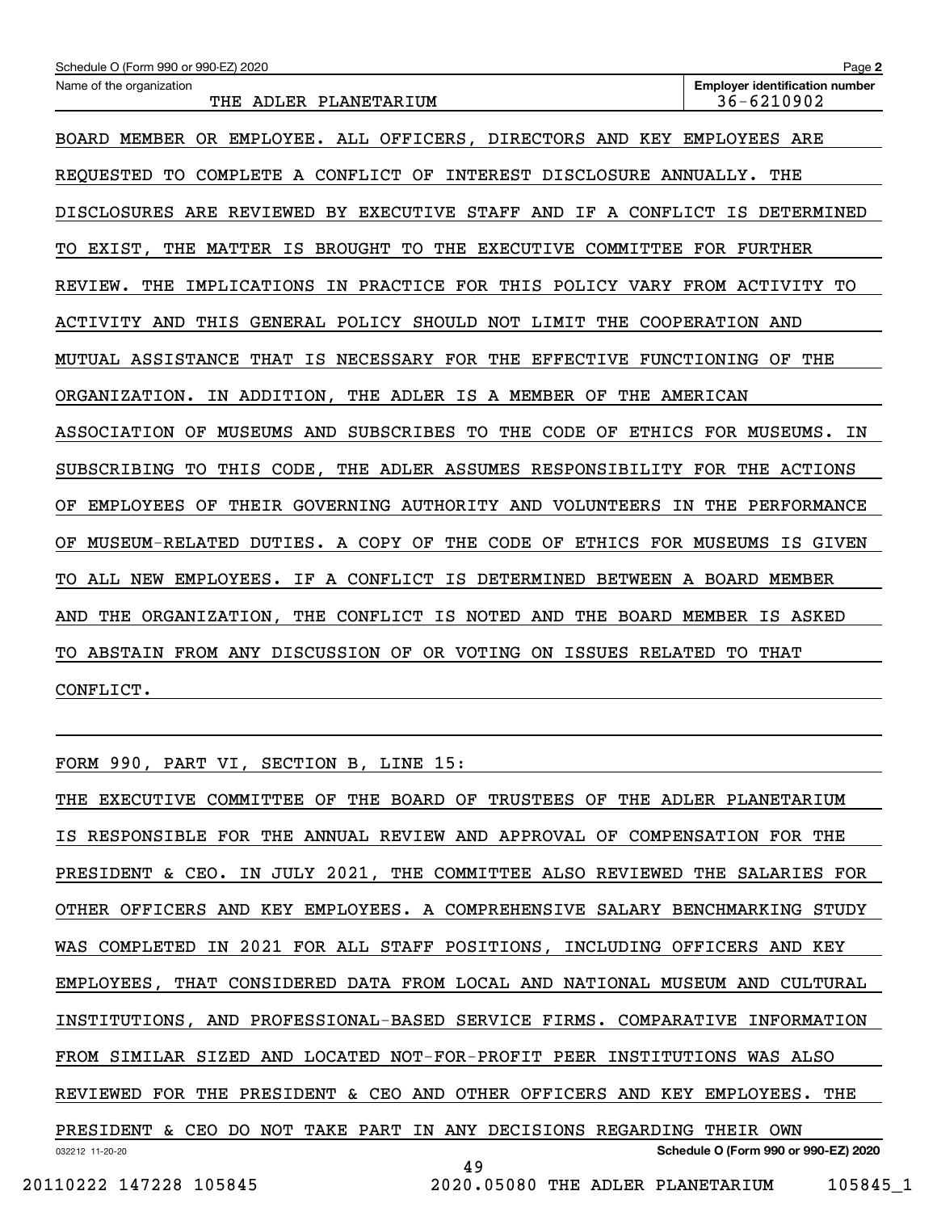Schedule O (Form 990 or 990-EZ) 2020

Name of the organization: THE ADLER PLANETARIUM

Employer identification number: 36-6210902

BOARD MEMBER OR EMPLOYEE. ALL OFFICERS, DIRECTORS AND KEY EMPLOYEES ARE REQUESTED TO COMPLETE A CONFLICT OF INTEREST DISCLOSURE ANNUALLY. THE DISCLOSURES ARE REVIEWED BY EXECUTIVE STAFF AND IF A CONFLICT IS DETERMINED TO EXIST, THE MATTER IS BROUGHT TO THE EXECUTIVE COMMITTEE FOR FURTHER REVIEW. THE IMPLICATIONS IN PRACTICE FOR THIS POLICY VARY FROM ACTIVITY TO ACTIVITY AND THIS GENERAL POLICY SHOULD NOT LIMIT THE COOPERATION AND MUTUAL ASSISTANCE THAT IS NECESSARY FOR THE EFFECTIVE FUNCTIONING OF THE ORGANIZATION. IN ADDITION, THE ADLER IS A MEMBER OF THE AMERICAN ASSOCIATION OF MUSEUMS AND SUBSCRIBES TO THE CODE OF ETHICS FOR MUSEUMS. IN SUBSCRIBING TO THIS CODE, THE ADLER ASSUMES RESPONSIBILITY FOR THE ACTIONS OF EMPLOYEES OF THEIR GOVERNING AUTHORITY AND VOLUNTEERS IN THE PERFORMANCE OF MUSEUM-RELATED DUTIES. A COPY OF THE CODE OF ETHICS FOR MUSEUMS IS GIVEN TO ALL NEW EMPLOYEES. IF A CONFLICT IS DETERMINED BETWEEN A BOARD MEMBER AND THE ORGANIZATION, THE CONFLICT IS NOTED AND THE BOARD MEMBER IS ASKED TO ABSTAIN FROM ANY DISCUSSION OF OR VOTING ON ISSUES RELATED TO THAT CONFLICT.

FORM 990, PART VI, SECTION B, LINE 15:

THE EXECUTIVE COMMITTEE OF THE BOARD OF TRUSTEES OF THE ADLER PLANETARIUM IS RESPONSIBLE FOR THE ANNUAL REVIEW AND APPROVAL OF COMPENSATION FOR THE PRESIDENT & CEO. IN JULY 2021, THE COMMITTEE ALSO REVIEWED THE SALARIES FOR OTHER OFFICERS AND KEY EMPLOYEES. A COMPREHENSIVE SALARY BENCHMARKING STUDY WAS COMPLETED IN 2021 FOR ALL STAFF POSITIONS, INCLUDING OFFICERS AND KEY EMPLOYEES, THAT CONSIDERED DATA FROM LOCAL AND NATIONAL MUSEUM AND CULTURAL INSTITUTIONS, AND PROFESSIONAL-BASED SERVICE FIRMS. COMPARATIVE INFORMATION FROM SIMILAR SIZED AND LOCATED NOT-FOR-PROFIT PEER INSTITUTIONS WAS ALSO REVIEWED FOR THE PRESIDENT & CEO AND OTHER OFFICERS AND KEY EMPLOYEES. THE PRESIDENT & CEO DO NOT TAKE PART IN ANY DECISIONS REGARDING THEIR OWN

032212 11-20-20 Schedule O (Form 990 or 990-EZ) 2020

20110222 147228 105845 2020.05080 THE ADLER PLANETARIUM 105845_1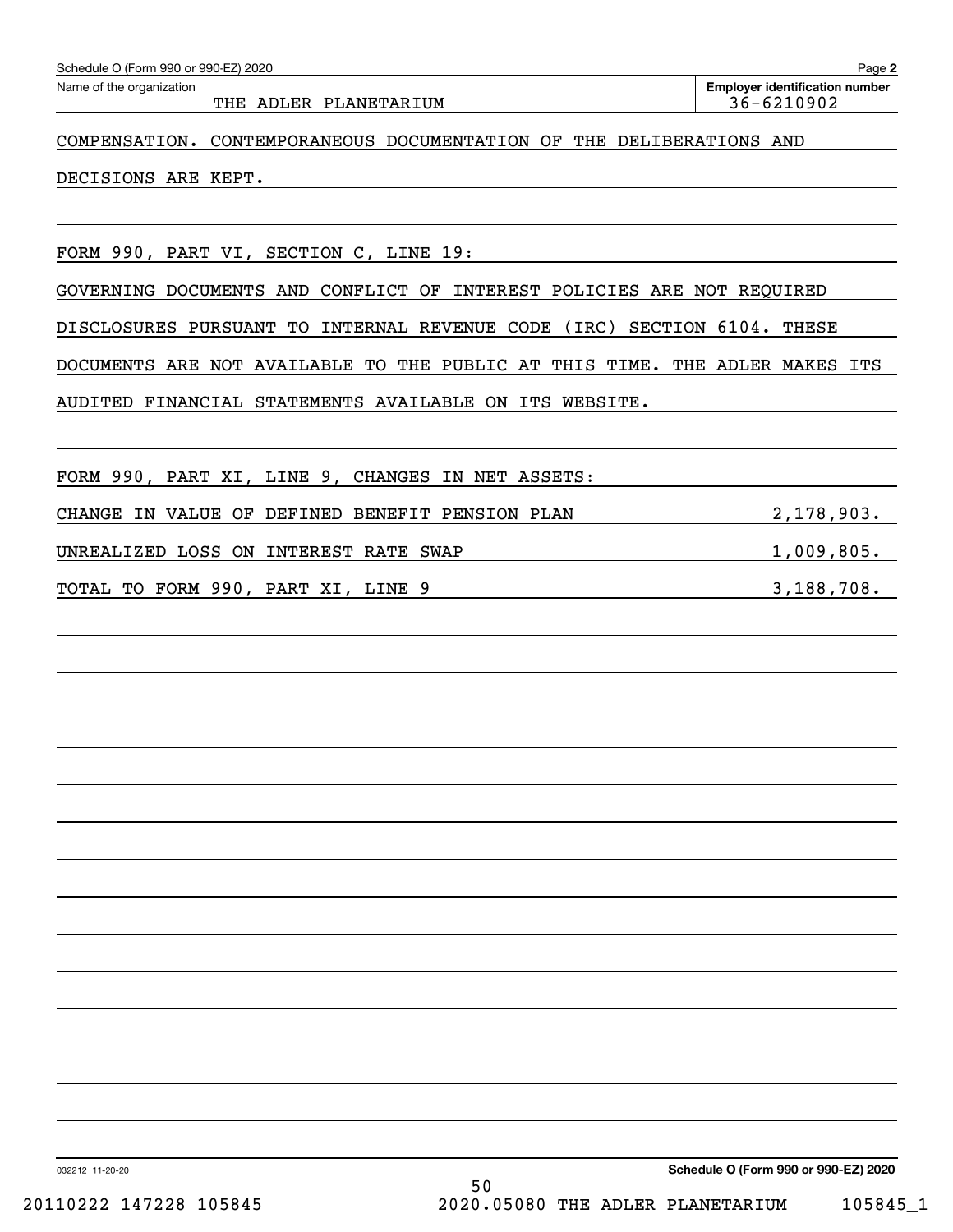Name of the organization: THE ADLER PLANETARIUM

Employer identification number: 36-6210902

COMPENSATION. CONTEMPORANEOUS DOCUMENTATION OF THE DELIBERATIONS AND DECISIONS ARE KEPT.

FORM 990, PART VI, SECTION C, LINE 19:

GOVERNING DOCUMENTS AND CONFLICT OF INTEREST POLICIES ARE NOT REQUIRED DISCLOSURES PURSUANT TO INTERNAL REVENUE CODE (IRC) SECTION 6104. THESE DOCUMENTS ARE NOT AVAILABLE TO THE PUBLIC AT THIS TIME. THE ADLER MAKES ITS AUDITED FINANCIAL STATEMENTS AVAILABLE ON ITS WEBSITE.

FORM 990, PART XI, LINE 9, CHANGES IN NET ASSETS:

| | |
|---|---|
| CHANGE IN VALUE OF DEFINED BENEFIT PENSION PLAN | 2,178,903. |
| UNREALIZED LOSS ON INTEREST RATE SWAP | 1,009,805. |
| TOTAL TO FORM 990, PART XI, LINE 9 | 3,188,708. |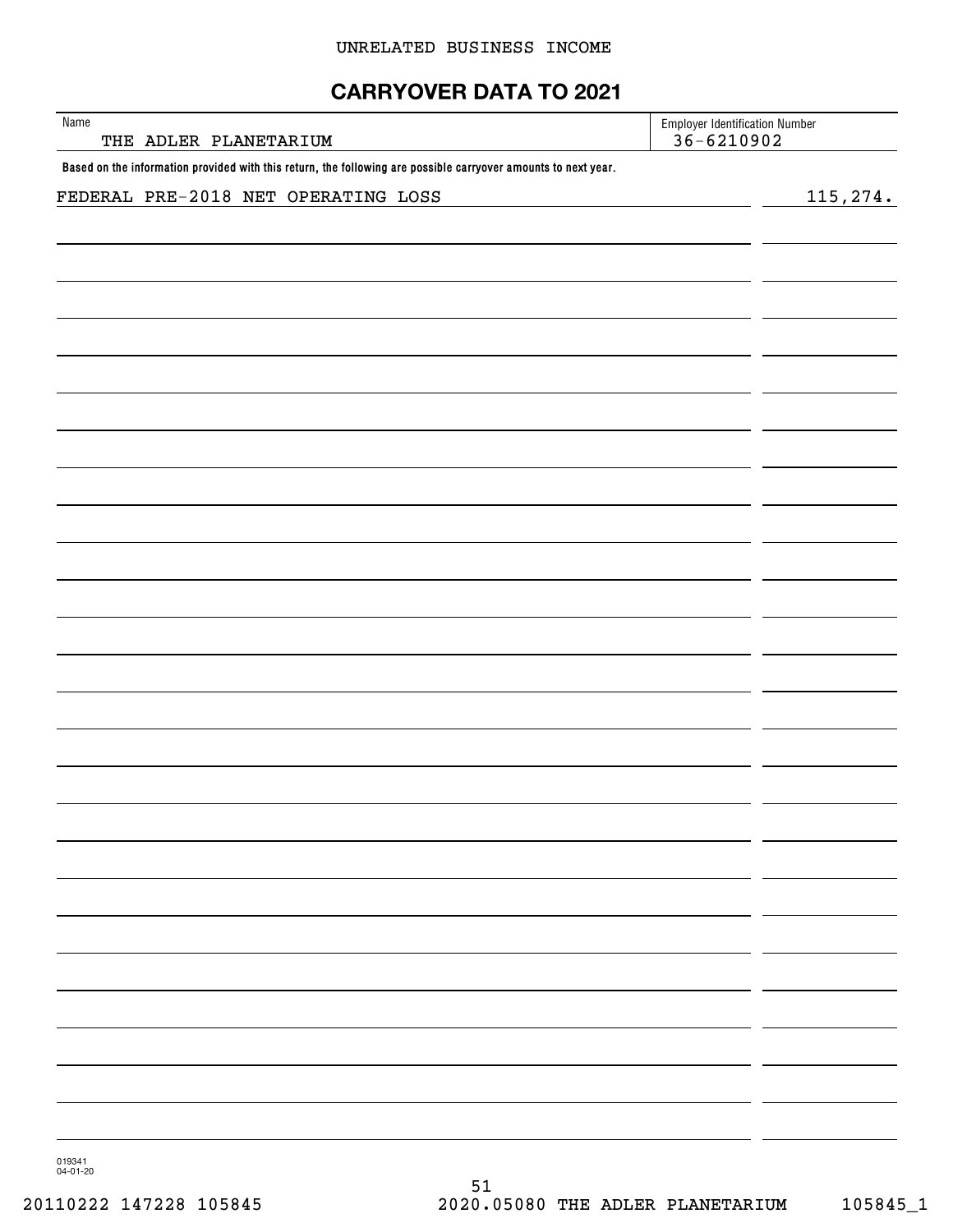UNRELATED BUSINESS INCOME

# CARRYOVER DATA TO 2021

| Name | Employer Identification Number |
|---|---|
| THE ADLER PLANETARIUM | 36-6210902 |

**Based on the information provided with this return, the following are possible carryover amounts to next year.**

| | |
|---|---|
| FEDERAL PRE-2018 NET OPERATING LOSS | 115,274. |

019341
04-01-20